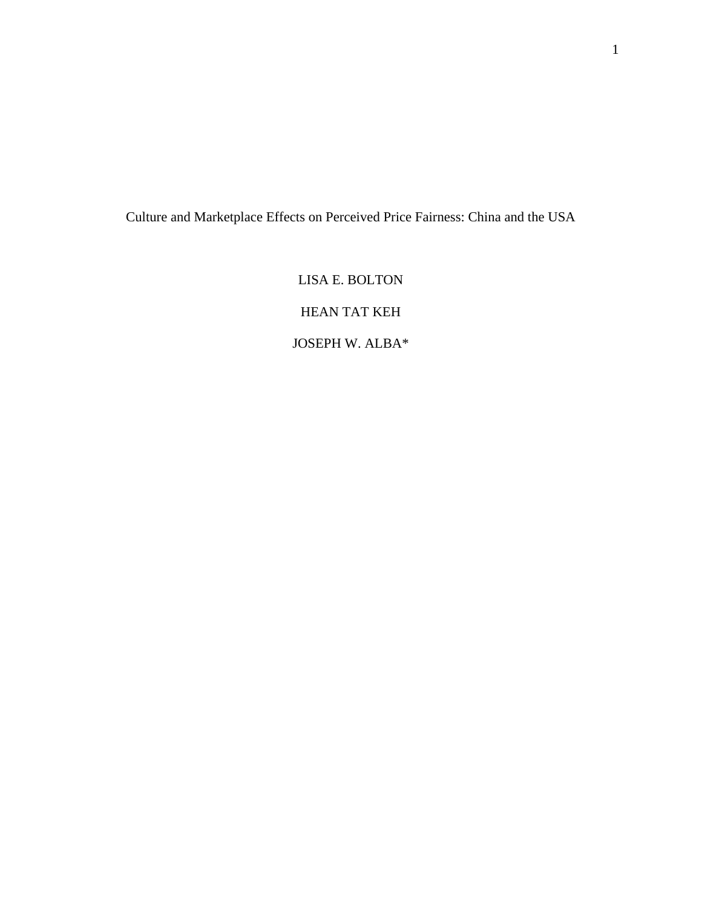# Culture and Marketplace Effects on Perceived Price Fairness: China and the USA

LISA E. BOLTON

HEAN TAT KEH

JOSEPH W. ALBA*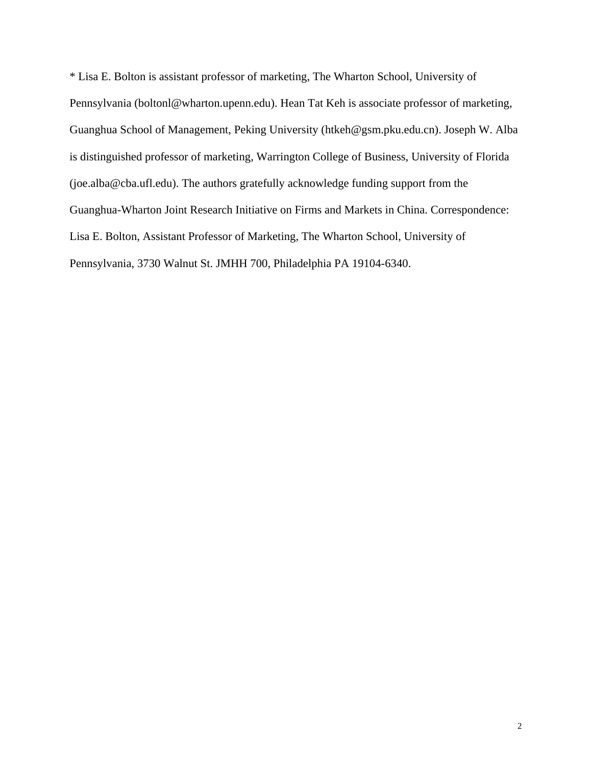* Lisa E. Bolton is assistant professor of marketing, The Wharton School, University of Pennsylvania (boltonl@wharton.upenn.edu). Hean Tat Keh is associate professor of marketing, Guanghua School of Management, Peking University (htkeh@gsm.pku.edu.cn). Joseph W. Alba is distinguished professor of marketing, Warrington College of Business, University of Florida (joe.alba@cba.ufl.edu). The authors gratefully acknowledge funding support from the Guanghua-Wharton Joint Research Initiative on Firms and Markets in China. Correspondence: Lisa E. Bolton, Assistant Professor of Marketing, The Wharton School, University of Pennsylvania, 3730 Walnut St. JMHH 700, Philadelphia PA 19104-6340.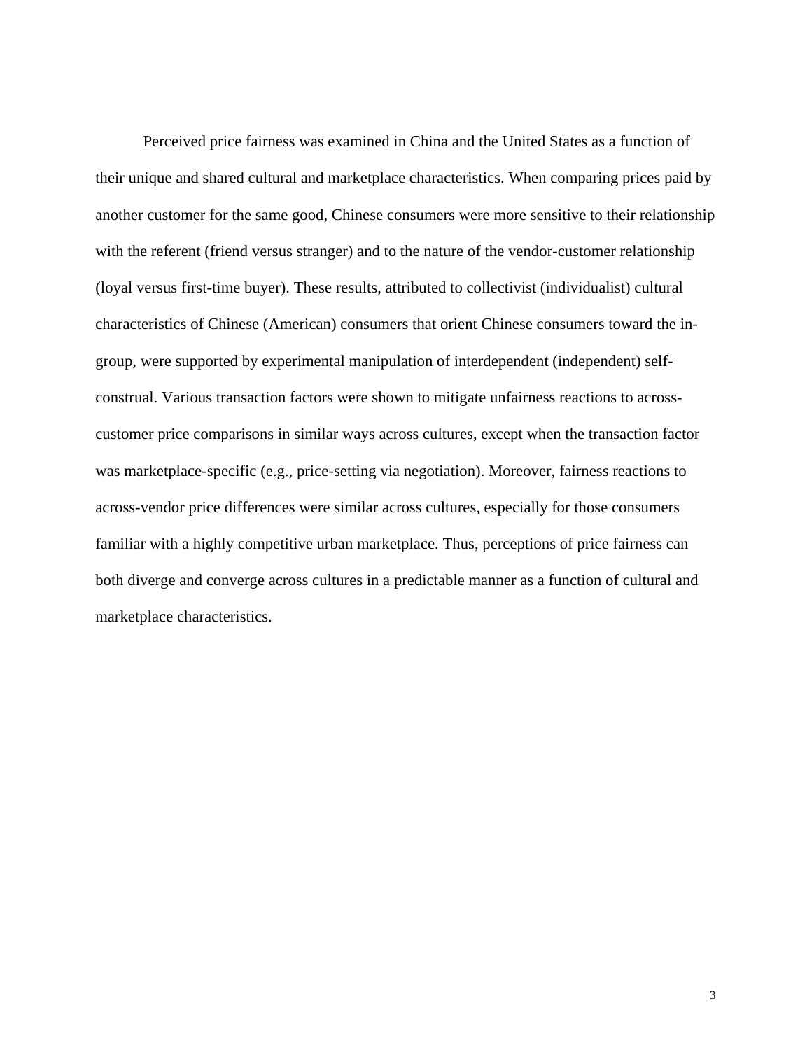Perceived price fairness was examined in China and the United States as a function of their unique and shared cultural and marketplace characteristics. When comparing prices paid by another customer for the same good, Chinese consumers were more sensitive to their relationship with the referent (friend versus stranger) and to the nature of the vendor-customer relationship (loyal versus first-time buyer). These results, attributed to collectivist (individualist) cultural characteristics of Chinese (American) consumers that orient Chinese consumers toward the in-group, were supported by experimental manipulation of interdependent (independent) self-construal. Various transaction factors were shown to mitigate unfairness reactions to across-customer price comparisons in similar ways across cultures, except when the transaction factor was marketplace-specific (e.g., price-setting via negotiation). Moreover, fairness reactions to across-vendor price differences were similar across cultures, especially for those consumers familiar with a highly competitive urban marketplace. Thus, perceptions of price fairness can both diverge and converge across cultures in a predictable manner as a function of cultural and marketplace characteristics.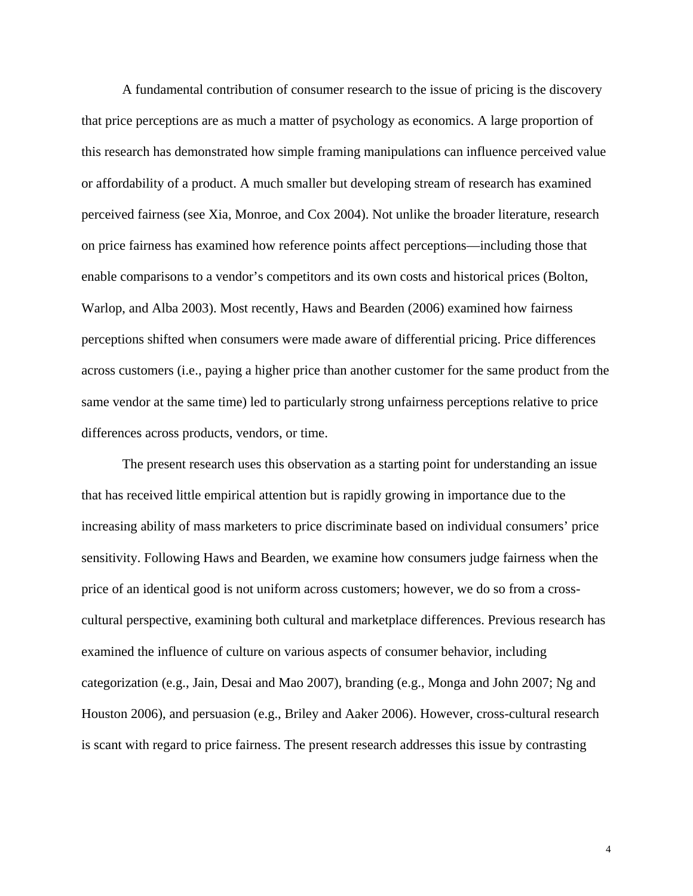A fundamental contribution of consumer research to the issue of pricing is the discovery that price perceptions are as much a matter of psychology as economics. A large proportion of this research has demonstrated how simple framing manipulations can influence perceived value or affordability of a product. A much smaller but developing stream of research has examined perceived fairness (see Xia, Monroe, and Cox 2004). Not unlike the broader literature, research on price fairness has examined how reference points affect perceptions—including those that enable comparisons to a vendor's competitors and its own costs and historical prices (Bolton, Warlop, and Alba 2003). Most recently, Haws and Bearden (2006) examined how fairness perceptions shifted when consumers were made aware of differential pricing. Price differences across customers (i.e., paying a higher price than another customer for the same product from the same vendor at the same time) led to particularly strong unfairness perceptions relative to price differences across products, vendors, or time.

The present research uses this observation as a starting point for understanding an issue that has received little empirical attention but is rapidly growing in importance due to the increasing ability of mass marketers to price discriminate based on individual consumers' price sensitivity. Following Haws and Bearden, we examine how consumers judge fairness when the price of an identical good is not uniform across customers; however, we do so from a cross-cultural perspective, examining both cultural and marketplace differences. Previous research has examined the influence of culture on various aspects of consumer behavior, including categorization (e.g., Jain, Desai and Mao 2007), branding (e.g., Monga and John 2007; Ng and Houston 2006), and persuasion (e.g., Briley and Aaker 2006). However, cross-cultural research is scant with regard to price fairness. The present research addresses this issue by contrasting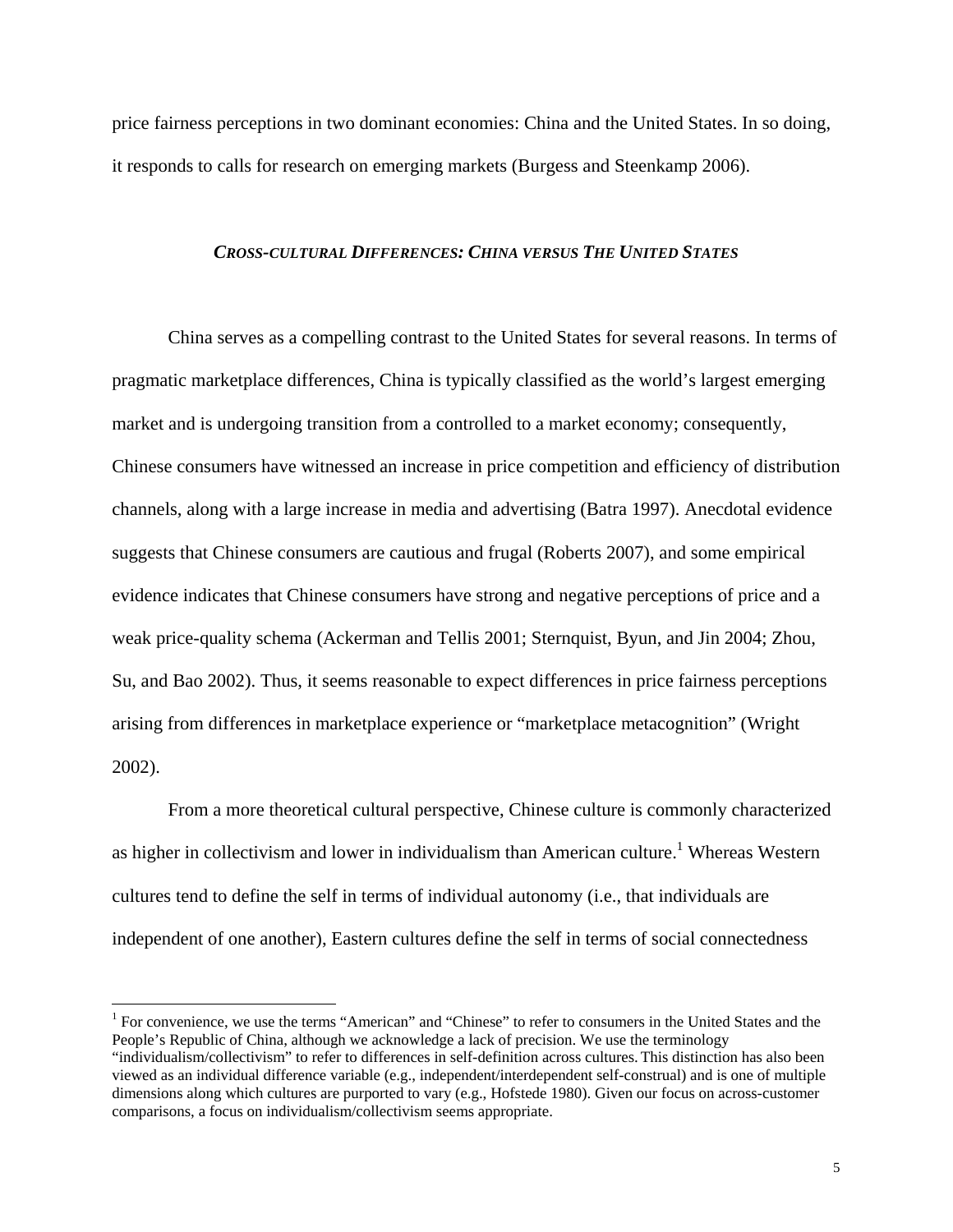price fairness perceptions in two dominant economies: China and the United States. In so doing, it responds to calls for research on emerging markets (Burgess and Steenkamp 2006).

## *CROSS-CULTURAL DIFFERENCES: CHINA VERSUS THE UNITED STATES*

China serves as a compelling contrast to the United States for several reasons. In terms of pragmatic marketplace differences, China is typically classified as the world's largest emerging market and is undergoing transition from a controlled to a market economy; consequently, Chinese consumers have witnessed an increase in price competition and efficiency of distribution channels, along with a large increase in media and advertising (Batra 1997). Anecdotal evidence suggests that Chinese consumers are cautious and frugal (Roberts 2007), and some empirical evidence indicates that Chinese consumers have strong and negative perceptions of price and a weak price-quality schema (Ackerman and Tellis 2001; Sternquist, Byun, and Jin 2004; Zhou, Su, and Bao 2002). Thus, it seems reasonable to expect differences in price fairness perceptions arising from differences in marketplace experience or "marketplace metacognition" (Wright 2002).

From a more theoretical cultural perspective, Chinese culture is commonly characterized as higher in collectivism and lower in individualism than American culture.[1] Whereas Western cultures tend to define the self in terms of individual autonomy (i.e., that individuals are independent of one another), Eastern cultures define the self in terms of social connectedness

[1] For convenience, we use the terms "American" and "Chinese" to refer to consumers in the United States and the People's Republic of China, although we acknowledge a lack of precision. We use the terminology "individualism/collectivism" to refer to differences in self-definition across cultures. This distinction has also been viewed as an individual difference variable (e.g., independent/interdependent self-construal) and is one of multiple dimensions along which cultures are purported to vary (e.g., Hofstede 1980). Given our focus on across-customer comparisons, a focus on individualism/collectivism seems appropriate.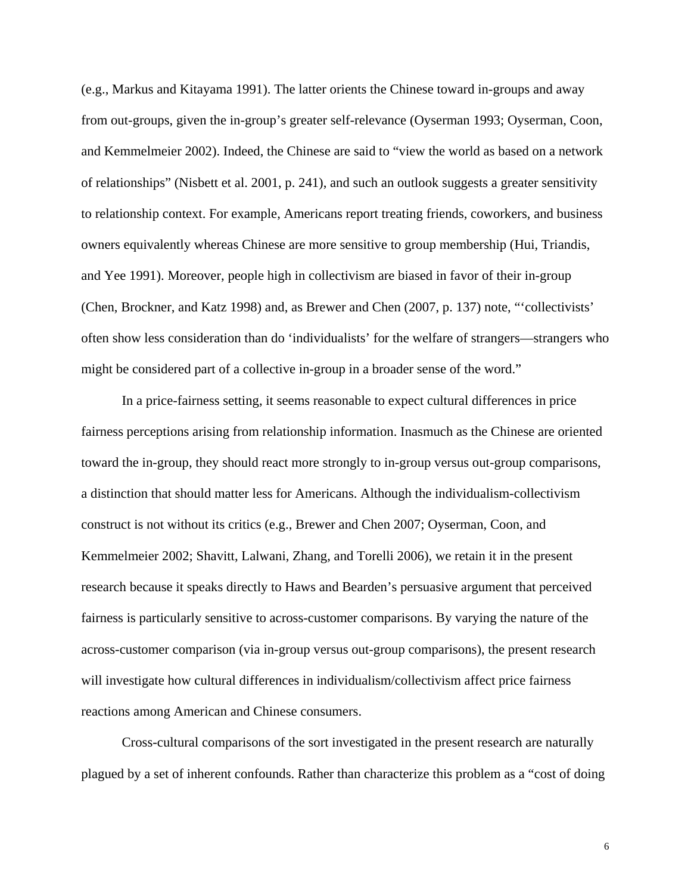(e.g., Markus and Kitayama 1991). The latter orients the Chinese toward in-groups and away from out-groups, given the in-group's greater self-relevance (Oyserman 1993; Oyserman, Coon, and Kemmelmeier 2002). Indeed, the Chinese are said to "view the world as based on a network of relationships" (Nisbett et al. 2001, p. 241), and such an outlook suggests a greater sensitivity to relationship context. For example, Americans report treating friends, coworkers, and business owners equivalently whereas Chinese are more sensitive to group membership (Hui, Triandis, and Yee 1991). Moreover, people high in collectivism are biased in favor of their in-group (Chen, Brockner, and Katz 1998) and, as Brewer and Chen (2007, p. 137) note, "'collectivists' often show less consideration than do 'individualists' for the welfare of strangers—strangers who might be considered part of a collective in-group in a broader sense of the word."

In a price-fairness setting, it seems reasonable to expect cultural differences in price fairness perceptions arising from relationship information. Inasmuch as the Chinese are oriented toward the in-group, they should react more strongly to in-group versus out-group comparisons, a distinction that should matter less for Americans. Although the individualism-collectivism construct is not without its critics (e.g., Brewer and Chen 2007; Oyserman, Coon, and Kemmelmeier 2002; Shavitt, Lalwani, Zhang, and Torelli 2006), we retain it in the present research because it speaks directly to Haws and Bearden's persuasive argument that perceived fairness is particularly sensitive to across-customer comparisons. By varying the nature of the across-customer comparison (via in-group versus out-group comparisons), the present research will investigate how cultural differences in individualism/collectivism affect price fairness reactions among American and Chinese consumers.

Cross-cultural comparisons of the sort investigated in the present research are naturally plagued by a set of inherent confounds. Rather than characterize this problem as a "cost of doing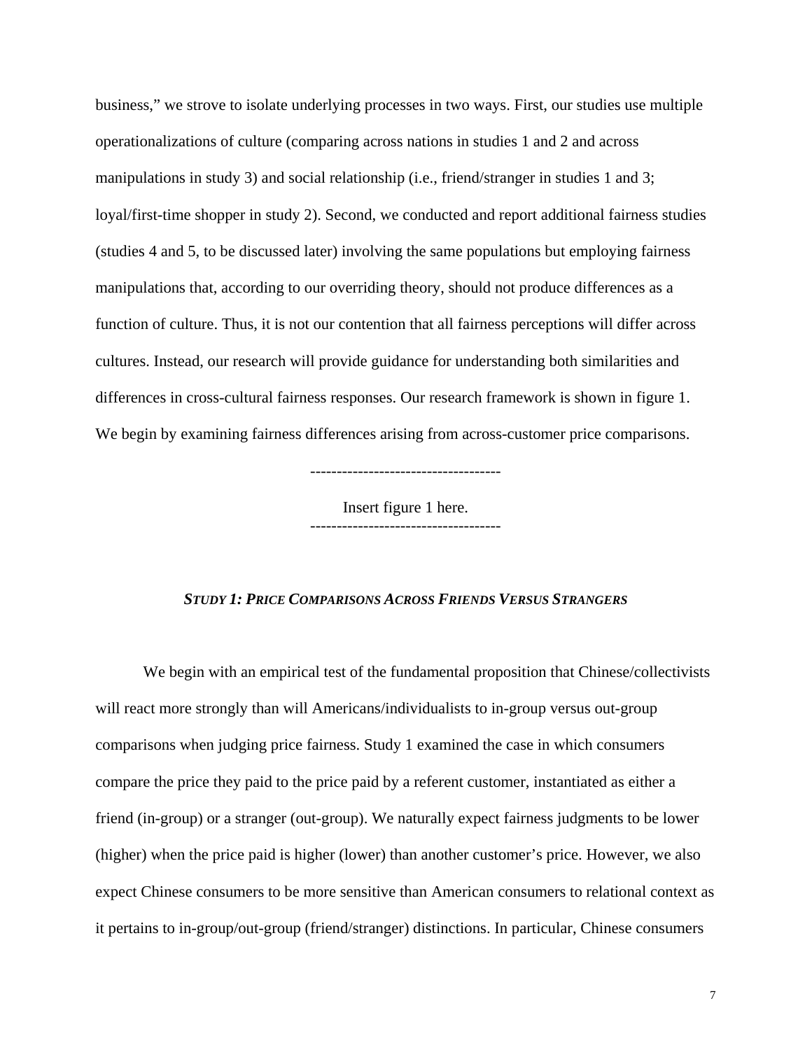business," we strove to isolate underlying processes in two ways. First, our studies use multiple operationalizations of culture (comparing across nations in studies 1 and 2 and across manipulations in study 3) and social relationship (i.e., friend/stranger in studies 1 and 3; loyal/first-time shopper in study 2). Second, we conducted and report additional fairness studies (studies 4 and 5, to be discussed later) involving the same populations but employing fairness manipulations that, according to our overriding theory, should not produce differences as a function of culture. Thus, it is not our contention that all fairness perceptions will differ across cultures. Instead, our research will provide guidance for understanding both similarities and differences in cross-cultural fairness responses. Our research framework is shown in figure 1. We begin by examining fairness differences arising from across-customer price comparisons.

------------------------------------

Insert figure 1 here.

------------------------------------

## ***STUDY 1: PRICE COMPARISONS ACROSS FRIENDS VERSUS STRANGERS***

We begin with an empirical test of the fundamental proposition that Chinese/collectivists will react more strongly than will Americans/individualists to in-group versus out-group comparisons when judging price fairness. Study 1 examined the case in which consumers compare the price they paid to the price paid by a referent customer, instantiated as either a friend (in-group) or a stranger (out-group). We naturally expect fairness judgments to be lower (higher) when the price paid is higher (lower) than another customer's price. However, we also expect Chinese consumers to be more sensitive than American consumers to relational context as it pertains to in-group/out-group (friend/stranger) distinctions. In particular, Chinese consumers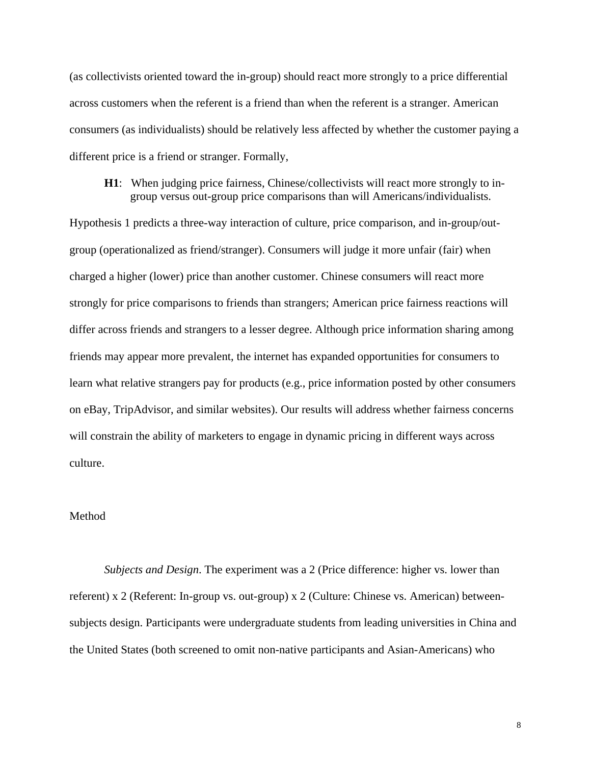(as collectivists oriented toward the in-group) should react more strongly to a price differential across customers when the referent is a friend than when the referent is a stranger. American consumers (as individualists) should be relatively less affected by whether the customer paying a different price is a friend or stranger. Formally,

> **H1**: When judging price fairness, Chinese/collectivists will react more strongly to in-group versus out-group price comparisons than will Americans/individualists.

Hypothesis 1 predicts a three-way interaction of culture, price comparison, and in-group/out-group (operationalized as friend/stranger). Consumers will judge it more unfair (fair) when charged a higher (lower) price than another customer. Chinese consumers will react more strongly for price comparisons to friends than strangers; American price fairness reactions will differ across friends and strangers to a lesser degree. Although price information sharing among friends may appear more prevalent, the internet has expanded opportunities for consumers to learn what relative strangers pay for products (e.g., price information posted by other consumers on eBay, TripAdvisor, and similar websites). Our results will address whether fairness concerns will constrain the ability of marketers to engage in dynamic pricing in different ways across culture.

## Method

*Subjects and Design*. The experiment was a 2 (Price difference: higher vs. lower than referent) x 2 (Referent: In-group vs. out-group) x 2 (Culture: Chinese vs. American) between-subjects design. Participants were undergraduate students from leading universities in China and the United States (both screened to omit non-native participants and Asian-Americans) who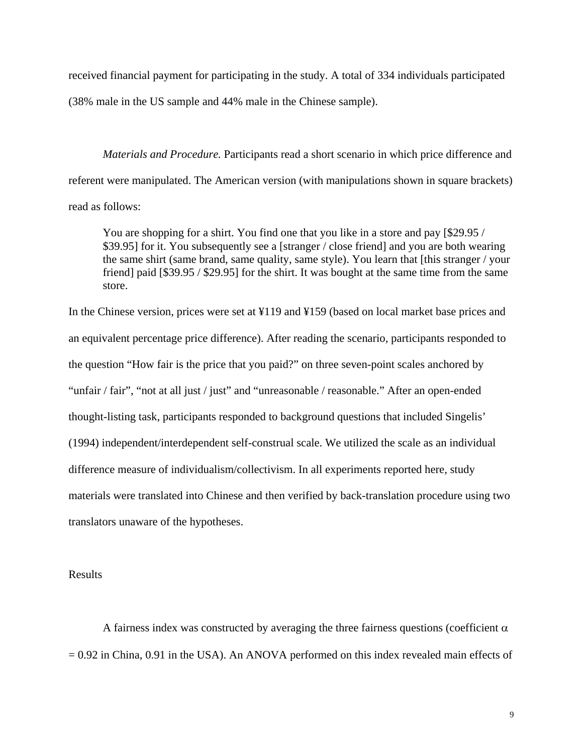received financial payment for participating in the study. A total of 334 individuals participated (38% male in the US sample and 44% male in the Chinese sample).

*Materials and Procedure.* Participants read a short scenario in which price difference and referent were manipulated. The American version (with manipulations shown in square brackets) read as follows:

> You are shopping for a shirt. You find one that you like in a store and pay [$29.95 / $39.95] for it. You subsequently see a [stranger / close friend] and you are both wearing the same shirt (same brand, same quality, same style). You learn that [this stranger / your friend] paid [$39.95 / $29.95] for the shirt. It was bought at the same time from the same store.

In the Chinese version, prices were set at ¥119 and ¥159 (based on local market base prices and an equivalent percentage price difference). After reading the scenario, participants responded to the question "How fair is the price that you paid?" on three seven-point scales anchored by "unfair / fair", "not at all just / just" and "unreasonable / reasonable." After an open-ended thought-listing task, participants responded to background questions that included Singelis' (1994) independent/interdependent self-construal scale. We utilized the scale as an individual difference measure of individualism/collectivism. In all experiments reported here, study materials were translated into Chinese and then verified by back-translation procedure using two translators unaware of the hypotheses.

Results

A fairness index was constructed by averaging the three fairness questions (coefficient $\alpha$ = 0.92 in China, 0.91 in the USA). An ANOVA performed on this index revealed main effects of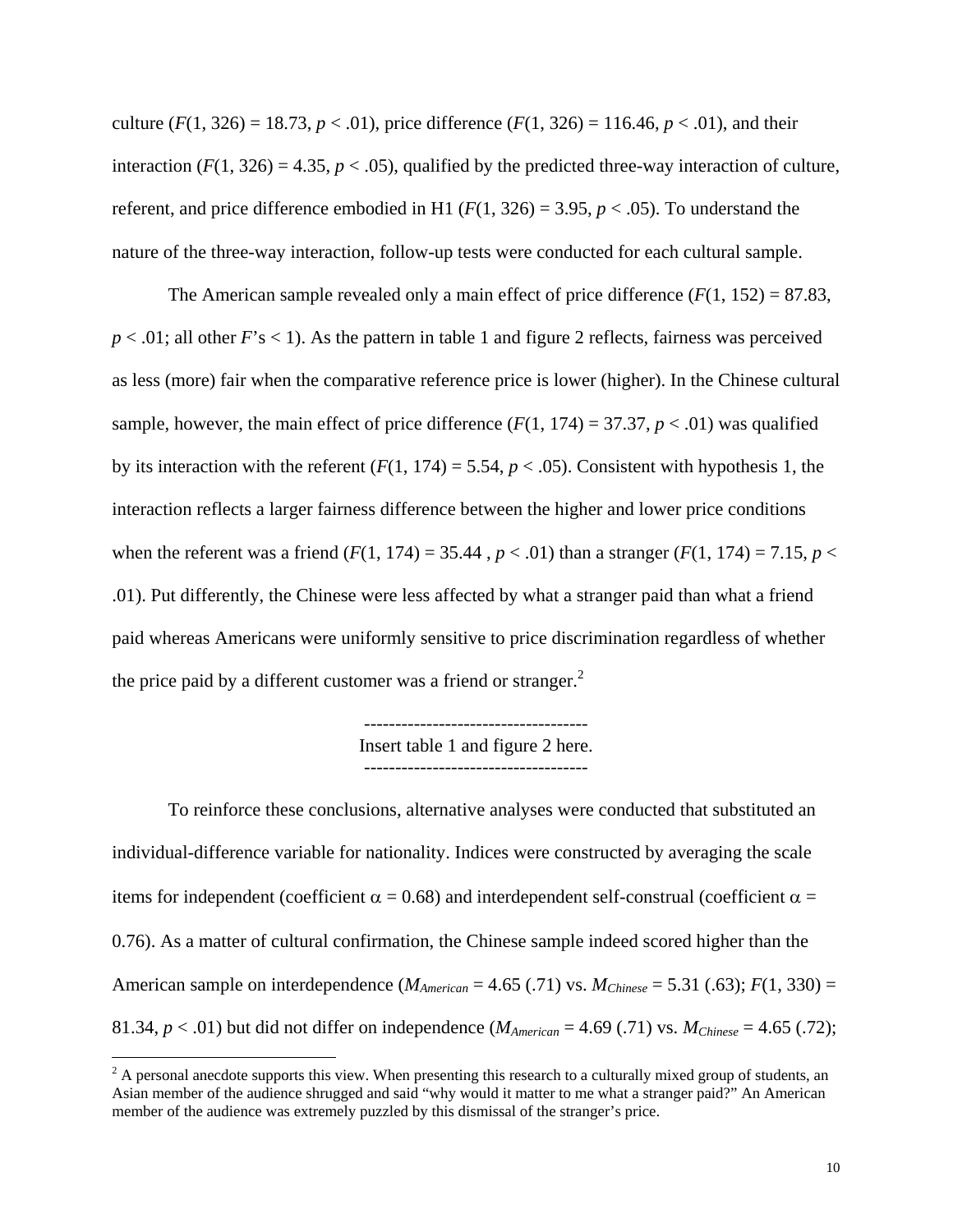culture ($F(1, 326) = 18.73$, $p < .01$), price difference ($F(1, 326) = 116.46$, $p < .01$), and their interaction ($F(1, 326) = 4.35$, $p < .05$), qualified by the predicted three-way interaction of culture, referent, and price difference embodied in H1 ($F(1, 326) = 3.95$, $p < .05$). To understand the nature of the three-way interaction, follow-up tests were conducted for each cultural sample.

The American sample revealed only a main effect of price difference ($F(1, 152) = 87.83$, $p < .01$; all other $F$'s < 1). As the pattern in table 1 and figure 2 reflects, fairness was perceived as less (more) fair when the comparative reference price is lower (higher). In the Chinese cultural sample, however, the main effect of price difference ($F(1, 174) = 37.37$, $p < .01$) was qualified by its interaction with the referent ($F(1, 174) = 5.54$, $p < .05$). Consistent with hypothesis 1, the interaction reflects a larger fairness difference between the higher and lower price conditions when the referent was a friend ($F(1, 174) = 35.44$ , $p < .01$) than a stranger ($F(1, 174) = 7.15$, $p < .01$). Put differently, the Chinese were less affected by what a stranger paid than what a friend paid whereas Americans were uniformly sensitive to price discrimination regardless of whether the price paid by a different customer was a friend or stranger.[2]

------------------------------------
Insert table 1 and figure 2 here.
------------------------------------

To reinforce these conclusions, alternative analyses were conducted that substituted an individual-difference variable for nationality. Indices were constructed by averaging the scale items for independent (coefficient $\alpha = 0.68$) and interdependent self-construal (coefficient $\alpha = 0.76$). As a matter of cultural confirmation, the Chinese sample indeed scored higher than the American sample on interdependence ($M_{American} = 4.65$ (.71) vs. $M_{Chinese} = 5.31$ (.63); $F(1, 330) = 81.34$, $p < .01$) but did not differ on independence ($M_{American} = 4.69$ (.71) vs. $M_{Chinese} = 4.65$ (.72);

[2] A personal anecdote supports this view. When presenting this research to a culturally mixed group of students, an Asian member of the audience shrugged and said "why would it matter to me what a stranger paid?" An American member of the audience was extremely puzzled by this dismissal of the stranger's price.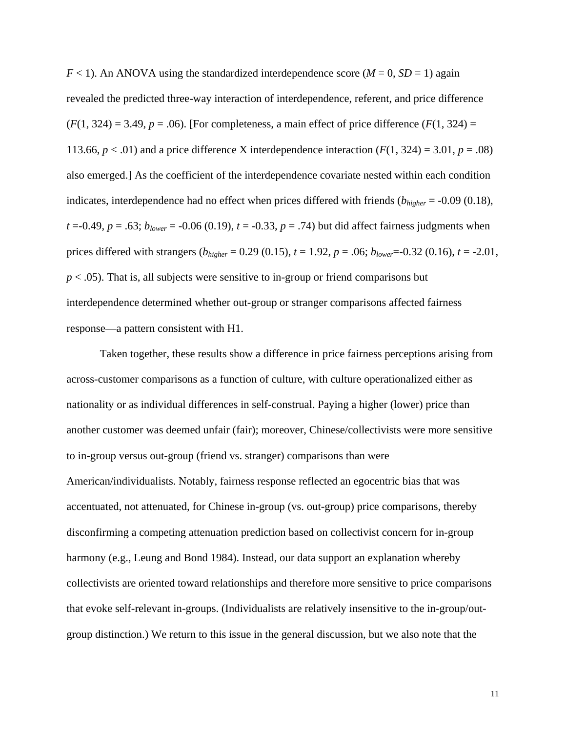$F < 1$). An ANOVA using the standardized interdependence score ($M = 0$, $SD = 1$) again revealed the predicted three-way interaction of interdependence, referent, and price difference ($F(1, 324) = 3.49$, $p = .06$). [For completeness, a main effect of price difference ($F(1, 324) = 113.66$, $p < .01$) and a price difference X interdependence interaction ($F(1, 324) = 3.01$, $p = .08$) also emerged.] As the coefficient of the interdependence covariate nested within each condition indicates, interdependence had no effect when prices differed with friends ($b_{higher} = -0.09$ (0.18), $t = -0.49$, $p = .63$; $b_{lower} = -0.06$ (0.19), $t = -0.33$, $p = .74$) but did affect fairness judgments when prices differed with strangers ($b_{higher} = 0.29$ (0.15), $t = 1.92$, $p = .06$; $b_{lower} = -0.32$ (0.16), $t = -2.01$, $p < .05$). That is, all subjects were sensitive to in-group or friend comparisons but interdependence determined whether out-group or stranger comparisons affected fairness response—a pattern consistent with H1.

Taken together, these results show a difference in price fairness perceptions arising from across-customer comparisons as a function of culture, with culture operationalized either as nationality or as individual differences in self-construal. Paying a higher (lower) price than another customer was deemed unfair (fair); moreover, Chinese/collectivists were more sensitive to in-group versus out-group (friend vs. stranger) comparisons than were American/individualists. Notably, fairness response reflected an egocentric bias that was accentuated, not attenuated, for Chinese in-group (vs. out-group) price comparisons, thereby disconfirming a competing attenuation prediction based on collectivist concern for in-group harmony (e.g., Leung and Bond 1984). Instead, our data support an explanation whereby collectivists are oriented toward relationships and therefore more sensitive to price comparisons that evoke self-relevant in-groups. (Individualists are relatively insensitive to the in-group/out-group distinction.) We return to this issue in the general discussion, but we also note that the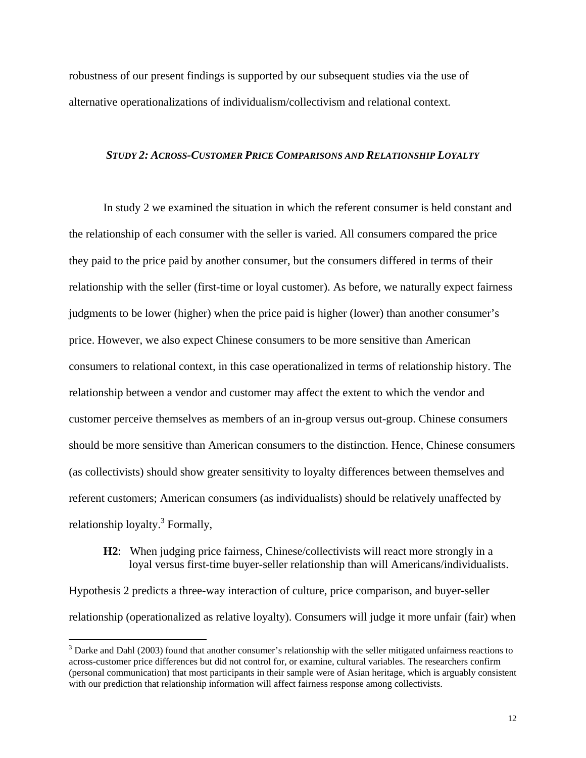robustness of our present findings is supported by our subsequent studies via the use of alternative operationalizations of individualism/collectivism and relational context.

### *STUDY 2: ACROSS-CUSTOMER PRICE COMPARISONS AND RELATIONSHIP LOYALTY*

In study 2 we examined the situation in which the referent consumer is held constant and the relationship of each consumer with the seller is varied. All consumers compared the price they paid to the price paid by another consumer, but the consumers differed in terms of their relationship with the seller (first-time or loyal customer). As before, we naturally expect fairness judgments to be lower (higher) when the price paid is higher (lower) than another consumer's price. However, we also expect Chinese consumers to be more sensitive than American consumers to relational context, in this case operationalized in terms of relationship history. The relationship between a vendor and customer may affect the extent to which the vendor and customer perceive themselves as members of an in-group versus out-group. Chinese consumers should be more sensitive than American consumers to the distinction. Hence, Chinese consumers (as collectivists) should show greater sensitivity to loyalty differences between themselves and referent customers; American consumers (as individualists) should be relatively unaffected by relationship loyalty.[3] Formally,

> **H2**: When judging price fairness, Chinese/collectivists will react more strongly in a loyal versus first-time buyer-seller relationship than will Americans/individualists.

Hypothesis 2 predicts a three-way interaction of culture, price comparison, and buyer-seller relationship (operationalized as relative loyalty). Consumers will judge it more unfair (fair) when

[3] Darke and Dahl (2003) found that another consumer's relationship with the seller mitigated unfairness reactions to across-customer price differences but did not control for, or examine, cultural variables. The researchers confirm (personal communication) that most participants in their sample were of Asian heritage, which is arguably consistent with our prediction that relationship information will affect fairness response among collectivists.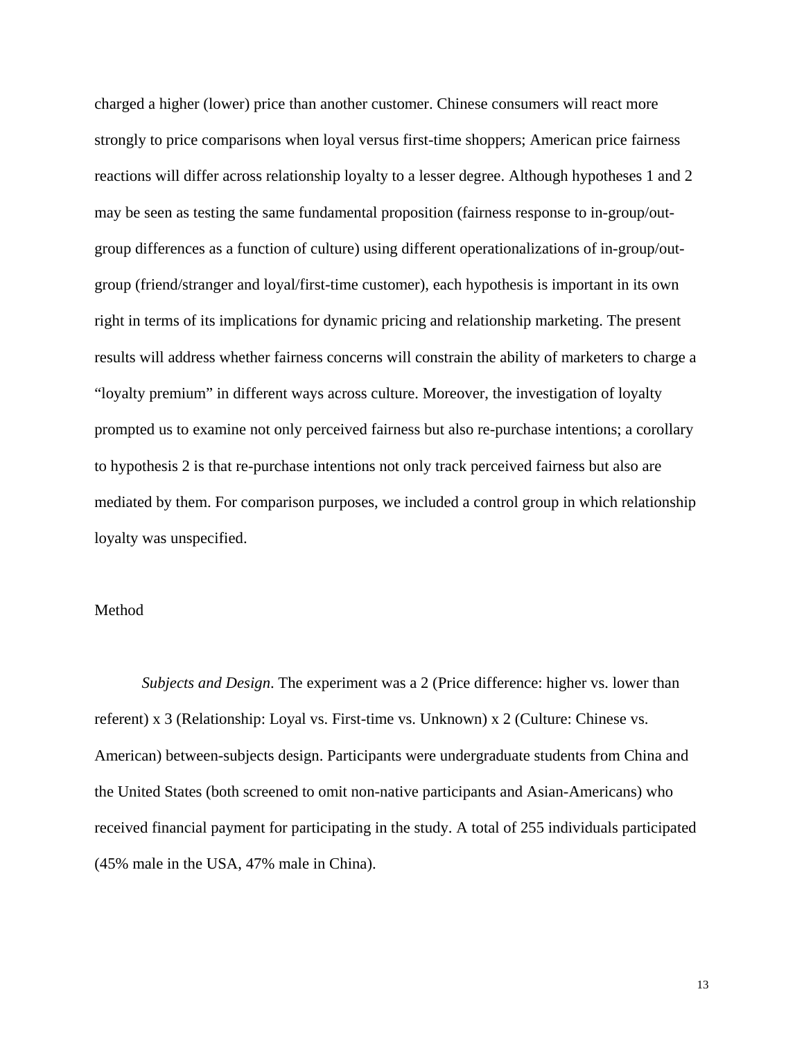charged a higher (lower) price than another customer. Chinese consumers will react more strongly to price comparisons when loyal versus first-time shoppers; American price fairness reactions will differ across relationship loyalty to a lesser degree. Although hypotheses 1 and 2 may be seen as testing the same fundamental proposition (fairness response to in-group/out-group differences as a function of culture) using different operationalizations of in-group/out-group (friend/stranger and loyal/first-time customer), each hypothesis is important in its own right in terms of its implications for dynamic pricing and relationship marketing. The present results will address whether fairness concerns will constrain the ability of marketers to charge a "loyalty premium" in different ways across culture. Moreover, the investigation of loyalty prompted us to examine not only perceived fairness but also re-purchase intentions; a corollary to hypothesis 2 is that re-purchase intentions not only track perceived fairness but also are mediated by them. For comparison purposes, we included a control group in which relationship loyalty was unspecified.

## Method

*Subjects and Design*. The experiment was a 2 (Price difference: higher vs. lower than referent) x 3 (Relationship: Loyal vs. First-time vs. Unknown) x 2 (Culture: Chinese vs. American) between-subjects design. Participants were undergraduate students from China and the United States (both screened to omit non-native participants and Asian-Americans) who received financial payment for participating in the study. A total of 255 individuals participated (45% male in the USA, 47% male in China).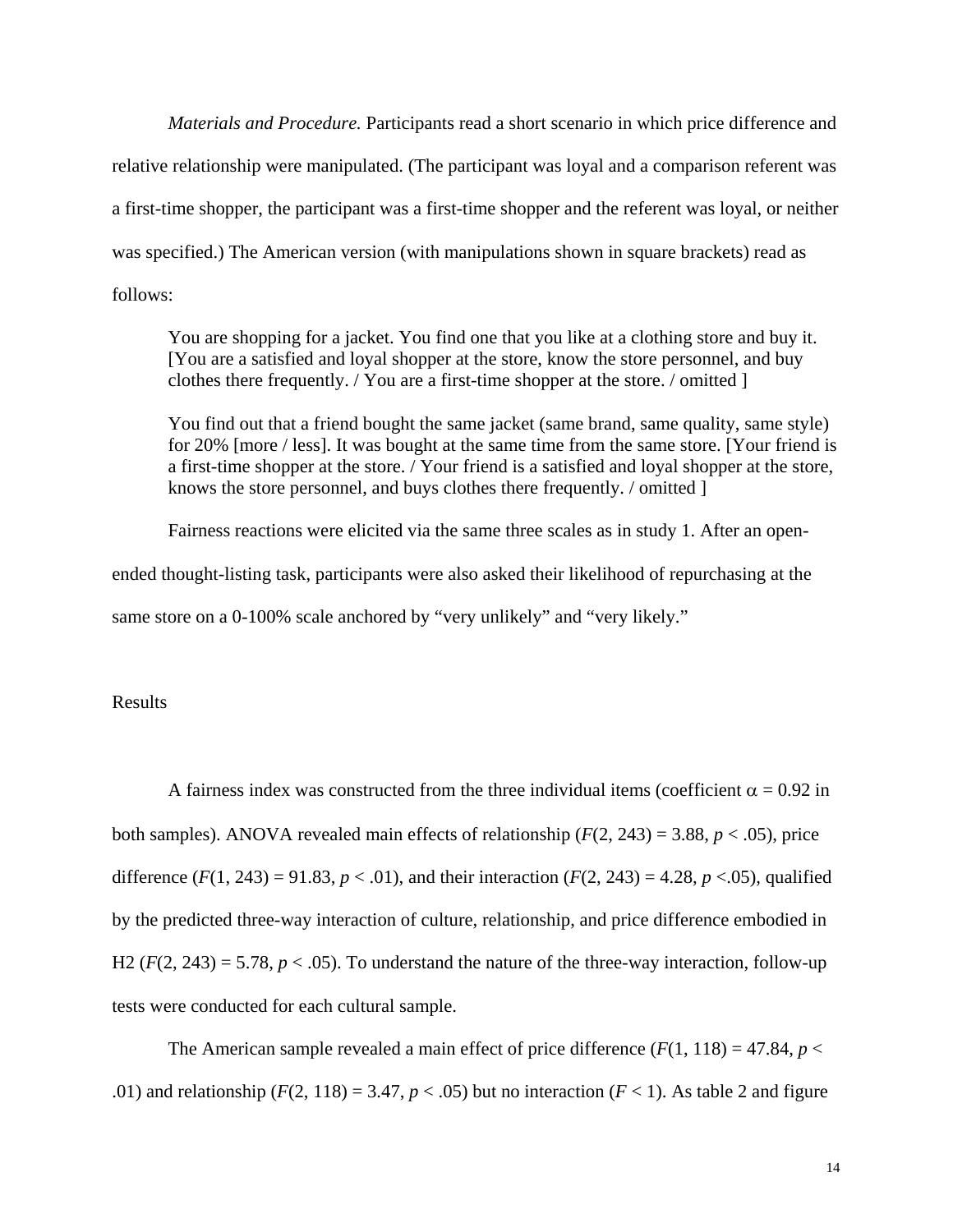*Materials and Procedure.* Participants read a short scenario in which price difference and relative relationship were manipulated. (The participant was loyal and a comparison referent was a first-time shopper, the participant was a first-time shopper and the referent was loyal, or neither was specified.) The American version (with manipulations shown in square brackets) read as follows:

> You are shopping for a jacket. You find one that you like at a clothing store and buy it. [You are a satisfied and loyal shopper at the store, know the store personnel, and buy clothes there frequently. / You are a first-time shopper at the store. / omitted ]
>
> You find out that a friend bought the same jacket (same brand, same quality, same style) for 20% [more / less]. It was bought at the same time from the same store. [Your friend is a first-time shopper at the store. / Your friend is a satisfied and loyal shopper at the store, knows the store personnel, and buys clothes there frequently. / omitted ]

Fairness reactions were elicited via the same three scales as in study 1. After an open-ended thought-listing task, participants were also asked their likelihood of repurchasing at the same store on a 0-100% scale anchored by "very unlikely" and "very likely."

Results

A fairness index was constructed from the three individual items (coefficient $\alpha = 0.92$ in both samples). ANOVA revealed main effects of relationship ($F(2, 243) = 3.88$, $p < .05$), price difference ($F(1, 243) = 91.83$, $p < .01$), and their interaction ($F(2, 243) = 4.28$, $p < .05$), qualified by the predicted three-way interaction of culture, relationship, and price difference embodied in H2 ($F(2, 243) = 5.78$, $p < .05$). To understand the nature of the three-way interaction, follow-up tests were conducted for each cultural sample.

The American sample revealed a main effect of price difference ($F(1, 118) = 47.84$, $p < .01$) and relationship ($F(2, 118) = 3.47$, $p < .05$) but no interaction ($F < 1$). As table 2 and figure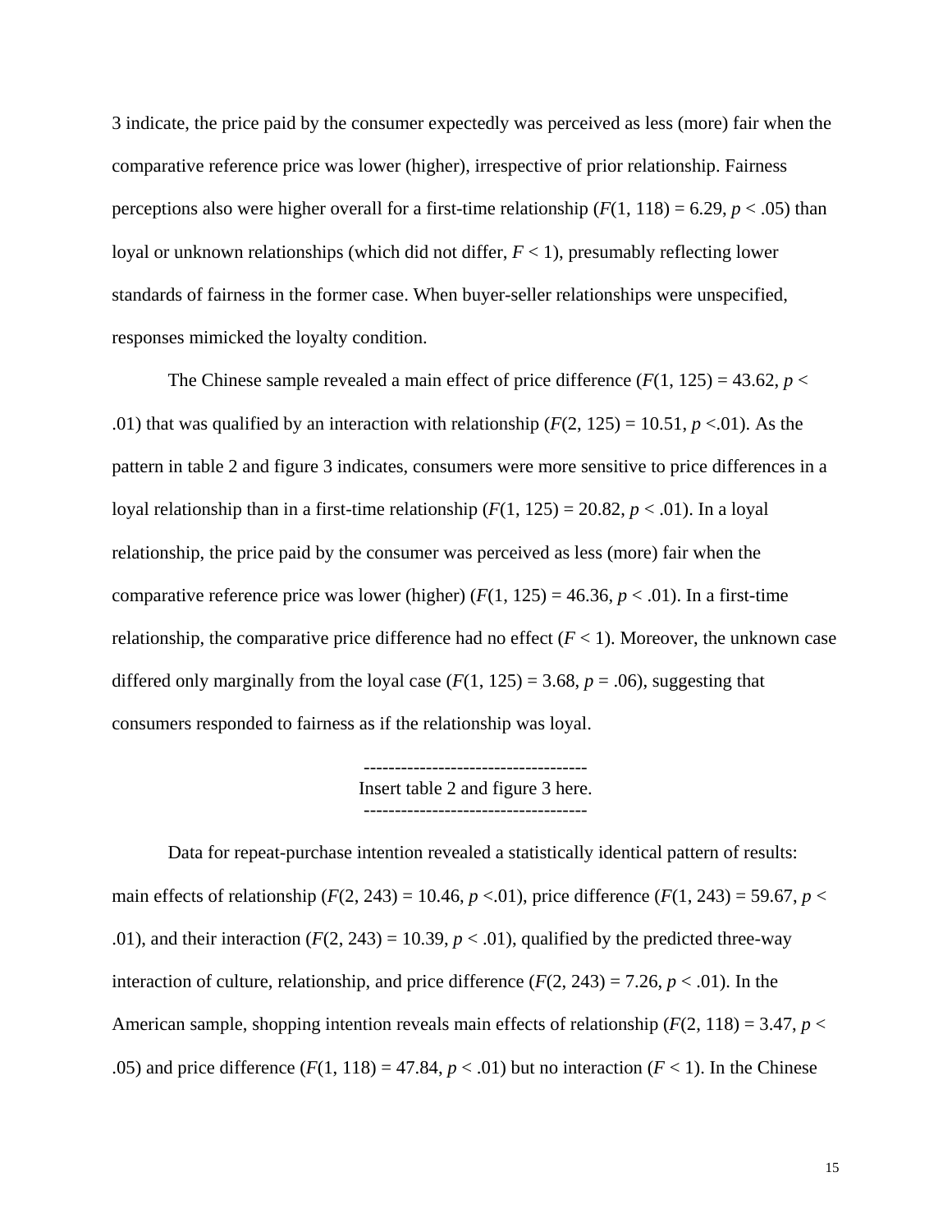3 indicate, the price paid by the consumer expectedly was perceived as less (more) fair when the comparative reference price was lower (higher), irrespective of prior relationship. Fairness perceptions also were higher overall for a first-time relationship ($F(1, 118) = 6.29$, $p < .05$) than loyal or unknown relationships (which did not differ, $F < 1$), presumably reflecting lower standards of fairness in the former case. When buyer-seller relationships were unspecified, responses mimicked the loyalty condition.

The Chinese sample revealed a main effect of price difference ($F(1, 125) = 43.62$, $p < .01$) that was qualified by an interaction with relationship ($F(2, 125) = 10.51$, $p < .01$). As the pattern in table 2 and figure 3 indicates, consumers were more sensitive to price differences in a loyal relationship than in a first-time relationship ($F(1, 125) = 20.82$, $p < .01$). In a loyal relationship, the price paid by the consumer was perceived as less (more) fair when the comparative reference price was lower (higher) ($F(1, 125) = 46.36$, $p < .01$). In a first-time relationship, the comparative price difference had no effect ($F < 1$). Moreover, the unknown case differed only marginally from the loyal case ($F(1, 125) = 3.68$, $p = .06$), suggesting that consumers responded to fairness as if the relationship was loyal.

------------------------------------
Insert table 2 and figure 3 here.
------------------------------------

Data for repeat-purchase intention revealed a statistically identical pattern of results: main effects of relationship ($F(2, 243) = 10.46$, $p < .01$), price difference ($F(1, 243) = 59.67$, $p < .01$), and their interaction ($F(2, 243) = 10.39$, $p < .01$), qualified by the predicted three-way interaction of culture, relationship, and price difference ($F(2, 243) = 7.26$, $p < .01$). In the American sample, shopping intention reveals main effects of relationship ($F(2, 118) = 3.47$, $p < .05$) and price difference ($F(1, 118) = 47.84$, $p < .01$) but no interaction ($F < 1$). In the Chinese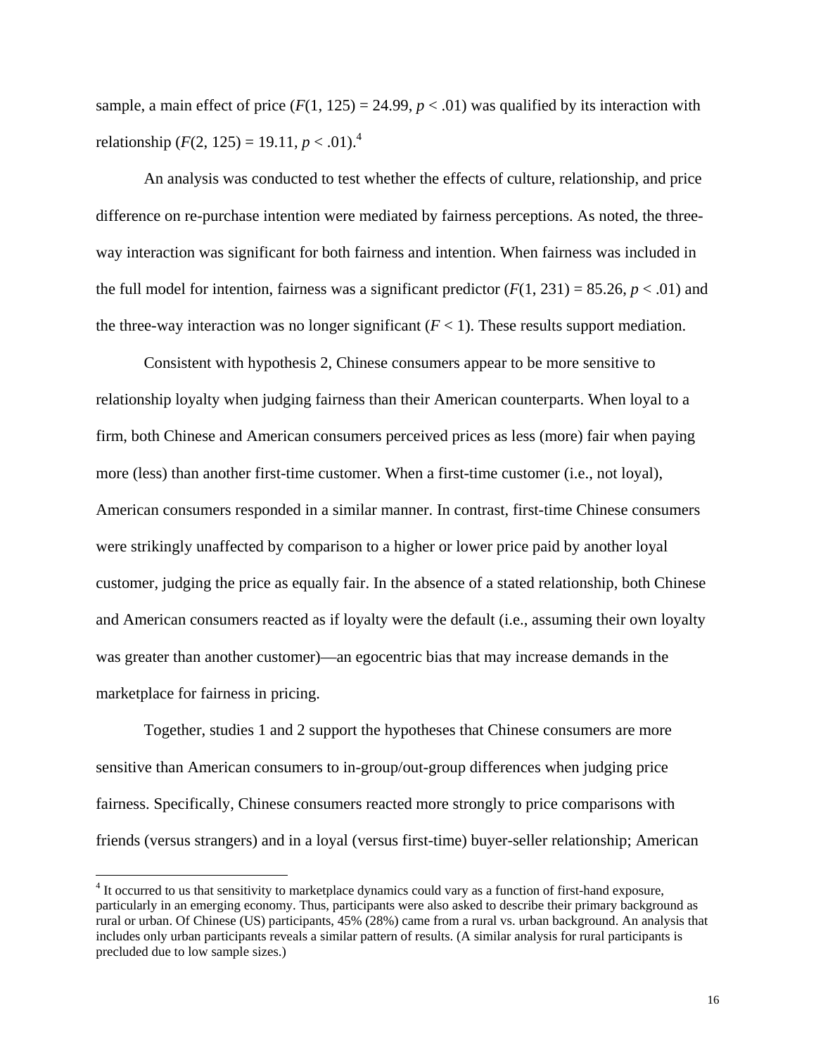sample, a main effect of price ($F(1, 125) = 24.99$, $p < .01$) was qualified by its interaction with relationship ($F(2, 125) = 19.11$, $p < .01$).[4]

An analysis was conducted to test whether the effects of culture, relationship, and price difference on re-purchase intention were mediated by fairness perceptions. As noted, the three-way interaction was significant for both fairness and intention. When fairness was included in the full model for intention, fairness was a significant predictor ($F(1, 231) = 85.26$, $p < .01$) and the three-way interaction was no longer significant ($F < 1$). These results support mediation.

Consistent with hypothesis 2, Chinese consumers appear to be more sensitive to relationship loyalty when judging fairness than their American counterparts. When loyal to a firm, both Chinese and American consumers perceived prices as less (more) fair when paying more (less) than another first-time customer. When a first-time customer (i.e., not loyal), American consumers responded in a similar manner. In contrast, first-time Chinese consumers were strikingly unaffected by comparison to a higher or lower price paid by another loyal customer, judging the price as equally fair. In the absence of a stated relationship, both Chinese and American consumers reacted as if loyalty were the default (i.e., assuming their own loyalty was greater than another customer)—an egocentric bias that may increase demands in the marketplace for fairness in pricing.

Together, studies 1 and 2 support the hypotheses that Chinese consumers are more sensitive than American consumers to in-group/out-group differences when judging price fairness. Specifically, Chinese consumers reacted more strongly to price comparisons with friends (versus strangers) and in a loyal (versus first-time) buyer-seller relationship; American

---

[4] It occurred to us that sensitivity to marketplace dynamics could vary as a function of first-hand exposure, particularly in an emerging economy. Thus, participants were also asked to describe their primary background as rural or urban. Of Chinese (US) participants, 45% (28%) came from a rural vs. urban background. An analysis that includes only urban participants reveals a similar pattern of results. (A similar analysis for rural participants is precluded due to low sample sizes.)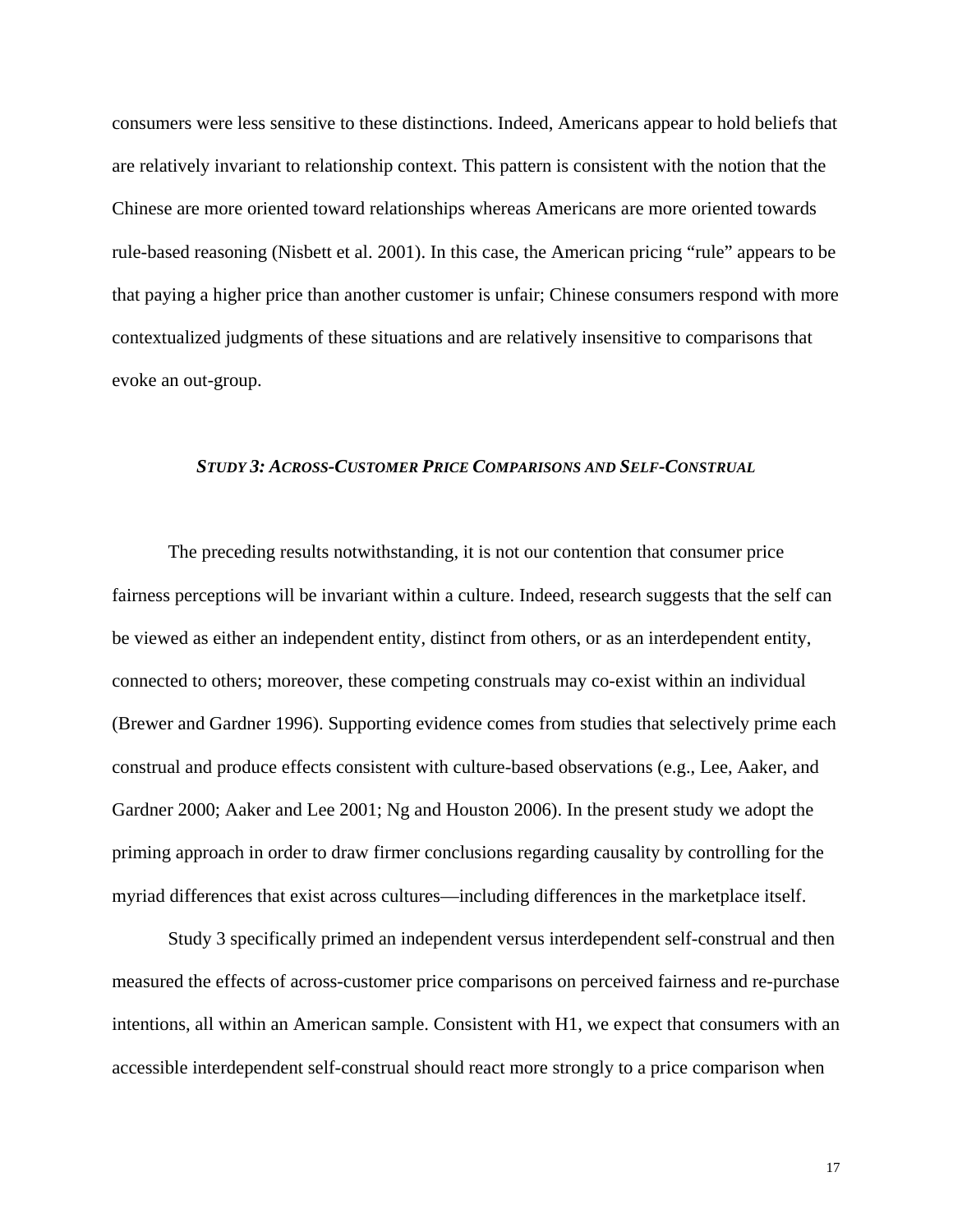consumers were less sensitive to these distinctions. Indeed, Americans appear to hold beliefs that are relatively invariant to relationship context. This pattern is consistent with the notion that the Chinese are more oriented toward relationships whereas Americans are more oriented towards rule-based reasoning (Nisbett et al. 2001). In this case, the American pricing "rule" appears to be that paying a higher price than another customer is unfair; Chinese consumers respond with more contextualized judgments of these situations and are relatively insensitive to comparisons that evoke an out-group.

### *STUDY 3: ACROSS-CUSTOMER PRICE COMPARISONS AND SELF-CONSTRUAL*

The preceding results notwithstanding, it is not our contention that consumer price fairness perceptions will be invariant within a culture. Indeed, research suggests that the self can be viewed as either an independent entity, distinct from others, or as an interdependent entity, connected to others; moreover, these competing construals may co-exist within an individual (Brewer and Gardner 1996). Supporting evidence comes from studies that selectively prime each construal and produce effects consistent with culture-based observations (e.g., Lee, Aaker, and Gardner 2000; Aaker and Lee 2001; Ng and Houston 2006). In the present study we adopt the priming approach in order to draw firmer conclusions regarding causality by controlling for the myriad differences that exist across cultures—including differences in the marketplace itself.

Study 3 specifically primed an independent versus interdependent self-construal and then measured the effects of across-customer price comparisons on perceived fairness and re-purchase intentions, all within an American sample. Consistent with H1, we expect that consumers with an accessible interdependent self-construal should react more strongly to a price comparison when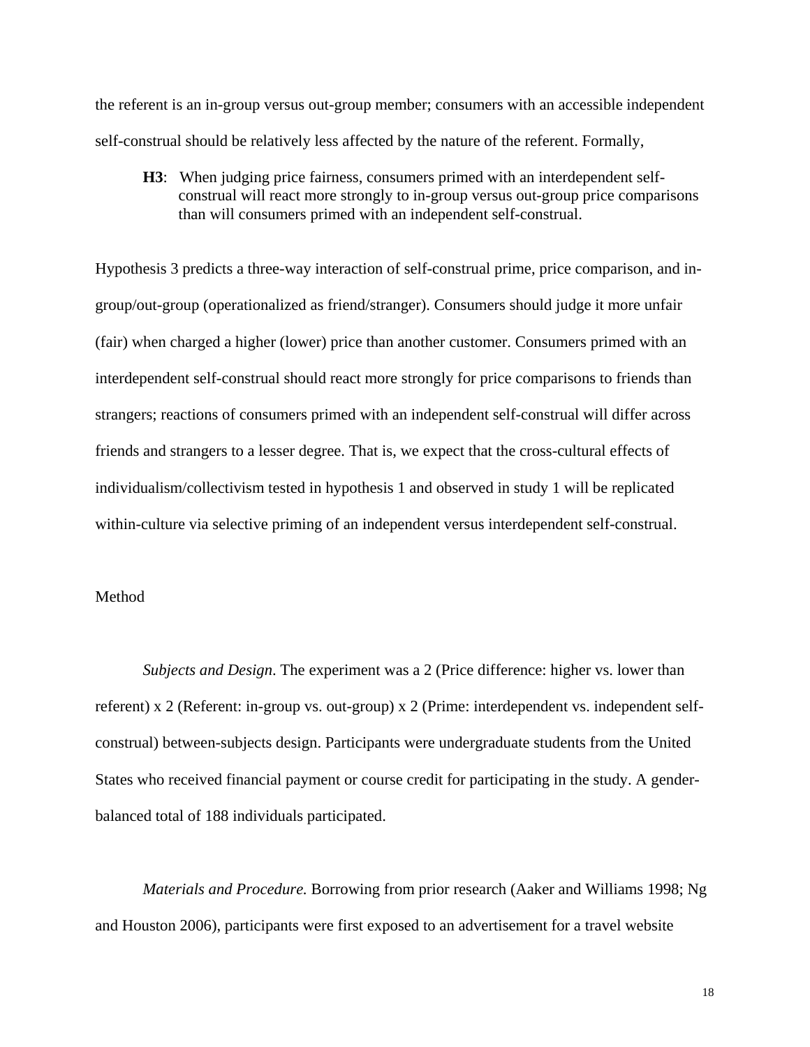the referent is an in-group versus out-group member; consumers with an accessible independent self-construal should be relatively less affected by the nature of the referent. Formally,

> **H3**: When judging price fairness, consumers primed with an interdependent self-construal will react more strongly to in-group versus out-group price comparisons than will consumers primed with an independent self-construal.

Hypothesis 3 predicts a three-way interaction of self-construal prime, price comparison, and in-group/out-group (operationalized as friend/stranger). Consumers should judge it more unfair (fair) when charged a higher (lower) price than another customer. Consumers primed with an interdependent self-construal should react more strongly for price comparisons to friends than strangers; reactions of consumers primed with an independent self-construal will differ across friends and strangers to a lesser degree. That is, we expect that the cross-cultural effects of individualism/collectivism tested in hypothesis 1 and observed in study 1 will be replicated within-culture via selective priming of an independent versus interdependent self-construal.

Method

*Subjects and Design*. The experiment was a 2 (Price difference: higher vs. lower than referent) x 2 (Referent: in-group vs. out-group) x 2 (Prime: interdependent vs. independent self-construal) between-subjects design. Participants were undergraduate students from the United States who received financial payment or course credit for participating in the study. A gender-balanced total of 188 individuals participated.

*Materials and Procedure.* Borrowing from prior research (Aaker and Williams 1998; Ng and Houston 2006), participants were first exposed to an advertisement for a travel website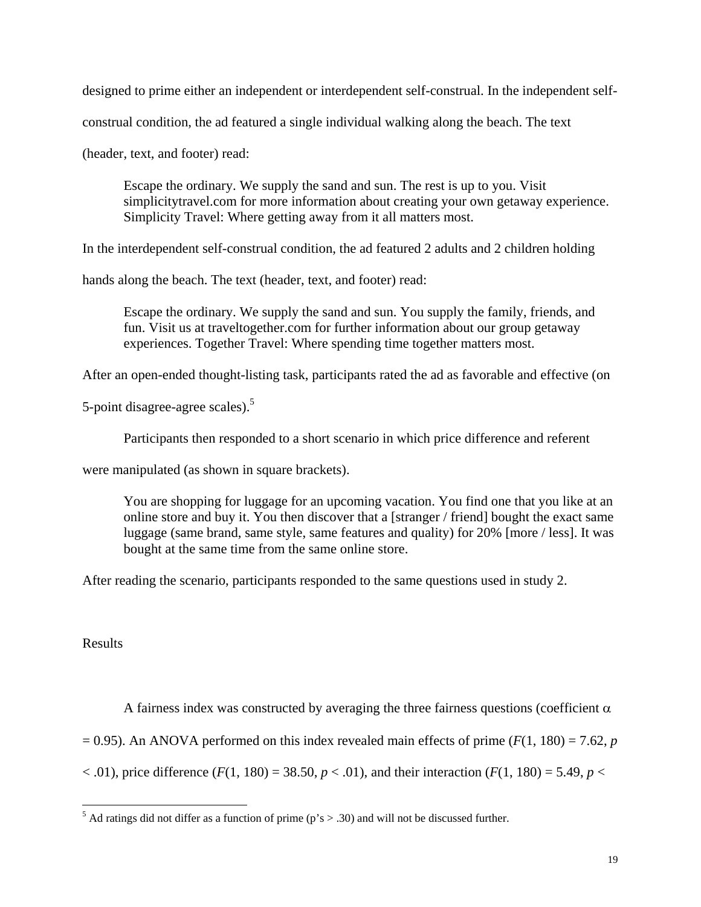designed to prime either an independent or interdependent self-construal. In the independent self-construal condition, the ad featured a single individual walking along the beach. The text (header, text, and footer) read:

> Escape the ordinary. We supply the sand and sun. The rest is up to you. Visit simplicitytravel.com for more information about creating your own getaway experience. Simplicity Travel: Where getting away from it all matters most.

In the interdependent self-construal condition, the ad featured 2 adults and 2 children holding hands along the beach. The text (header, text, and footer) read:

> Escape the ordinary. We supply the sand and sun. You supply the family, friends, and fun. Visit us at traveltogether.com for further information about our group getaway experiences. Together Travel: Where spending time together matters most.

After an open-ended thought-listing task, participants rated the ad as favorable and effective (on 5-point disagree-agree scales).[5]

Participants then responded to a short scenario in which price difference and referent were manipulated (as shown in square brackets).

> You are shopping for luggage for an upcoming vacation. You find one that you like at an online store and buy it. You then discover that a [stranger / friend] bought the exact same luggage (same brand, same style, same features and quality) for 20% [more / less]. It was bought at the same time from the same online store.

After reading the scenario, participants responded to the same questions used in study 2.

Results

A fairness index was constructed by averaging the three fairness questions (coefficient $\alpha = 0.95$). An ANOVA performed on this index revealed main effects of prime ($F(1, 180) = 7.62$, $p < .01$), price difference ($F(1, 180) = 38.50$, $p < .01$), and their interaction ($F(1, 180) = 5.49$, $p <$

[5] Ad ratings did not differ as a function of prime (p's > .30) and will not be discussed further.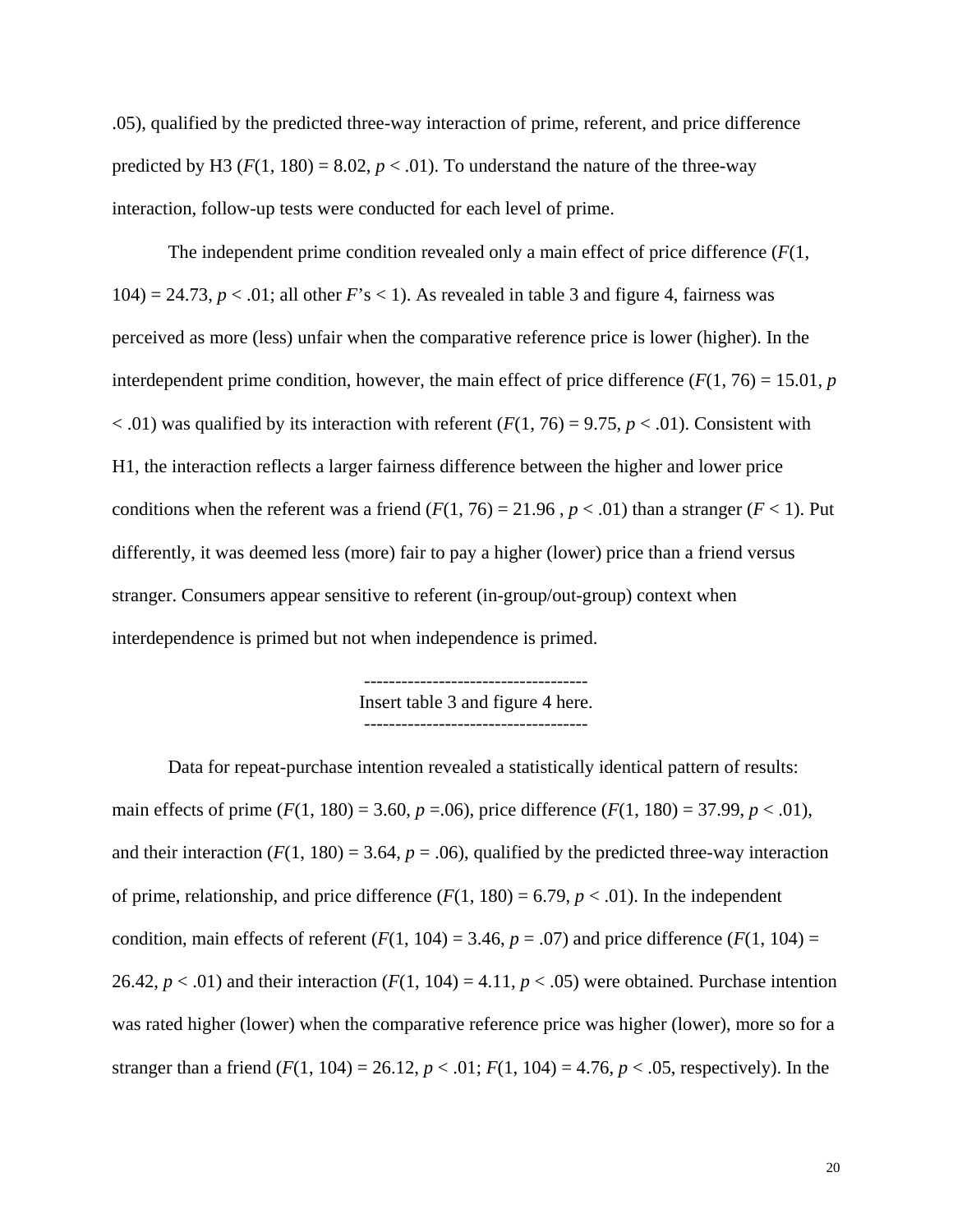.05), qualified by the predicted three-way interaction of prime, referent, and price difference predicted by H3 ($F(1, 180) = 8.02$, $p < .01$). To understand the nature of the three-way interaction, follow-up tests were conducted for each level of prime.

The independent prime condition revealed only a main effect of price difference ($F(1, 104) = 24.73$, $p < .01$; all other $F$'s < 1). As revealed in table 3 and figure 4, fairness was perceived as more (less) unfair when the comparative reference price is lower (higher). In the interdependent prime condition, however, the main effect of price difference ($F(1, 76) = 15.01$, $p < .01$) was qualified by its interaction with referent ($F(1, 76) = 9.75$, $p < .01$). Consistent with H1, the interaction reflects a larger fairness difference between the higher and lower price conditions when the referent was a friend ($F(1, 76) = 21.96$ , $p < .01$) than a stranger ($F < 1$). Put differently, it was deemed less (more) fair to pay a higher (lower) price than a friend versus stranger. Consumers appear sensitive to referent (in-group/out-group) context when interdependence is primed but not when independence is primed.

------------------------------------
Insert table 3 and figure 4 here.
------------------------------------

Data for repeat-purchase intention revealed a statistically identical pattern of results: main effects of prime ($F(1, 180) = 3.60$, $p =.06$), price difference ($F(1, 180) = 37.99$, $p < .01$), and their interaction ($F(1, 180) = 3.64$, $p = .06$), qualified by the predicted three-way interaction of prime, relationship, and price difference ($F(1, 180) = 6.79$, $p < .01$). In the independent condition, main effects of referent ($F(1, 104) = 3.46$, $p = .07$) and price difference ($F(1, 104) = 26.42$, $p < .01$) and their interaction ($F(1, 104) = 4.11$, $p < .05$) were obtained. Purchase intention was rated higher (lower) when the comparative reference price was higher (lower), more so for a stranger than a friend ($F(1, 104) = 26.12$, $p < .01$; $F(1, 104) = 4.76$, $p < .05$, respectively). In the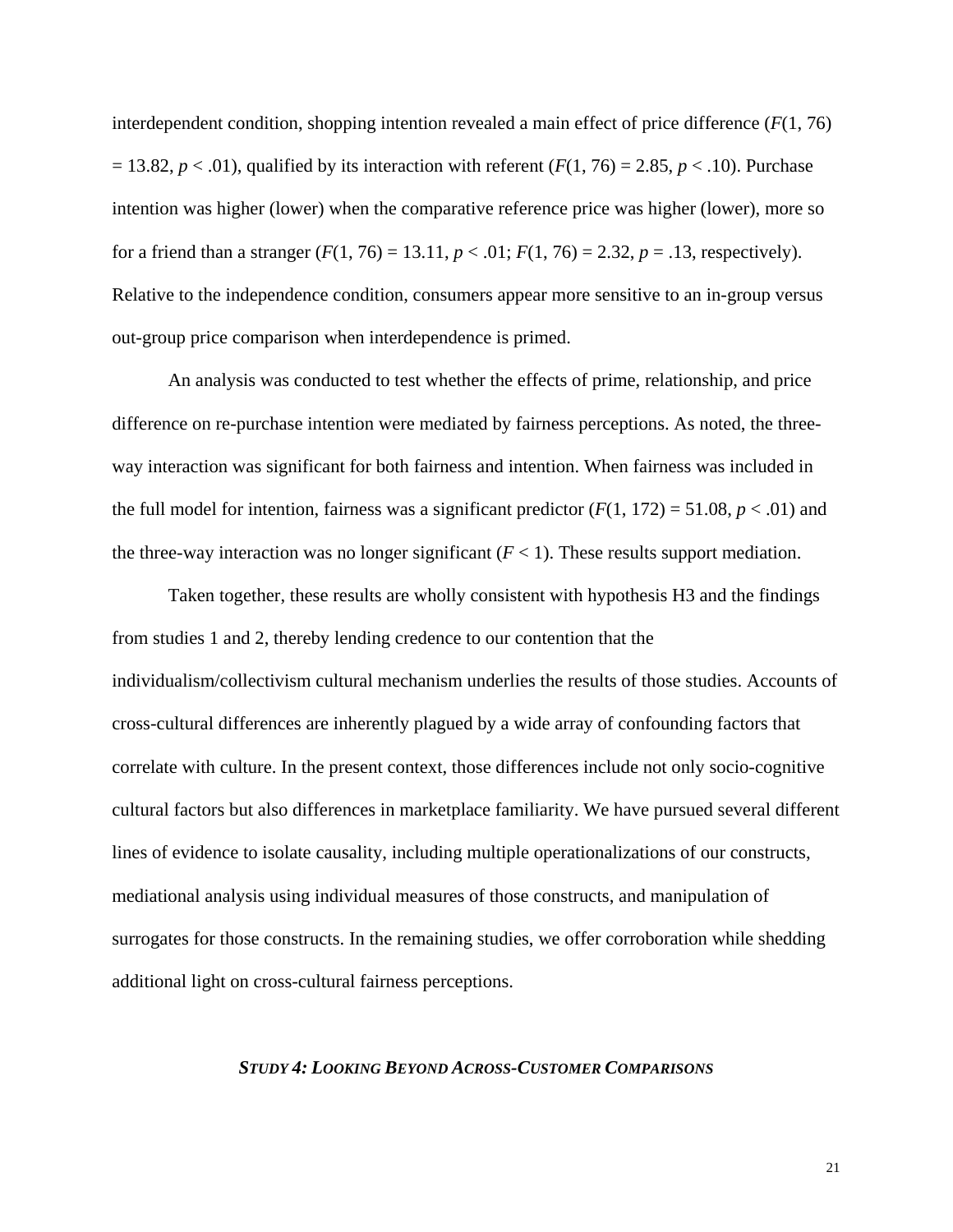interdependent condition, shopping intention revealed a main effect of price difference ($F(1, 76) = 13.82$, $p < .01$), qualified by its interaction with referent ($F(1, 76) = 2.85$, $p < .10$). Purchase intention was higher (lower) when the comparative reference price was higher (lower), more so for a friend than a stranger ($F(1, 76) = 13.11$, $p < .01$; $F(1, 76) = 2.32$, $p = .13$, respectively). Relative to the independence condition, consumers appear more sensitive to an in-group versus out-group price comparison when interdependence is primed.

An analysis was conducted to test whether the effects of prime, relationship, and price difference on re-purchase intention were mediated by fairness perceptions. As noted, the three-way interaction was significant for both fairness and intention. When fairness was included in the full model for intention, fairness was a significant predictor ($F(1, 172) = 51.08$, $p < .01$) and the three-way interaction was no longer significant ($F < 1$). These results support mediation.

Taken together, these results are wholly consistent with hypothesis H3 and the findings from studies 1 and 2, thereby lending credence to our contention that the individualism/collectivism cultural mechanism underlies the results of those studies. Accounts of cross-cultural differences are inherently plagued by a wide array of confounding factors that correlate with culture. In the present context, those differences include not only socio-cognitive cultural factors but also differences in marketplace familiarity. We have pursued several different lines of evidence to isolate causality, including multiple operationalizations of our constructs, mediational analysis using individual measures of those constructs, and manipulation of surrogates for those constructs. In the remaining studies, we offer corroboration while shedding additional light on cross-cultural fairness perceptions.

## *STUDY 4: LOOKING BEYOND ACROSS-CUSTOMER COMPARISONS*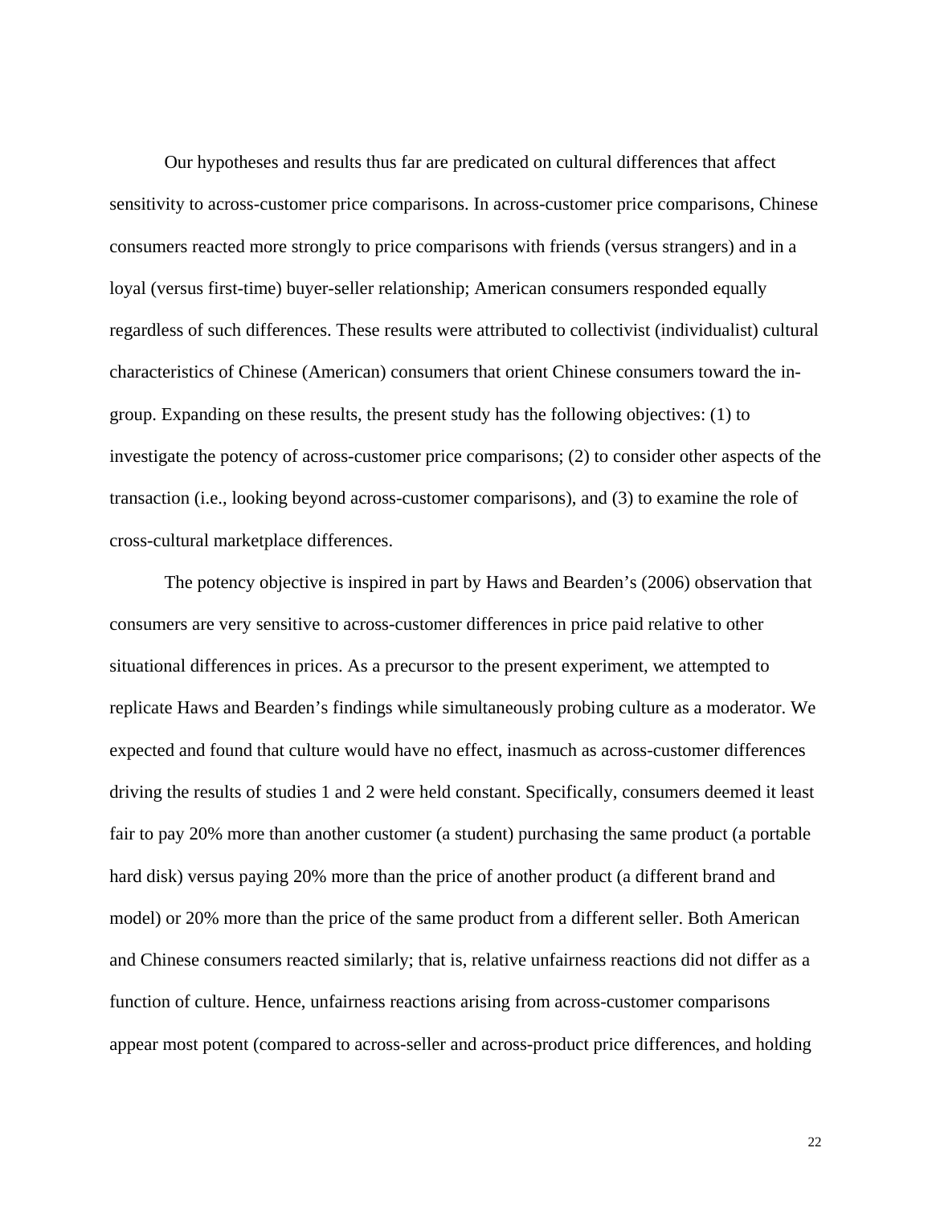Our hypotheses and results thus far are predicated on cultural differences that affect sensitivity to across-customer price comparisons. In across-customer price comparisons, Chinese consumers reacted more strongly to price comparisons with friends (versus strangers) and in a loyal (versus first-time) buyer-seller relationship; American consumers responded equally regardless of such differences. These results were attributed to collectivist (individualist) cultural characteristics of Chinese (American) consumers that orient Chinese consumers toward the in-group. Expanding on these results, the present study has the following objectives: (1) to investigate the potency of across-customer price comparisons; (2) to consider other aspects of the transaction (i.e., looking beyond across-customer comparisons), and (3) to examine the role of cross-cultural marketplace differences.

The potency objective is inspired in part by Haws and Bearden's (2006) observation that consumers are very sensitive to across-customer differences in price paid relative to other situational differences in prices. As a precursor to the present experiment, we attempted to replicate Haws and Bearden's findings while simultaneously probing culture as a moderator. We expected and found that culture would have no effect, inasmuch as across-customer differences driving the results of studies 1 and 2 were held constant. Specifically, consumers deemed it least fair to pay 20% more than another customer (a student) purchasing the same product (a portable hard disk) versus paying 20% more than the price of another product (a different brand and model) or 20% more than the price of the same product from a different seller. Both American and Chinese consumers reacted similarly; that is, relative unfairness reactions did not differ as a function of culture. Hence, unfairness reactions arising from across-customer comparisons appear most potent (compared to across-seller and across-product price differences, and holding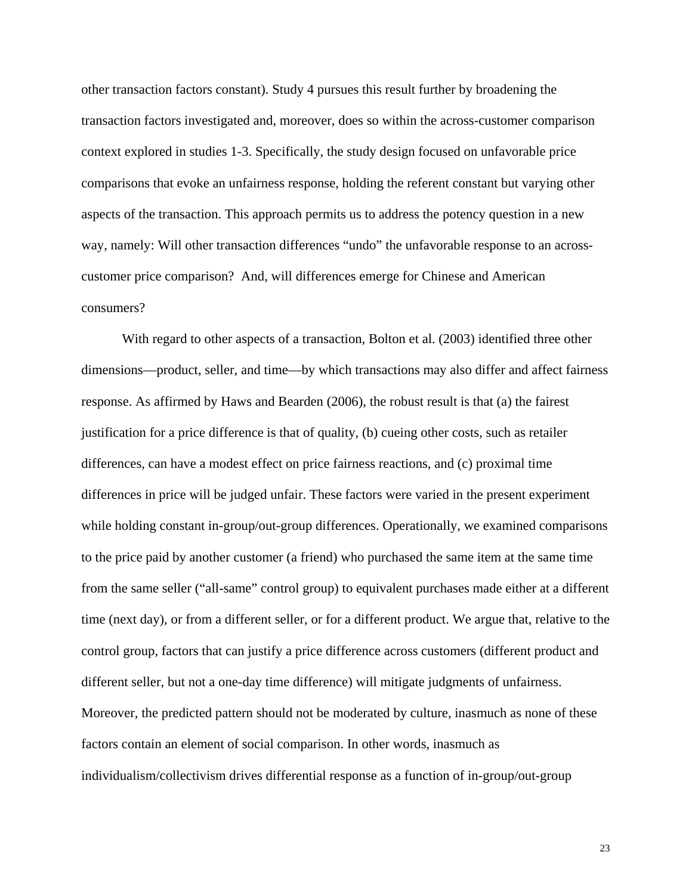other transaction factors constant). Study 4 pursues this result further by broadening the transaction factors investigated and, moreover, does so within the across-customer comparison context explored in studies 1-3. Specifically, the study design focused on unfavorable price comparisons that evoke an unfairness response, holding the referent constant but varying other aspects of the transaction. This approach permits us to address the potency question in a new way, namely: Will other transaction differences "undo" the unfavorable response to an across-customer price comparison? And, will differences emerge for Chinese and American consumers?

With regard to other aspects of a transaction, Bolton et al. (2003) identified three other dimensions—product, seller, and time—by which transactions may also differ and affect fairness response. As affirmed by Haws and Bearden (2006), the robust result is that (a) the fairest justification for a price difference is that of quality, (b) cueing other costs, such as retailer differences, can have a modest effect on price fairness reactions, and (c) proximal time differences in price will be judged unfair. These factors were varied in the present experiment while holding constant in-group/out-group differences. Operationally, we examined comparisons to the price paid by another customer (a friend) who purchased the same item at the same time from the same seller ("all-same" control group) to equivalent purchases made either at a different time (next day), or from a different seller, or for a different product. We argue that, relative to the control group, factors that can justify a price difference across customers (different product and different seller, but not a one-day time difference) will mitigate judgments of unfairness. Moreover, the predicted pattern should not be moderated by culture, inasmuch as none of these factors contain an element of social comparison. In other words, inasmuch as individualism/collectivism drives differential response as a function of in-group/out-group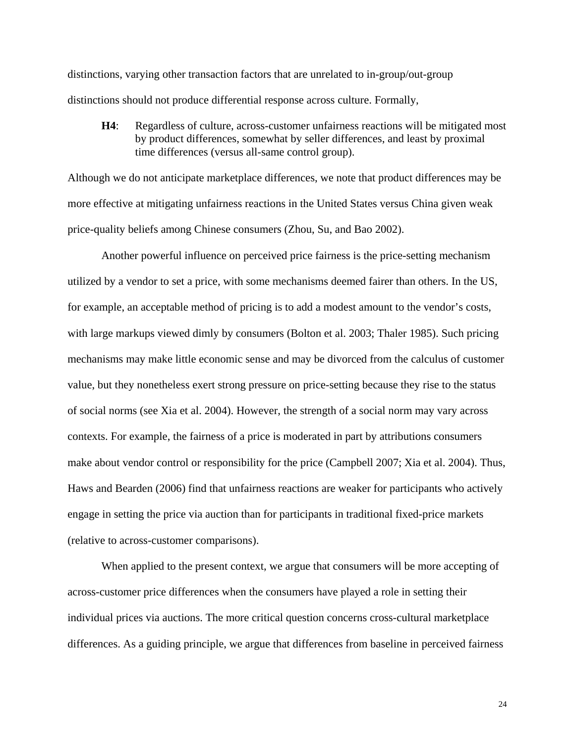distinctions, varying other transaction factors that are unrelated to in-group/out-group distinctions should not produce differential response across culture. Formally,

> **H4**: Regardless of culture, across-customer unfairness reactions will be mitigated most by product differences, somewhat by seller differences, and least by proximal time differences (versus all-same control group).

Although we do not anticipate marketplace differences, we note that product differences may be more effective at mitigating unfairness reactions in the United States versus China given weak price-quality beliefs among Chinese consumers (Zhou, Su, and Bao 2002).

Another powerful influence on perceived price fairness is the price-setting mechanism utilized by a vendor to set a price, with some mechanisms deemed fairer than others. In the US, for example, an acceptable method of pricing is to add a modest amount to the vendor's costs, with large markups viewed dimly by consumers (Bolton et al. 2003; Thaler 1985). Such pricing mechanisms may make little economic sense and may be divorced from the calculus of customer value, but they nonetheless exert strong pressure on price-setting because they rise to the status of social norms (see Xia et al. 2004). However, the strength of a social norm may vary across contexts. For example, the fairness of a price is moderated in part by attributions consumers make about vendor control or responsibility for the price (Campbell 2007; Xia et al. 2004). Thus, Haws and Bearden (2006) find that unfairness reactions are weaker for participants who actively engage in setting the price via auction than for participants in traditional fixed-price markets (relative to across-customer comparisons).

When applied to the present context, we argue that consumers will be more accepting of across-customer price differences when the consumers have played a role in setting their individual prices via auctions. The more critical question concerns cross-cultural marketplace differences. As a guiding principle, we argue that differences from baseline in perceived fairness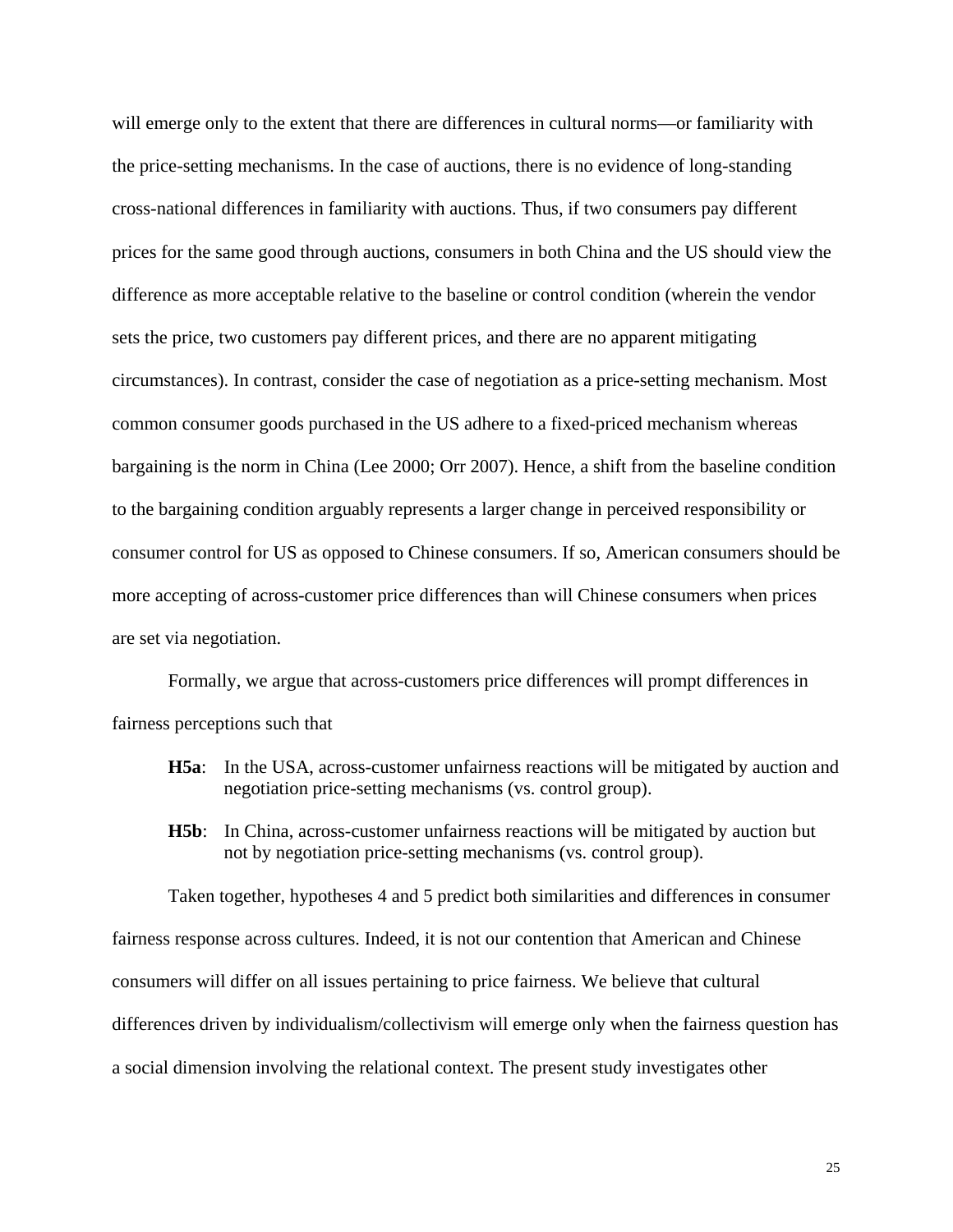will emerge only to the extent that there are differences in cultural norms—or familiarity with the price-setting mechanisms. In the case of auctions, there is no evidence of long-standing cross-national differences in familiarity with auctions. Thus, if two consumers pay different prices for the same good through auctions, consumers in both China and the US should view the difference as more acceptable relative to the baseline or control condition (wherein the vendor sets the price, two customers pay different prices, and there are no apparent mitigating circumstances). In contrast, consider the case of negotiation as a price-setting mechanism. Most common consumer goods purchased in the US adhere to a fixed-priced mechanism whereas bargaining is the norm in China (Lee 2000; Orr 2007). Hence, a shift from the baseline condition to the bargaining condition arguably represents a larger change in perceived responsibility or consumer control for US as opposed to Chinese consumers. If so, American consumers should be more accepting of across-customer price differences than will Chinese consumers when prices are set via negotiation.

Formally, we argue that across-customers price differences will prompt differences in fairness perceptions such that

**H5a**: In the USA, across-customer unfairness reactions will be mitigated by auction and negotiation price-setting mechanisms (vs. control group).

**H5b**: In China, across-customer unfairness reactions will be mitigated by auction but not by negotiation price-setting mechanisms (vs. control group).

Taken together, hypotheses 4 and 5 predict both similarities and differences in consumer fairness response across cultures. Indeed, it is not our contention that American and Chinese consumers will differ on all issues pertaining to price fairness. We believe that cultural differences driven by individualism/collectivism will emerge only when the fairness question has a social dimension involving the relational context. The present study investigates other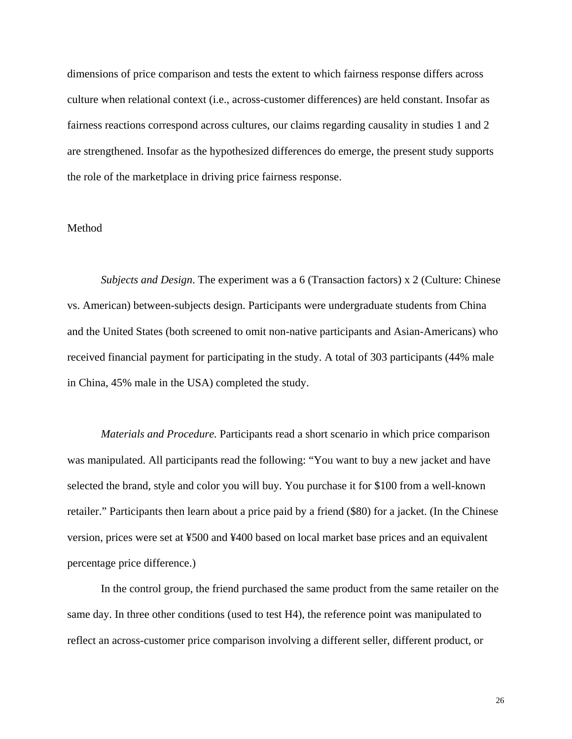dimensions of price comparison and tests the extent to which fairness response differs across culture when relational context (i.e., across-customer differences) are held constant. Insofar as fairness reactions correspond across cultures, our claims regarding causality in studies 1 and 2 are strengthened. Insofar as the hypothesized differences do emerge, the present study supports the role of the marketplace in driving price fairness response.

Method

*Subjects and Design*. The experiment was a 6 (Transaction factors) x 2 (Culture: Chinese vs. American) between-subjects design. Participants were undergraduate students from China and the United States (both screened to omit non-native participants and Asian-Americans) who received financial payment for participating in the study. A total of 303 participants (44% male in China, 45% male in the USA) completed the study.

*Materials and Procedure.* Participants read a short scenario in which price comparison was manipulated. All participants read the following: "You want to buy a new jacket and have selected the brand, style and color you will buy. You purchase it for $100 from a well-known retailer." Participants then learn about a price paid by a friend ($80) for a jacket. (In the Chinese version, prices were set at ¥500 and ¥400 based on local market base prices and an equivalent percentage price difference.)

In the control group, the friend purchased the same product from the same retailer on the same day. In three other conditions (used to test H4), the reference point was manipulated to reflect an across-customer price comparison involving a different seller, different product, or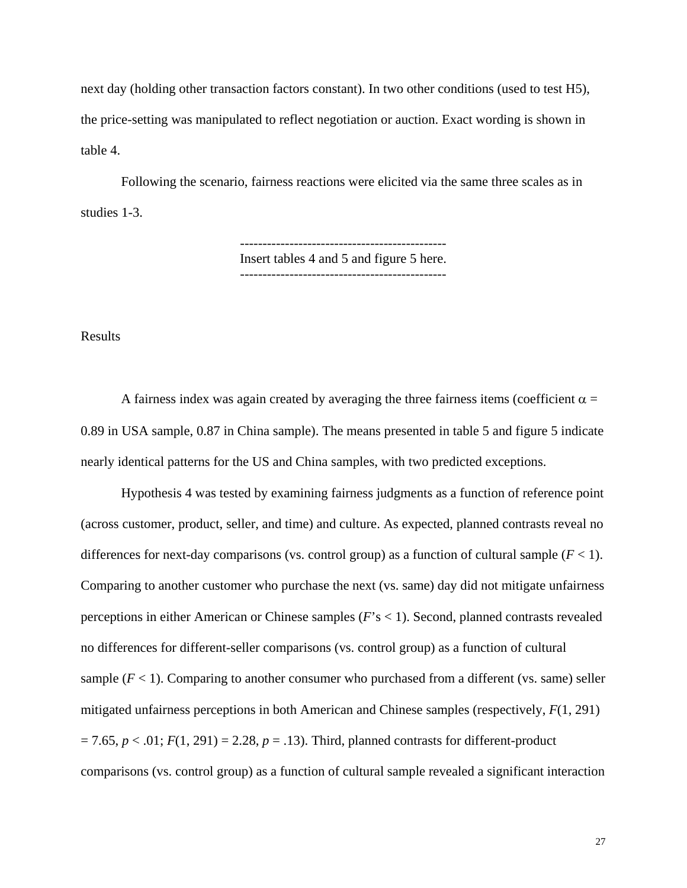next day (holding other transaction factors constant). In two other conditions (used to test H5), the price-setting was manipulated to reflect negotiation or auction. Exact wording is shown in table 4.

Following the scenario, fairness reactions were elicited via the same three scales as in studies 1-3.

----------------------------------------------
Insert tables 4 and 5 and figure 5 here.
----------------------------------------------

Results

A fairness index was again created by averaging the three fairness items (coefficient $\alpha$ = 0.89 in USA sample, 0.87 in China sample). The means presented in table 5 and figure 5 indicate nearly identical patterns for the US and China samples, with two predicted exceptions.

Hypothesis 4 was tested by examining fairness judgments as a function of reference point (across customer, product, seller, and time) and culture. As expected, planned contrasts reveal no differences for next-day comparisons (vs. control group) as a function of cultural sample ($F < 1$). Comparing to another customer who purchase the next (vs. same) day did not mitigate unfairness perceptions in either American or Chinese samples ($F$'s < 1). Second, planned contrasts revealed no differences for different-seller comparisons (vs. control group) as a function of cultural sample ($F < 1$). Comparing to another consumer who purchased from a different (vs. same) seller mitigated unfairness perceptions in both American and Chinese samples (respectively, $F(1, 291) = 7.65$, $p < .01$; $F(1, 291) = 2.28$, $p = .13$). Third, planned contrasts for different-product comparisons (vs. control group) as a function of cultural sample revealed a significant interaction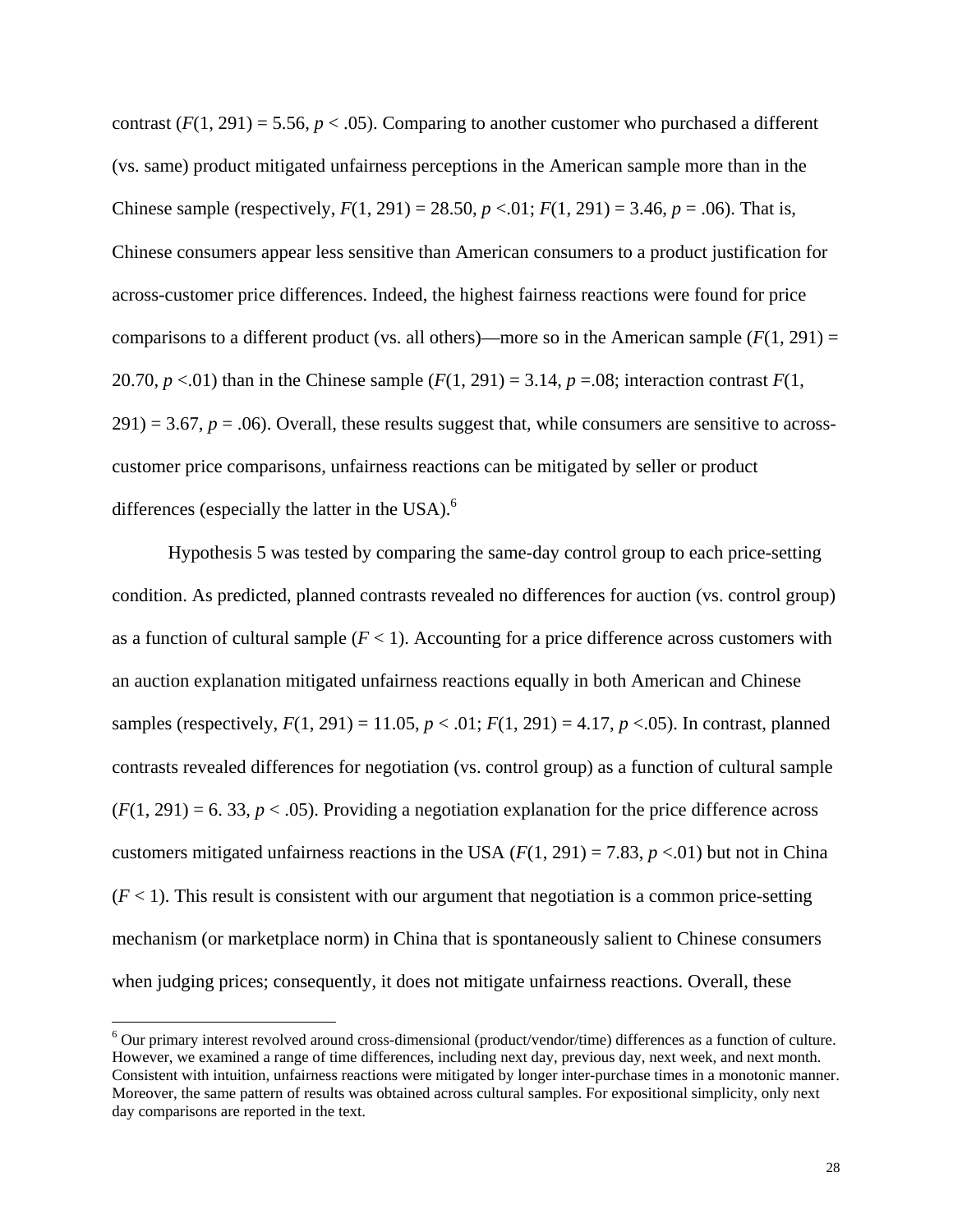contrast ($F(1, 291) = 5.56$, $p < .05$). Comparing to another customer who purchased a different (vs. same) product mitigated unfairness perceptions in the American sample more than in the Chinese sample (respectively, $F(1, 291) = 28.50$, $p < .01$; $F(1, 291) = 3.46$, $p = .06$). That is, Chinese consumers appear less sensitive than American consumers to a product justification for across-customer price differences. Indeed, the highest fairness reactions were found for price comparisons to a different product (vs. all others)—more so in the American sample ($F(1, 291) = 20.70$, $p < .01$) than in the Chinese sample ($F(1, 291) = 3.14$, $p = .08$; interaction contrast $F(1, 291) = 3.67$, $p = .06$). Overall, these results suggest that, while consumers are sensitive to across-customer price comparisons, unfairness reactions can be mitigated by seller or product differences (especially the latter in the USA).[6]

Hypothesis 5 was tested by comparing the same-day control group to each price-setting condition. As predicted, planned contrasts revealed no differences for auction (vs. control group) as a function of cultural sample ($F < 1$). Accounting for a price difference across customers with an auction explanation mitigated unfairness reactions equally in both American and Chinese samples (respectively, $F(1, 291) = 11.05$, $p < .01$; $F(1, 291) = 4.17$, $p < .05$). In contrast, planned contrasts revealed differences for negotiation (vs. control group) as a function of cultural sample ($F(1, 291) = 6.33$, $p < .05$). Providing a negotiation explanation for the price difference across customers mitigated unfairness reactions in the USA ($F(1, 291) = 7.83$, $p < .01$) but not in China ($F < 1$). This result is consistent with our argument that negotiation is a common price-setting mechanism (or marketplace norm) in China that is spontaneously salient to Chinese consumers when judging prices; consequently, it does not mitigate unfairness reactions. Overall, these

[6] Our primary interest revolved around cross-dimensional (product/vendor/time) differences as a function of culture. However, we examined a range of time differences, including next day, previous day, next week, and next month. Consistent with intuition, unfairness reactions were mitigated by longer inter-purchase times in a monotonic manner. Moreover, the same pattern of results was obtained across cultural samples. For expositional simplicity, only next day comparisons are reported in the text.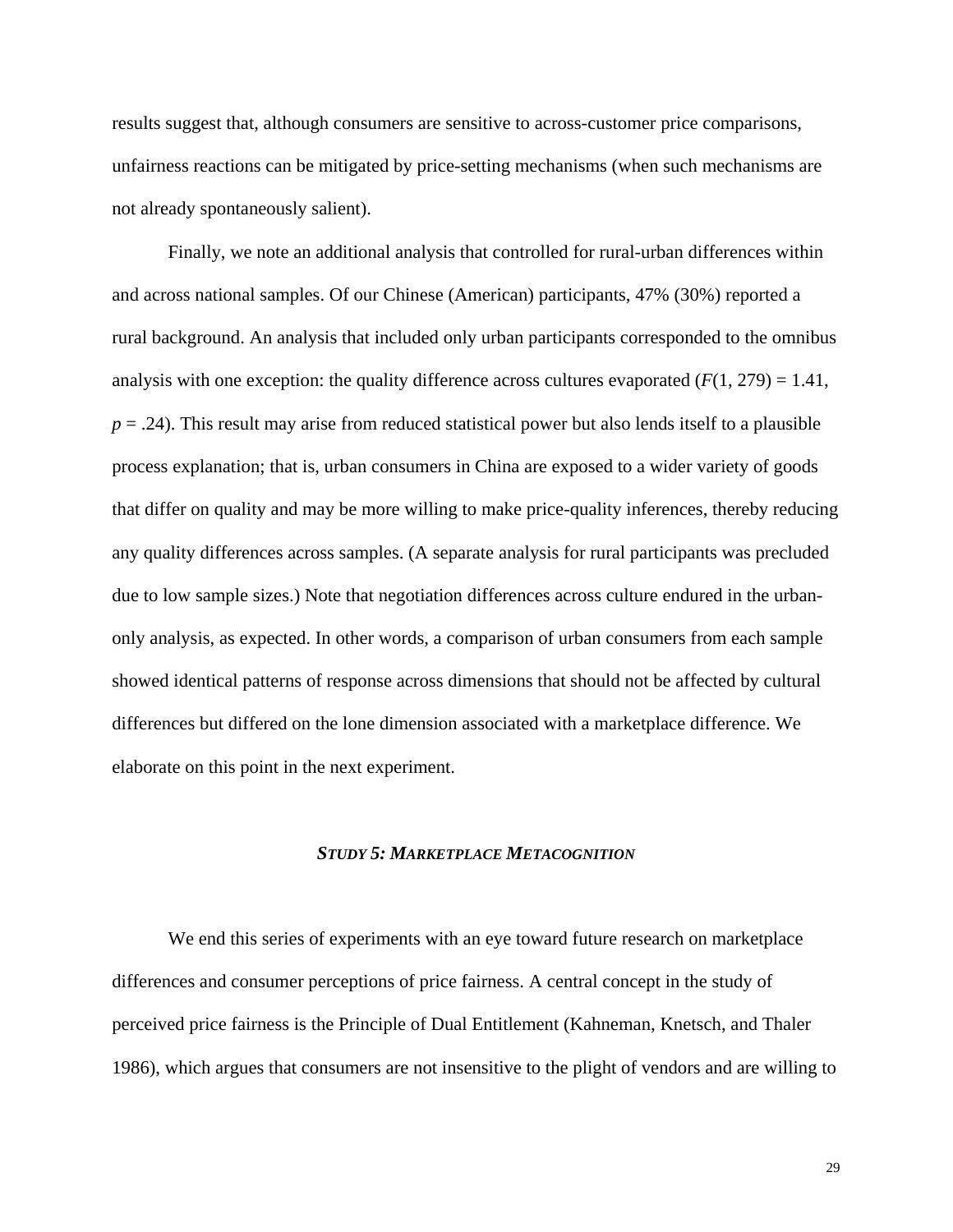results suggest that, although consumers are sensitive to across-customer price comparisons, unfairness reactions can be mitigated by price-setting mechanisms (when such mechanisms are not already spontaneously salient).

Finally, we note an additional analysis that controlled for rural-urban differences within and across national samples. Of our Chinese (American) participants, 47% (30%) reported a rural background. An analysis that included only urban participants corresponded to the omnibus analysis with one exception: the quality difference across cultures evaporated ($F(1, 279) = 1.41$, $p = .24$). This result may arise from reduced statistical power but also lends itself to a plausible process explanation; that is, urban consumers in China are exposed to a wider variety of goods that differ on quality and may be more willing to make price-quality inferences, thereby reducing any quality differences across samples. (A separate analysis for rural participants was precluded due to low sample sizes.) Note that negotiation differences across culture endured in the urban-only analysis, as expected. In other words, a comparison of urban consumers from each sample showed identical patterns of response across dimensions that should not be affected by cultural differences but differed on the lone dimension associated with a marketplace difference. We elaborate on this point in the next experiment.

## *STUDY 5: MARKETPLACE METACOGNITION*

We end this series of experiments with an eye toward future research on marketplace differences and consumer perceptions of price fairness. A central concept in the study of perceived price fairness is the Principle of Dual Entitlement (Kahneman, Knetsch, and Thaler 1986), which argues that consumers are not insensitive to the plight of vendors and are willing to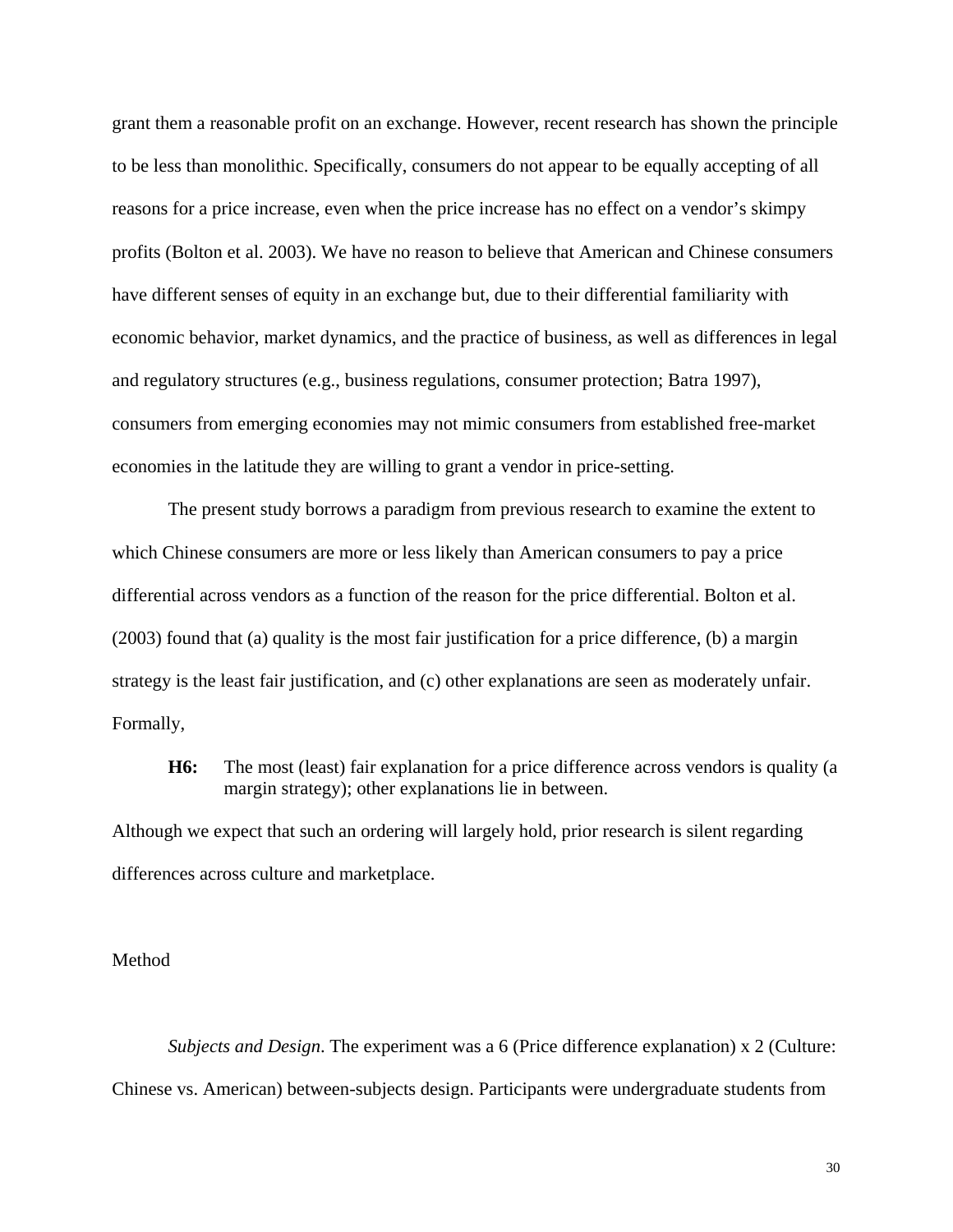grant them a reasonable profit on an exchange. However, recent research has shown the principle to be less than monolithic. Specifically, consumers do not appear to be equally accepting of all reasons for a price increase, even when the price increase has no effect on a vendor's skimpy profits (Bolton et al. 2003). We have no reason to believe that American and Chinese consumers have different senses of equity in an exchange but, due to their differential familiarity with economic behavior, market dynamics, and the practice of business, as well as differences in legal and regulatory structures (e.g., business regulations, consumer protection; Batra 1997), consumers from emerging economies may not mimic consumers from established free-market economies in the latitude they are willing to grant a vendor in price-setting.

The present study borrows a paradigm from previous research to examine the extent to which Chinese consumers are more or less likely than American consumers to pay a price differential across vendors as a function of the reason for the price differential. Bolton et al. (2003) found that (a) quality is the most fair justification for a price difference, (b) a margin strategy is the least fair justification, and (c) other explanations are seen as moderately unfair. Formally,

> **H6:** The most (least) fair explanation for a price difference across vendors is quality (a margin strategy); other explanations lie in between.

Although we expect that such an ordering will largely hold, prior research is silent regarding differences across culture and marketplace.

## Method

*Subjects and Design.* The experiment was a 6 (Price difference explanation) x 2 (Culture: Chinese vs. American) between-subjects design. Participants were undergraduate students from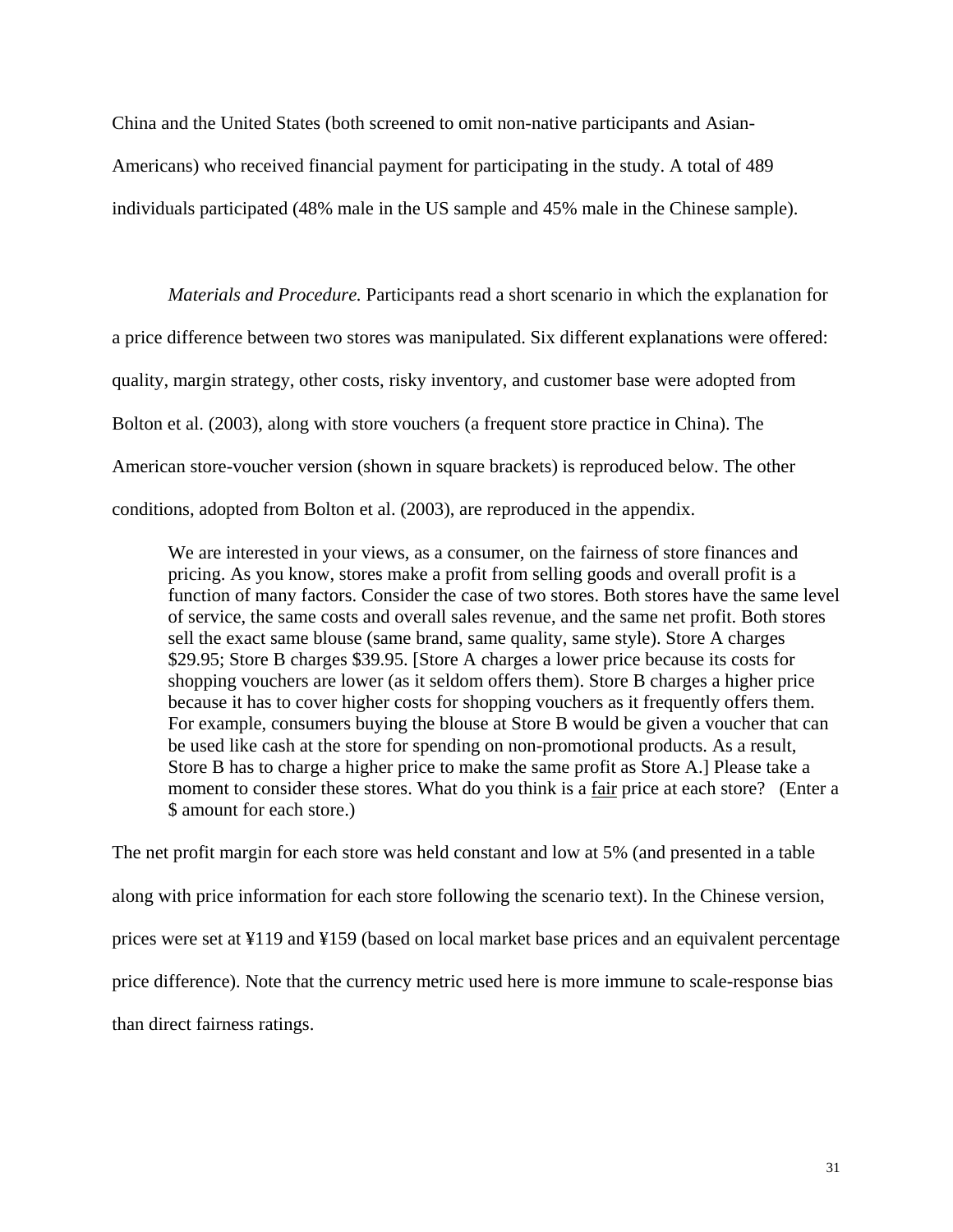China and the United States (both screened to omit non-native participants and Asian-Americans) who received financial payment for participating in the study. A total of 489 individuals participated (48% male in the US sample and 45% male in the Chinese sample).

*Materials and Procedure.* Participants read a short scenario in which the explanation for a price difference between two stores was manipulated. Six different explanations were offered: quality, margin strategy, other costs, risky inventory, and customer base were adopted from Bolton et al. (2003), along with store vouchers (a frequent store practice in China). The American store-voucher version (shown in square brackets) is reproduced below. The other conditions, adopted from Bolton et al. (2003), are reproduced in the appendix.

> We are interested in your views, as a consumer, on the fairness of store finances and pricing. As you know, stores make a profit from selling goods and overall profit is a function of many factors. Consider the case of two stores. Both stores have the same level of service, the same costs and overall sales revenue, and the same net profit. Both stores sell the exact same blouse (same brand, same quality, same style). Store A charges $29.95; Store B charges $39.95. [Store A charges a lower price because its costs for shopping vouchers are lower (as it seldom offers them). Store B charges a higher price because it has to cover higher costs for shopping vouchers as it frequently offers them. For example, consumers buying the blouse at Store B would be given a voucher that can be used like cash at the store for spending on non-promotional products. As a result, Store B has to charge a higher price to make the same profit as Store A.] Please take a moment to consider these stores. What do you think is a <u>fair</u> price at each store? (Enter a $ amount for each store.)

The net profit margin for each store was held constant and low at 5% (and presented in a table along with price information for each store following the scenario text). In the Chinese version, prices were set at ¥119 and ¥159 (based on local market base prices and an equivalent percentage price difference). Note that the currency metric used here is more immune to scale-response bias than direct fairness ratings.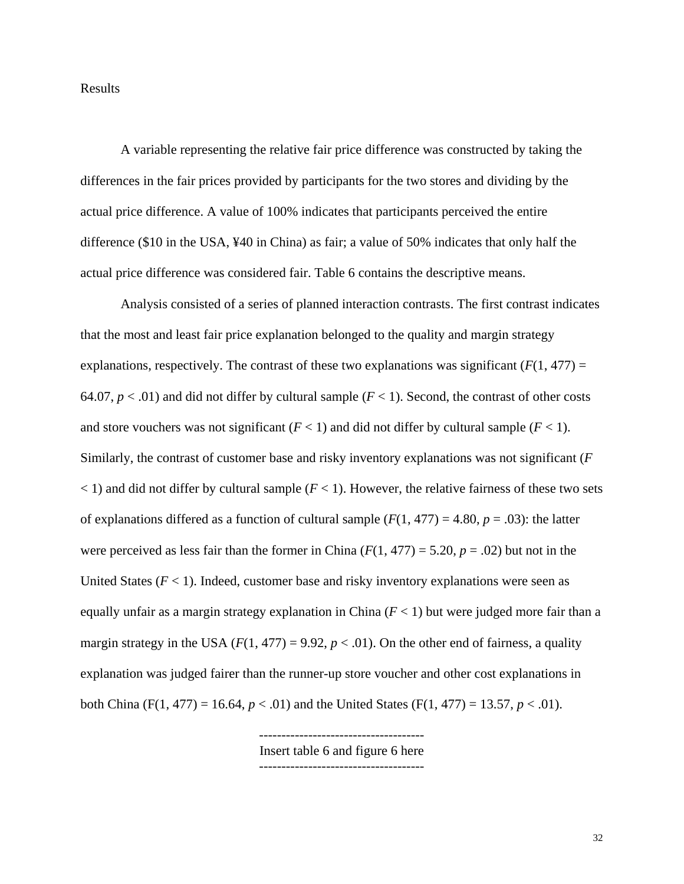Results

A variable representing the relative fair price difference was constructed by taking the differences in the fair prices provided by participants for the two stores and dividing by the actual price difference. A value of 100% indicates that participants perceived the entire difference ($10 in the USA, ¥40 in China) as fair; a value of 50% indicates that only half the actual price difference was considered fair. Table 6 contains the descriptive means.

Analysis consisted of a series of planned interaction contrasts. The first contrast indicates that the most and least fair price explanation belonged to the quality and margin strategy explanations, respectively. The contrast of these two explanations was significant ($F(1, 477) = 64.07$, $p < .01$) and did not differ by cultural sample ($F < 1$). Second, the contrast of other costs and store vouchers was not significant ($F < 1$) and did not differ by cultural sample ($F < 1$). Similarly, the contrast of customer base and risky inventory explanations was not significant ($F < 1$) and did not differ by cultural sample ($F < 1$). However, the relative fairness of these two sets of explanations differed as a function of cultural sample ($F(1, 477) = 4.80$, $p = .03$): the latter were perceived as less fair than the former in China ($F(1, 477) = 5.20$, $p = .02$) but not in the United States ($F < 1$). Indeed, customer base and risky inventory explanations were seen as equally unfair as a margin strategy explanation in China ($F < 1$) but were judged more fair than a margin strategy in the USA ($F(1, 477) = 9.92$, $p < .01$). On the other end of fairness, a quality explanation was judged fairer than the runner-up store voucher and other cost explanations in both China ($F(1, 477) = 16.64$, $p < .01$) and the United States ($F(1, 477) = 13.57$, $p < .01$).

-------------------------------------
Insert table 6 and figure 6 here
-------------------------------------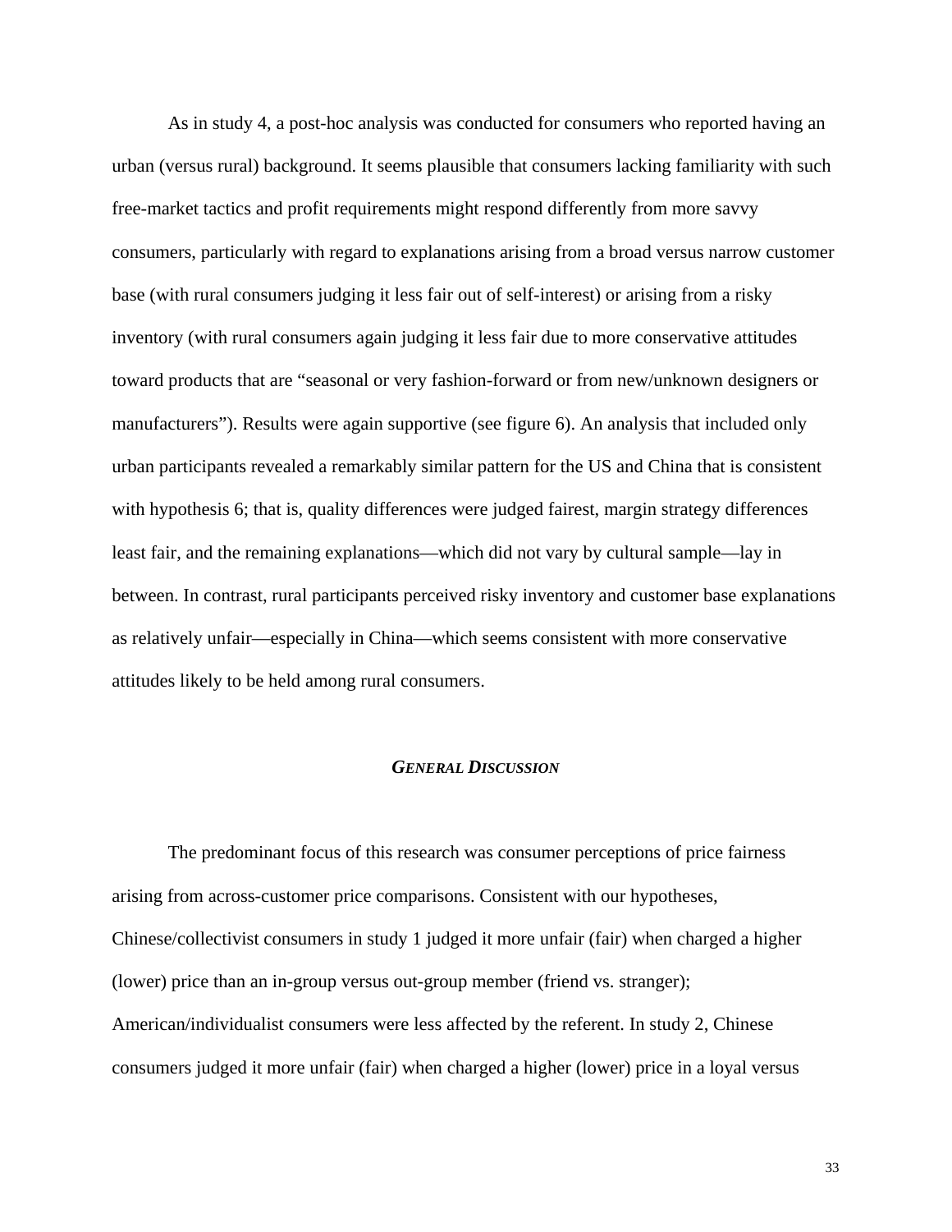As in study 4, a post-hoc analysis was conducted for consumers who reported having an urban (versus rural) background. It seems plausible that consumers lacking familiarity with such free-market tactics and profit requirements might respond differently from more savvy consumers, particularly with regard to explanations arising from a broad versus narrow customer base (with rural consumers judging it less fair out of self-interest) or arising from a risky inventory (with rural consumers again judging it less fair due to more conservative attitudes toward products that are "seasonal or very fashion-forward or from new/unknown designers or manufacturers"). Results were again supportive (see figure 6). An analysis that included only urban participants revealed a remarkably similar pattern for the US and China that is consistent with hypothesis 6; that is, quality differences were judged fairest, margin strategy differences least fair, and the remaining explanations—which did not vary by cultural sample—lay in between. In contrast, rural participants perceived risky inventory and customer base explanations as relatively unfair—especially in China—which seems consistent with more conservative attitudes likely to be held among rural consumers.

## ***GENERAL DISCUSSION***

The predominant focus of this research was consumer perceptions of price fairness arising from across-customer price comparisons. Consistent with our hypotheses, Chinese/collectivist consumers in study 1 judged it more unfair (fair) when charged a higher (lower) price than an in-group versus out-group member (friend vs. stranger); American/individualist consumers were less affected by the referent. In study 2, Chinese consumers judged it more unfair (fair) when charged a higher (lower) price in a loyal versus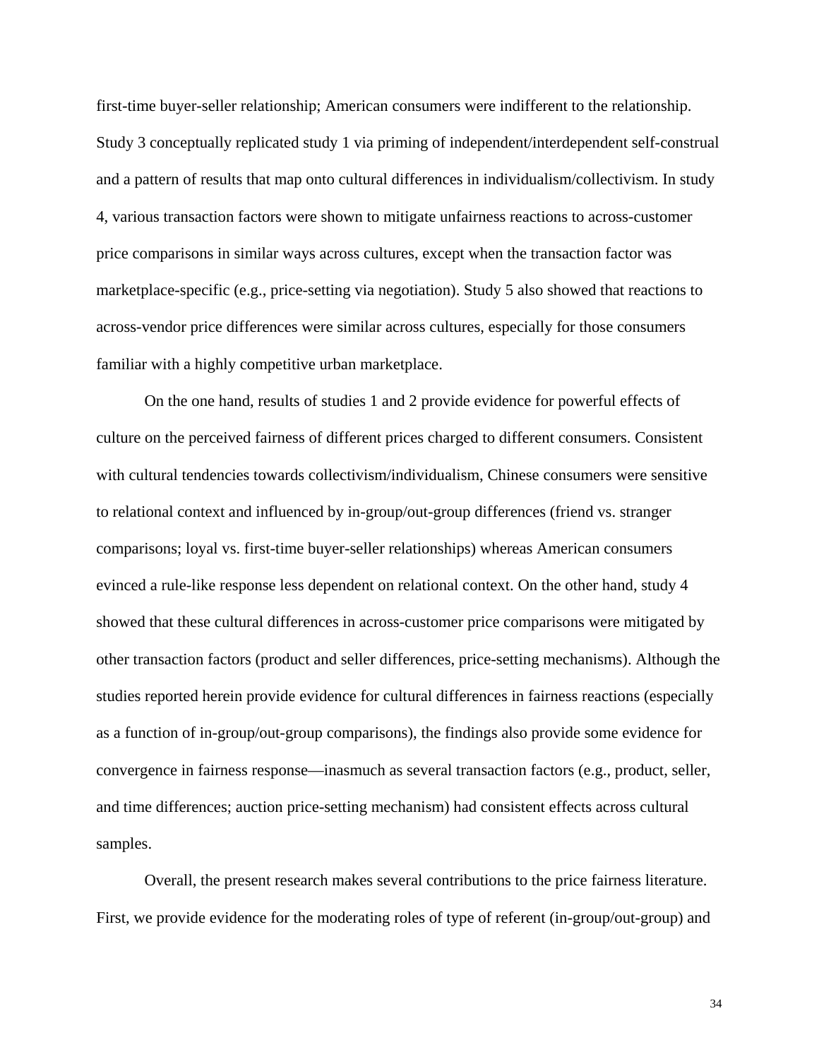first-time buyer-seller relationship; American consumers were indifferent to the relationship. Study 3 conceptually replicated study 1 via priming of independent/interdependent self-construal and a pattern of results that map onto cultural differences in individualism/collectivism. In study 4, various transaction factors were shown to mitigate unfairness reactions to across-customer price comparisons in similar ways across cultures, except when the transaction factor was marketplace-specific (e.g., price-setting via negotiation). Study 5 also showed that reactions to across-vendor price differences were similar across cultures, especially for those consumers familiar with a highly competitive urban marketplace.

On the one hand, results of studies 1 and 2 provide evidence for powerful effects of culture on the perceived fairness of different prices charged to different consumers. Consistent with cultural tendencies towards collectivism/individualism, Chinese consumers were sensitive to relational context and influenced by in-group/out-group differences (friend vs. stranger comparisons; loyal vs. first-time buyer-seller relationships) whereas American consumers evinced a rule-like response less dependent on relational context. On the other hand, study 4 showed that these cultural differences in across-customer price comparisons were mitigated by other transaction factors (product and seller differences, price-setting mechanisms). Although the studies reported herein provide evidence for cultural differences in fairness reactions (especially as a function of in-group/out-group comparisons), the findings also provide some evidence for convergence in fairness response—inasmuch as several transaction factors (e.g., product, seller, and time differences; auction price-setting mechanism) had consistent effects across cultural samples.

Overall, the present research makes several contributions to the price fairness literature. First, we provide evidence for the moderating roles of type of referent (in-group/out-group) and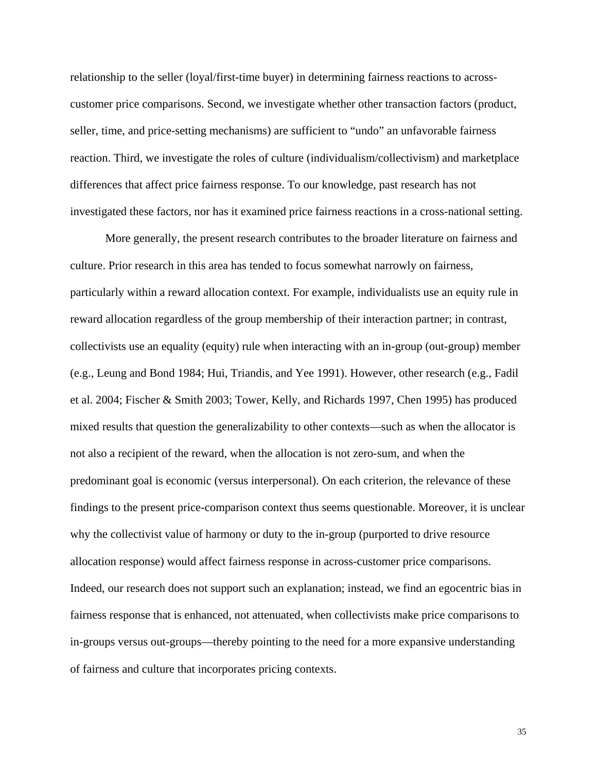relationship to the seller (loyal/first-time buyer) in determining fairness reactions to across-customer price comparisons. Second, we investigate whether other transaction factors (product, seller, time, and price-setting mechanisms) are sufficient to "undo" an unfavorable fairness reaction. Third, we investigate the roles of culture (individualism/collectivism) and marketplace differences that affect price fairness response. To our knowledge, past research has not investigated these factors, nor has it examined price fairness reactions in a cross-national setting.

More generally, the present research contributes to the broader literature on fairness and culture. Prior research in this area has tended to focus somewhat narrowly on fairness, particularly within a reward allocation context. For example, individualists use an equity rule in reward allocation regardless of the group membership of their interaction partner; in contrast, collectivists use an equality (equity) rule when interacting with an in-group (out-group) member (e.g., Leung and Bond 1984; Hui, Triandis, and Yee 1991). However, other research (e.g., Fadil et al. 2004; Fischer & Smith 2003; Tower, Kelly, and Richards 1997, Chen 1995) has produced mixed results that question the generalizability to other contexts—such as when the allocator is not also a recipient of the reward, when the allocation is not zero-sum, and when the predominant goal is economic (versus interpersonal). On each criterion, the relevance of these findings to the present price-comparison context thus seems questionable. Moreover, it is unclear why the collectivist value of harmony or duty to the in-group (purported to drive resource allocation response) would affect fairness response in across-customer price comparisons. Indeed, our research does not support such an explanation; instead, we find an egocentric bias in fairness response that is enhanced, not attenuated, when collectivists make price comparisons to in-groups versus out-groups—thereby pointing to the need for a more expansive understanding of fairness and culture that incorporates pricing contexts.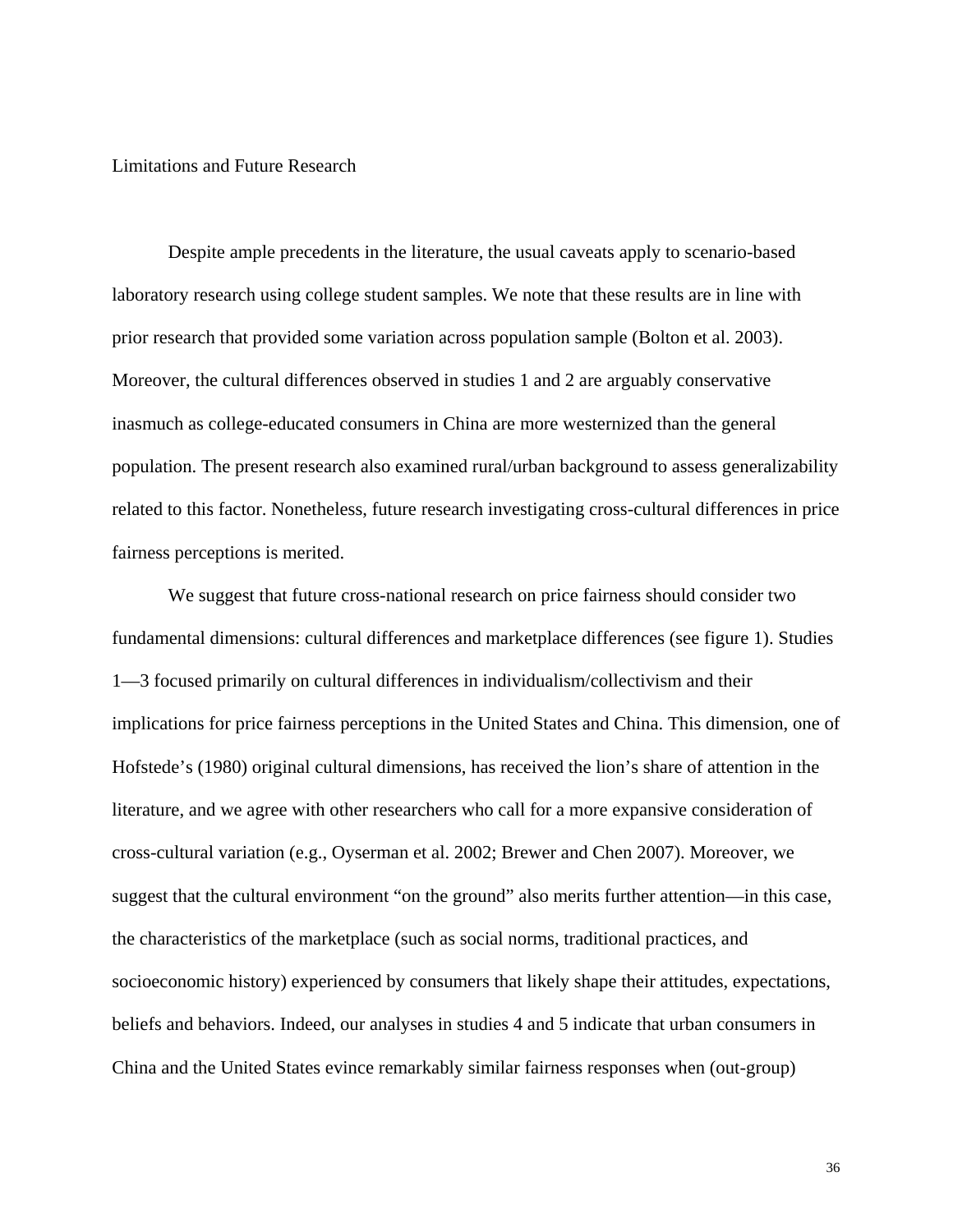## Limitations and Future Research

Despite ample precedents in the literature, the usual caveats apply to scenario-based laboratory research using college student samples. We note that these results are in line with prior research that provided some variation across population sample (Bolton et al. 2003). Moreover, the cultural differences observed in studies 1 and 2 are arguably conservative inasmuch as college-educated consumers in China are more westernized than the general population. The present research also examined rural/urban background to assess generalizability related to this factor. Nonetheless, future research investigating cross-cultural differences in price fairness perceptions is merited.

We suggest that future cross-national research on price fairness should consider two fundamental dimensions: cultural differences and marketplace differences (see figure 1). Studies 1—3 focused primarily on cultural differences in individualism/collectivism and their implications for price fairness perceptions in the United States and China. This dimension, one of Hofstede's (1980) original cultural dimensions, has received the lion's share of attention in the literature, and we agree with other researchers who call for a more expansive consideration of cross-cultural variation (e.g., Oyserman et al. 2002; Brewer and Chen 2007). Moreover, we suggest that the cultural environment "on the ground" also merits further attention—in this case, the characteristics of the marketplace (such as social norms, traditional practices, and socioeconomic history) experienced by consumers that likely shape their attitudes, expectations, beliefs and behaviors. Indeed, our analyses in studies 4 and 5 indicate that urban consumers in China and the United States evince remarkably similar fairness responses when (out-group)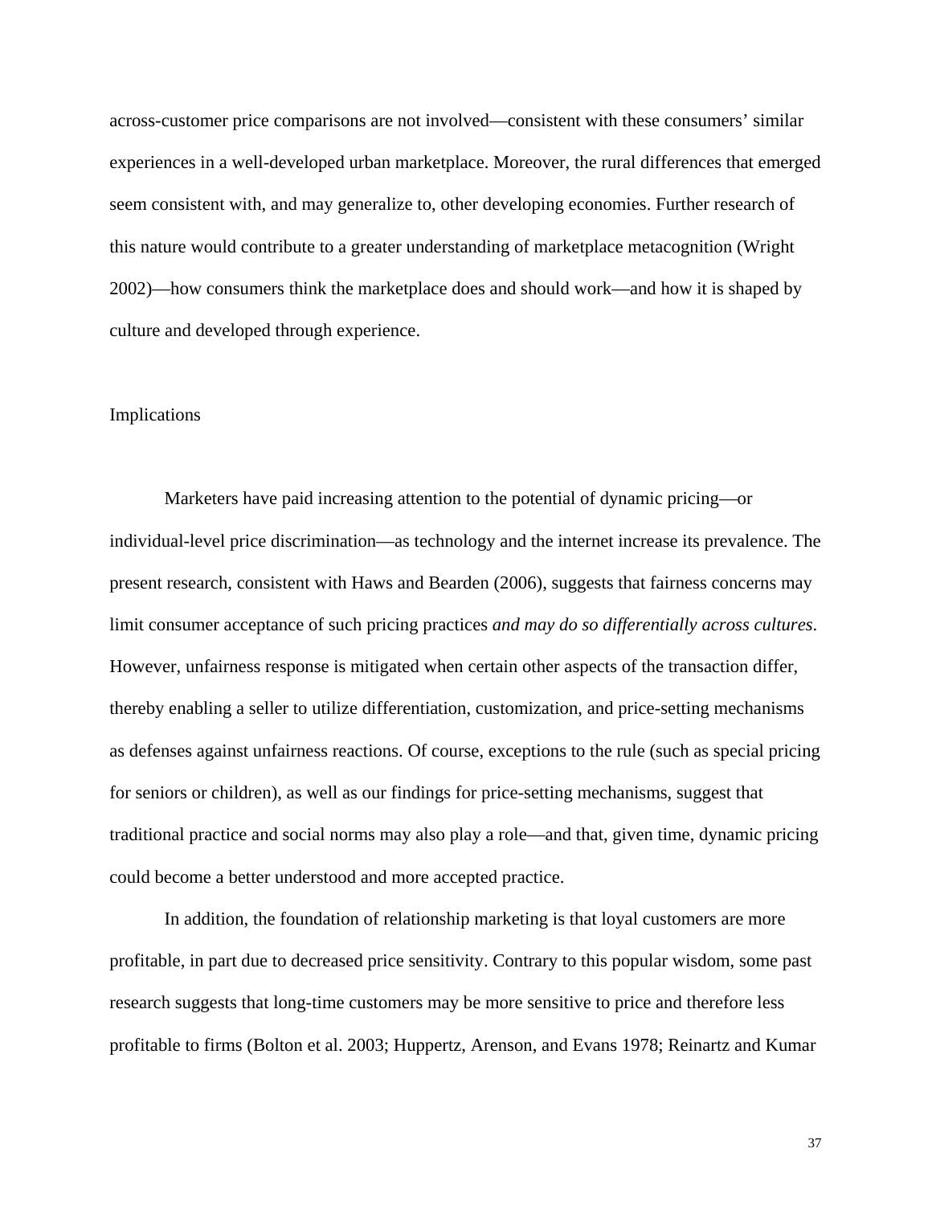across-customer price comparisons are not involved—consistent with these consumers' similar experiences in a well-developed urban marketplace. Moreover, the rural differences that emerged seem consistent with, and may generalize to, other developing economies. Further research of this nature would contribute to a greater understanding of marketplace metacognition (Wright 2002)—how consumers think the marketplace does and should work—and how it is shaped by culture and developed through experience.

## Implications

Marketers have paid increasing attention to the potential of dynamic pricing—or individual-level price discrimination—as technology and the internet increase its prevalence. The present research, consistent with Haws and Bearden (2006), suggests that fairness concerns may limit consumer acceptance of such pricing practices *and may do so differentially across cultures*. However, unfairness response is mitigated when certain other aspects of the transaction differ, thereby enabling a seller to utilize differentiation, customization, and price-setting mechanisms as defenses against unfairness reactions. Of course, exceptions to the rule (such as special pricing for seniors or children), as well as our findings for price-setting mechanisms, suggest that traditional practice and social norms may also play a role—and that, given time, dynamic pricing could become a better understood and more accepted practice.

In addition, the foundation of relationship marketing is that loyal customers are more profitable, in part due to decreased price sensitivity. Contrary to this popular wisdom, some past research suggests that long-time customers may be more sensitive to price and therefore less profitable to firms (Bolton et al. 2003; Huppertz, Arenson, and Evans 1978; Reinartz and Kumar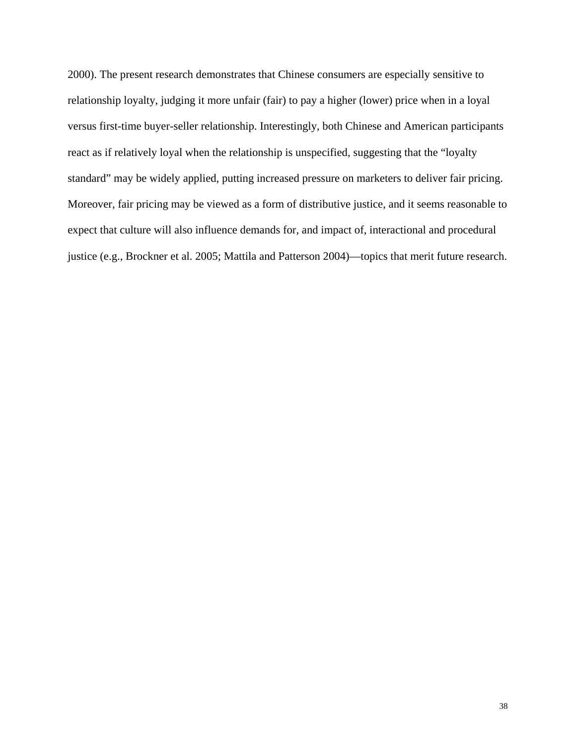2000). The present research demonstrates that Chinese consumers are especially sensitive to relationship loyalty, judging it more unfair (fair) to pay a higher (lower) price when in a loyal versus first-time buyer-seller relationship. Interestingly, both Chinese and American participants react as if relatively loyal when the relationship is unspecified, suggesting that the “loyalty standard” may be widely applied, putting increased pressure on marketers to deliver fair pricing. Moreover, fair pricing may be viewed as a form of distributive justice, and it seems reasonable to expect that culture will also influence demands for, and impact of, interactional and procedural justice (e.g., Brockner et al. 2005; Mattila and Patterson 2004)—topics that merit future research.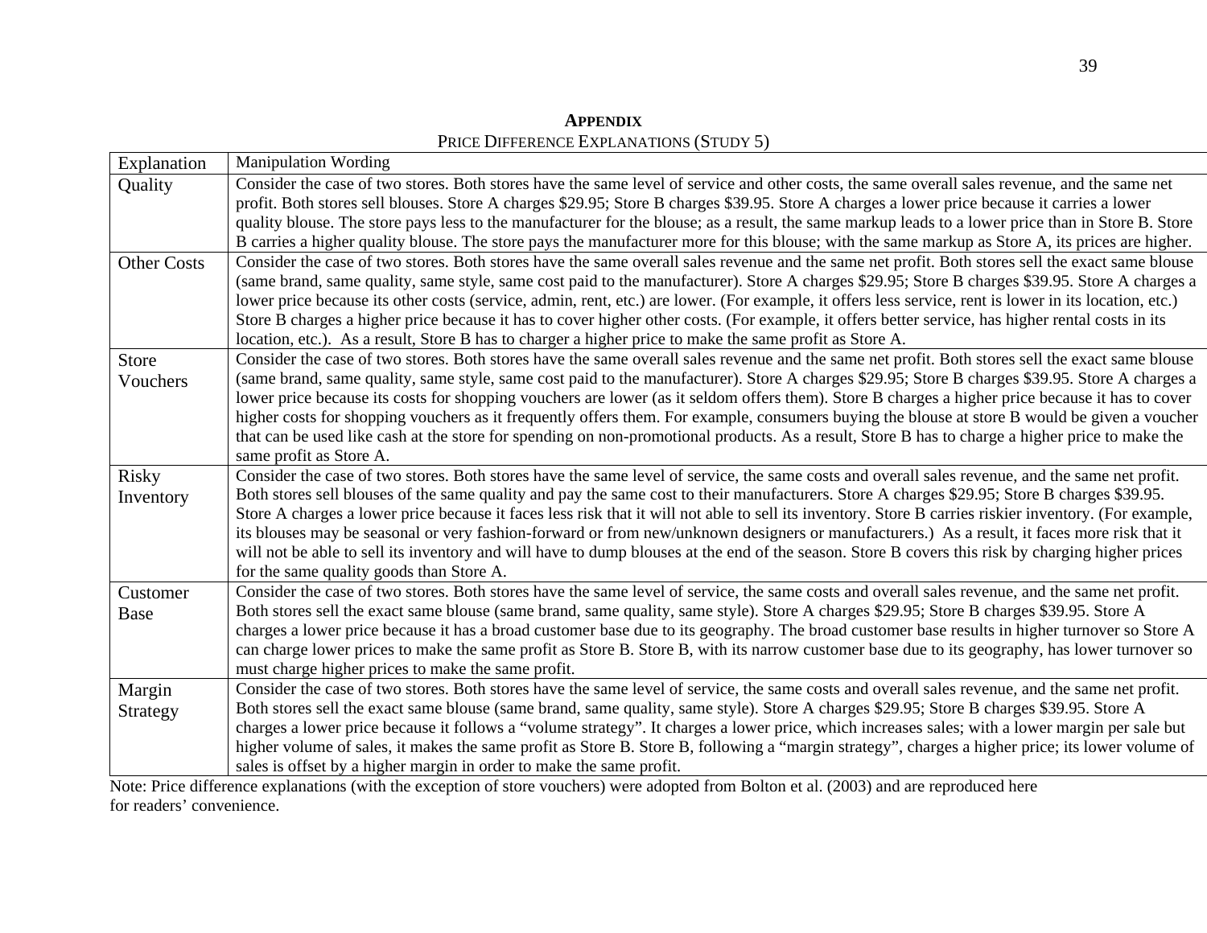## APPENDIX

PRICE DIFFERENCE EXPLANATIONS (STUDY 5)

| Explanation | Manipulation Wording |
|---|---|
| Quality | Consider the case of two stores. Both stores have the same level of service and other costs, the same overall sales revenue, and the same net profit. Both stores sell blouses. Store A charges $29.95; Store B charges $39.95. Store A charges a lower price because it carries a lower quality blouse. The store pays less to the manufacturer for the blouse; as a result, the same markup leads to a lower price than in Store B. Store B carries a higher quality blouse. The store pays the manufacturer more for this blouse; with the same markup as Store A, its prices are higher. |
| Other Costs | Consider the case of two stores. Both stores have the same overall sales revenue and the same net profit. Both stores sell the exact same blouse (same brand, same quality, same style, same cost paid to the manufacturer). Store A charges $29.95; Store B charges $39.95. Store A charges a lower price because its other costs (service, admin, rent, etc.) are lower. (For example, it offers less service, rent is lower in its location, etc.) Store B charges a higher price because it has to cover higher other costs. (For example, it offers better service, has higher rental costs in its location, etc.). As a result, Store B has to charger a higher price to make the same profit as Store A. |
| Store Vouchers | Consider the case of two stores. Both stores have the same overall sales revenue and the same net profit. Both stores sell the exact same blouse (same brand, same quality, same style, same cost paid to the manufacturer). Store A charges $29.95; Store B charges $39.95. Store A charges a lower price because its costs for shopping vouchers are lower (as it seldom offers them). Store B charges a higher price because it has to cover higher costs for shopping vouchers as it frequently offers them. For example, consumers buying the blouse at store B would be given a voucher that can be used like cash at the store for spending on non-promotional products. As a result, Store B has to charge a higher price to make the same profit as Store A. |
| Risky Inventory | Consider the case of two stores. Both stores have the same level of service, the same costs and overall sales revenue, and the same net profit. Both stores sell blouses of the same quality and pay the same cost to their manufacturers. Store A charges $29.95; Store B charges $39.95. Store A charges a lower price because it faces less risk that it will not able to sell its inventory. Store B carries riskier inventory. (For example, its blouses may be seasonal or very fashion-forward or from new/unknown designers or manufacturers.) As a result, it faces more risk that it will not be able to sell its inventory and will have to dump blouses at the end of the season. Store B covers this risk by charging higher prices for the same quality goods than Store A. |
| Customer Base | Consider the case of two stores. Both stores have the same level of service, the same costs and overall sales revenue, and the same net profit. Both stores sell the exact same blouse (same brand, same quality, same style). Store A charges $29.95; Store B charges $39.95. Store A charges a lower price because it has a broad customer base due to its geography. The broad customer base results in higher turnover so Store A can charge lower prices to make the same profit as Store B. Store B, with its narrow customer base due to its geography, has lower turnover so must charge higher prices to make the same profit. |
| Margin Strategy | Consider the case of two stores. Both stores have the same level of service, the same costs and overall sales revenue, and the same net profit. Both stores sell the exact same blouse (same brand, same quality, same style). Store A charges $29.95; Store B charges $39.95. Store A charges a lower price because it follows a "volume strategy". It charges a lower price, which increases sales; with a lower margin per sale but higher volume of sales, it makes the same profit as Store B. Store B, following a "margin strategy", charges a higher price; its lower volume of sales is offset by a higher margin in order to make the same profit. |

Note: Price difference explanations (with the exception of store vouchers) were adopted from Bolton et al. (2003) and are reproduced here for readers' convenience.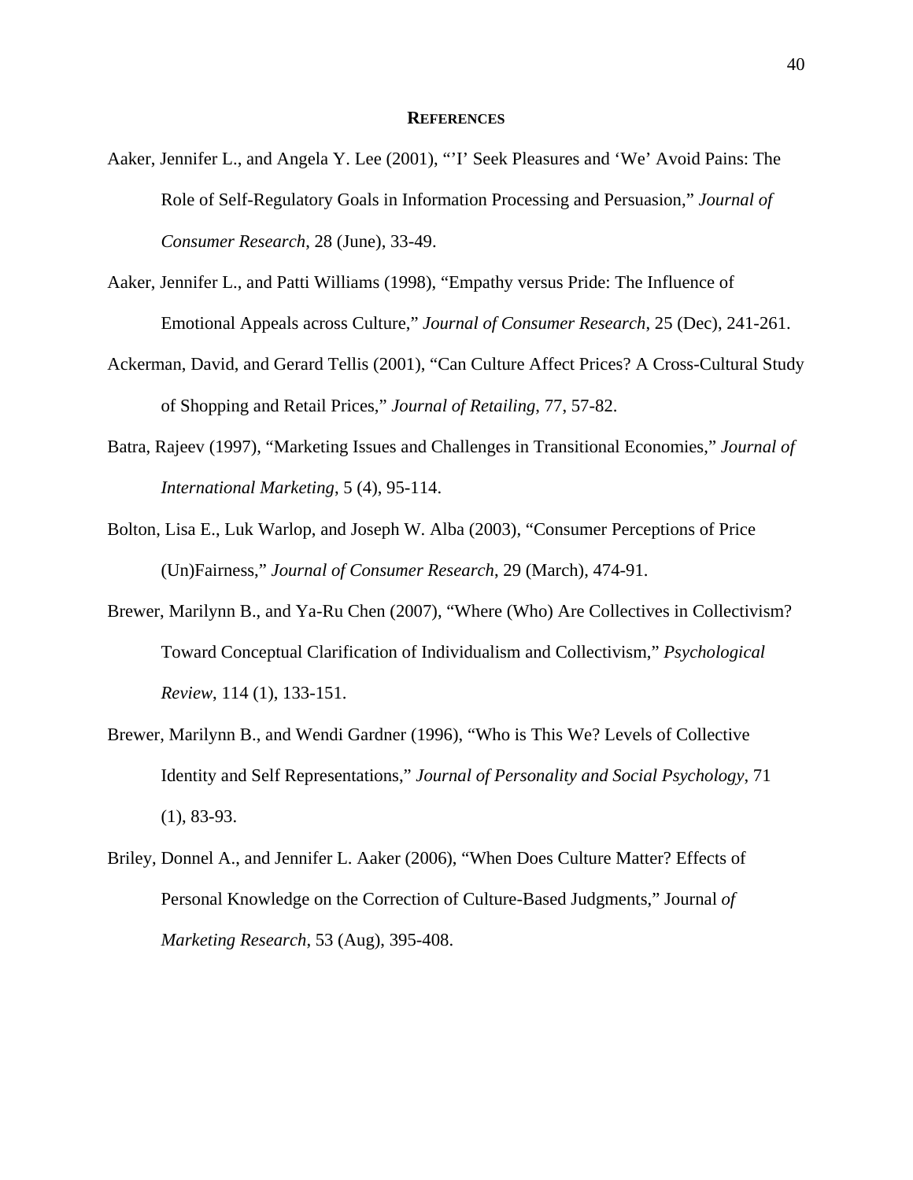## REFERENCES

Aaker, Jennifer L., and Angela Y. Lee (2001), "'I' Seek Pleasures and 'We' Avoid Pains: The Role of Self-Regulatory Goals in Information Processing and Persuasion," *Journal of Consumer Research*, 28 (June), 33-49.

Aaker, Jennifer L., and Patti Williams (1998), "Empathy versus Pride: The Influence of Emotional Appeals across Culture," *Journal of Consumer Research*, 25 (Dec), 241-261.

Ackerman, David, and Gerard Tellis (2001), "Can Culture Affect Prices? A Cross-Cultural Study of Shopping and Retail Prices," *Journal of Retailing*, 77, 57-82.

Batra, Rajeev (1997), "Marketing Issues and Challenges in Transitional Economies," *Journal of International Marketing*, 5 (4), 95-114.

Bolton, Lisa E., Luk Warlop, and Joseph W. Alba (2003), "Consumer Perceptions of Price (Un)Fairness," *Journal of Consumer Research*, 29 (March), 474-91.

Brewer, Marilynn B., and Ya-Ru Chen (2007), "Where (Who) Are Collectives in Collectivism? Toward Conceptual Clarification of Individualism and Collectivism," *Psychological Review*, 114 (1), 133-151.

Brewer, Marilynn B., and Wendi Gardner (1996), "Who is This We? Levels of Collective Identity and Self Representations," *Journal of Personality and Social Psychology*, 71 (1), 83-93.

Briley, Donnel A., and Jennifer L. Aaker (2006), "When Does Culture Matter? Effects of Personal Knowledge on the Correction of Culture-Based Judgments," Journal *of Marketing Research*, 53 (Aug), 395-408.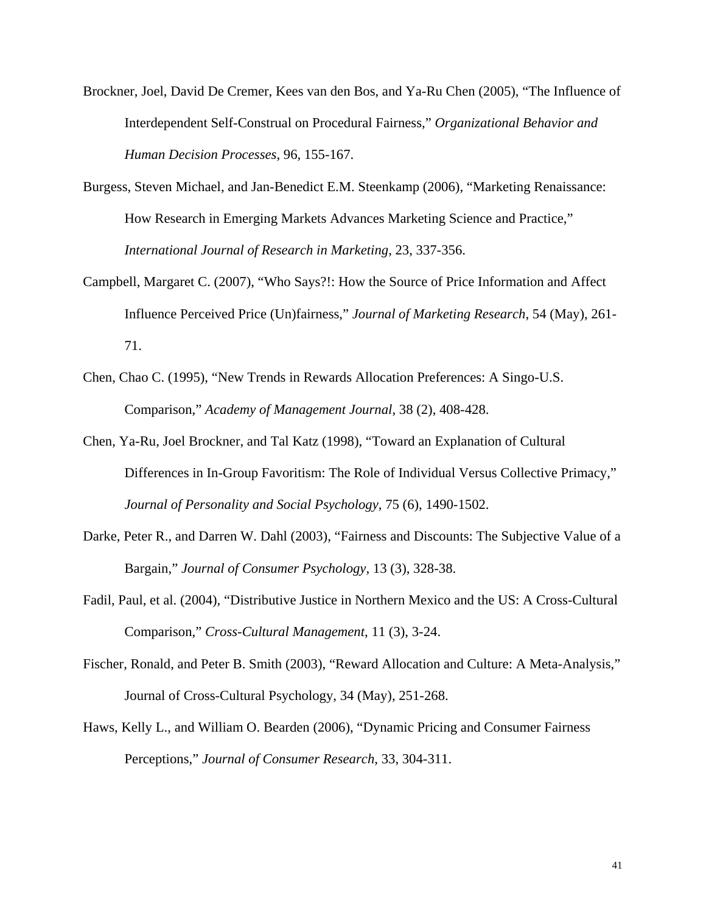Brockner, Joel, David De Cremer, Kees van den Bos, and Ya-Ru Chen (2005), "The Influence of Interdependent Self-Construal on Procedural Fairness," *Organizational Behavior and Human Decision Processes*, 96, 155-167.

Burgess, Steven Michael, and Jan-Benedict E.M. Steenkamp (2006), "Marketing Renaissance: How Research in Emerging Markets Advances Marketing Science and Practice," *International Journal of Research in Marketing*, 23, 337-356.

Campbell, Margaret C. (2007), "Who Says?!: How the Source of Price Information and Affect Influence Perceived Price (Un)fairness," *Journal of Marketing Research*, 54 (May), 261-71.

Chen, Chao C. (1995), "New Trends in Rewards Allocation Preferences: A Singo-U.S. Comparison," *Academy of Management Journal*, 38 (2), 408-428.

Chen, Ya-Ru, Joel Brockner, and Tal Katz (1998), "Toward an Explanation of Cultural Differences in In-Group Favoritism: The Role of Individual Versus Collective Primacy," *Journal of Personality and Social Psychology*, 75 (6), 1490-1502.

Darke, Peter R., and Darren W. Dahl (2003), "Fairness and Discounts: The Subjective Value of a Bargain," *Journal of Consumer Psychology*, 13 (3), 328-38.

Fadil, Paul, et al. (2004), "Distributive Justice in Northern Mexico and the US: A Cross-Cultural Comparison," *Cross-Cultural Management*, 11 (3), 3-24.

Fischer, Ronald, and Peter B. Smith (2003), "Reward Allocation and Culture: A Meta-Analysis," Journal of Cross-Cultural Psychology, 34 (May), 251-268.

Haws, Kelly L., and William O. Bearden (2006), "Dynamic Pricing and Consumer Fairness Perceptions," *Journal of Consumer Research*, 33, 304-311.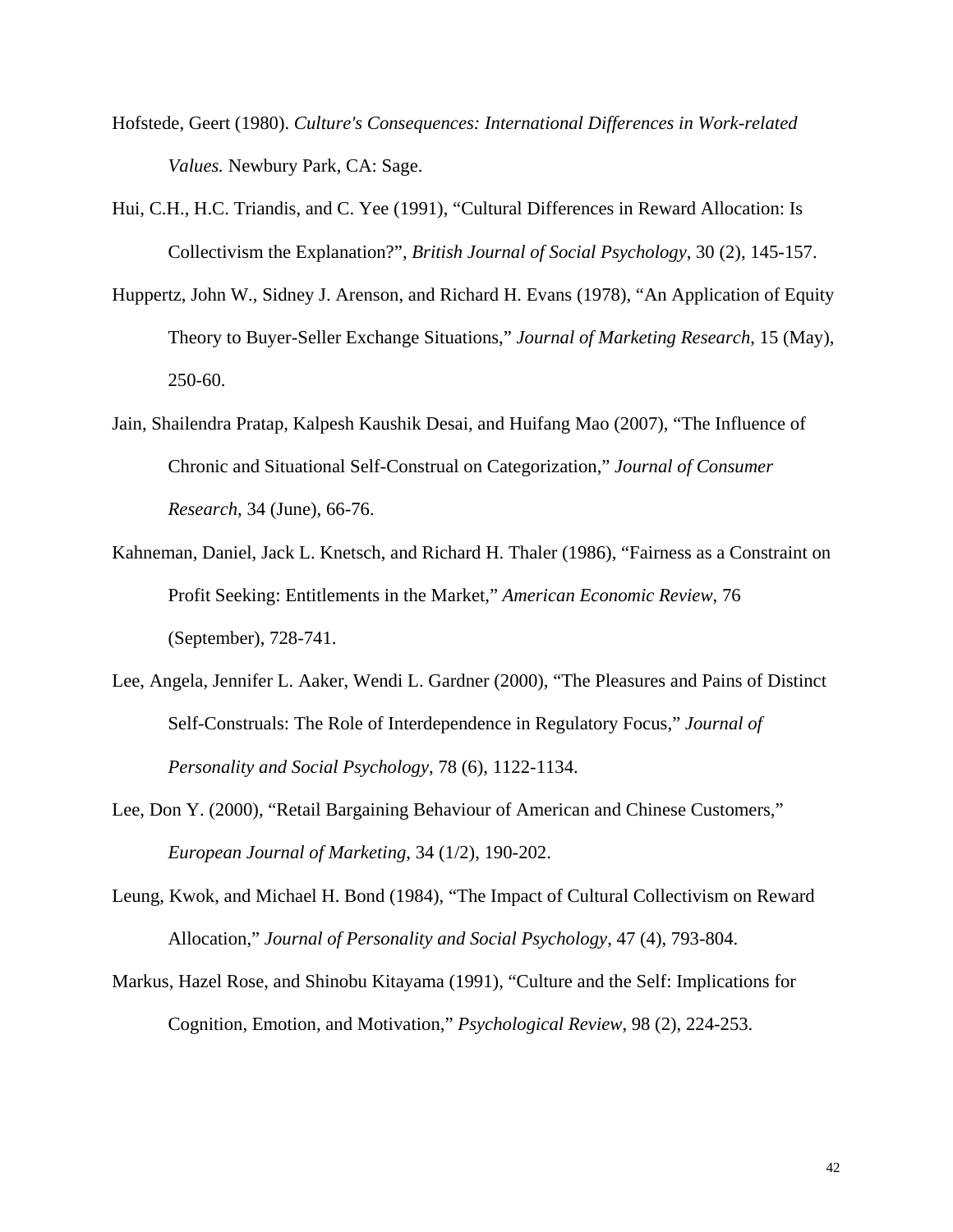Hofstede, Geert (1980). *Culture's Consequences: International Differences in Work-related Values.* Newbury Park, CA: Sage.

Hui, C.H., H.C. Triandis, and C. Yee (1991), "Cultural Differences in Reward Allocation: Is Collectivism the Explanation?", *British Journal of Social Psychology*, 30 (2), 145-157.

Huppertz, John W., Sidney J. Arenson, and Richard H. Evans (1978), "An Application of Equity Theory to Buyer-Seller Exchange Situations," *Journal of Marketing Research*, 15 (May), 250-60.

Jain, Shailendra Pratap, Kalpesh Kaushik Desai, and Huifang Mao (2007), "The Influence of Chronic and Situational Self-Construal on Categorization," *Journal of Consumer Research*, 34 (June), 66-76.

Kahneman, Daniel, Jack L. Knetsch, and Richard H. Thaler (1986), "Fairness as a Constraint on Profit Seeking: Entitlements in the Market," *American Economic Review*, 76 (September), 728-741.

Lee, Angela, Jennifer L. Aaker, Wendi L. Gardner (2000), "The Pleasures and Pains of Distinct Self-Construals: The Role of Interdependence in Regulatory Focus," *Journal of Personality and Social Psychology*, 78 (6), 1122-1134.

Lee, Don Y. (2000), "Retail Bargaining Behaviour of American and Chinese Customers," *European Journal of Marketing*, 34 (1/2), 190-202.

Leung, Kwok, and Michael H. Bond (1984), "The Impact of Cultural Collectivism on Reward Allocation," *Journal of Personality and Social Psychology*, 47 (4), 793-804.

Markus, Hazel Rose, and Shinobu Kitayama (1991), "Culture and the Self: Implications for Cognition, Emotion, and Motivation," *Psychological Review*, 98 (2), 224-253.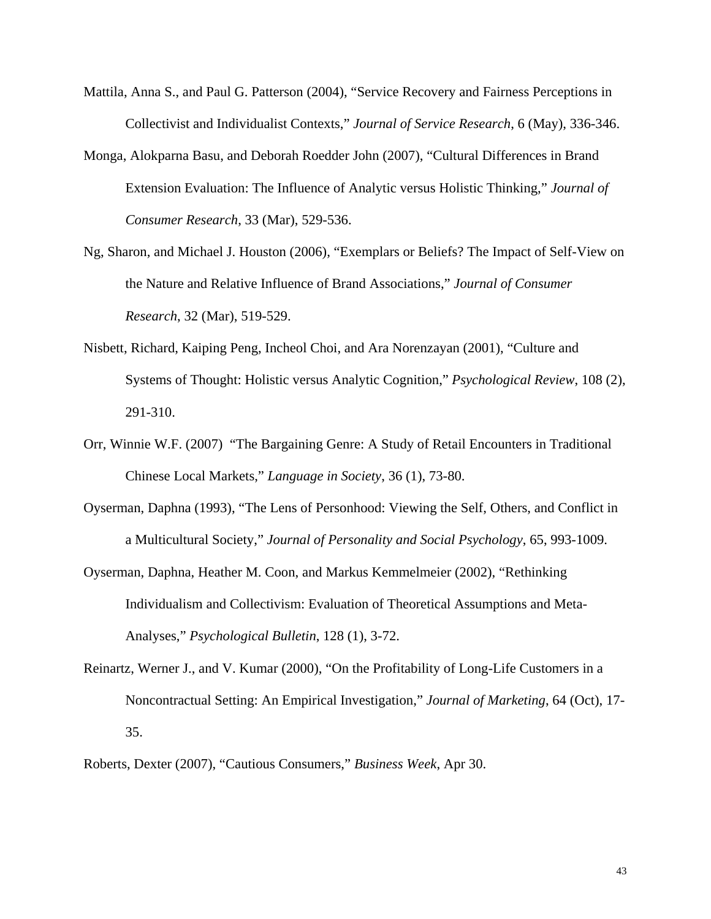Mattila, Anna S., and Paul G. Patterson (2004), "Service Recovery and Fairness Perceptions in Collectivist and Individualist Contexts," *Journal of Service Research*, 6 (May), 336-346.

Monga, Alokparna Basu, and Deborah Roedder John (2007), "Cultural Differences in Brand Extension Evaluation: The Influence of Analytic versus Holistic Thinking," *Journal of Consumer Research*, 33 (Mar), 529-536.

Ng, Sharon, and Michael J. Houston (2006), "Exemplars or Beliefs? The Impact of Self-View on the Nature and Relative Influence of Brand Associations," *Journal of Consumer Research*, 32 (Mar), 519-529.

Nisbett, Richard, Kaiping Peng, Incheol Choi, and Ara Norenzayan (2001), "Culture and Systems of Thought: Holistic versus Analytic Cognition," *Psychological Review*, 108 (2), 291-310.

Orr, Winnie W.F. (2007) "The Bargaining Genre: A Study of Retail Encounters in Traditional Chinese Local Markets," *Language in Society*, 36 (1), 73-80.

Oyserman, Daphna (1993), "The Lens of Personhood: Viewing the Self, Others, and Conflict in a Multicultural Society," *Journal of Personality and Social Psychology*, 65, 993-1009.

Oyserman, Daphna, Heather M. Coon, and Markus Kemmelmeier (2002), "Rethinking Individualism and Collectivism: Evaluation of Theoretical Assumptions and Meta-Analyses," *Psychological Bulletin*, 128 (1), 3-72.

Reinartz, Werner J., and V. Kumar (2000), "On the Profitability of Long-Life Customers in a Noncontractual Setting: An Empirical Investigation," *Journal of Marketing*, 64 (Oct), 17-35.

Roberts, Dexter (2007), "Cautious Consumers," *Business Week*, Apr 30.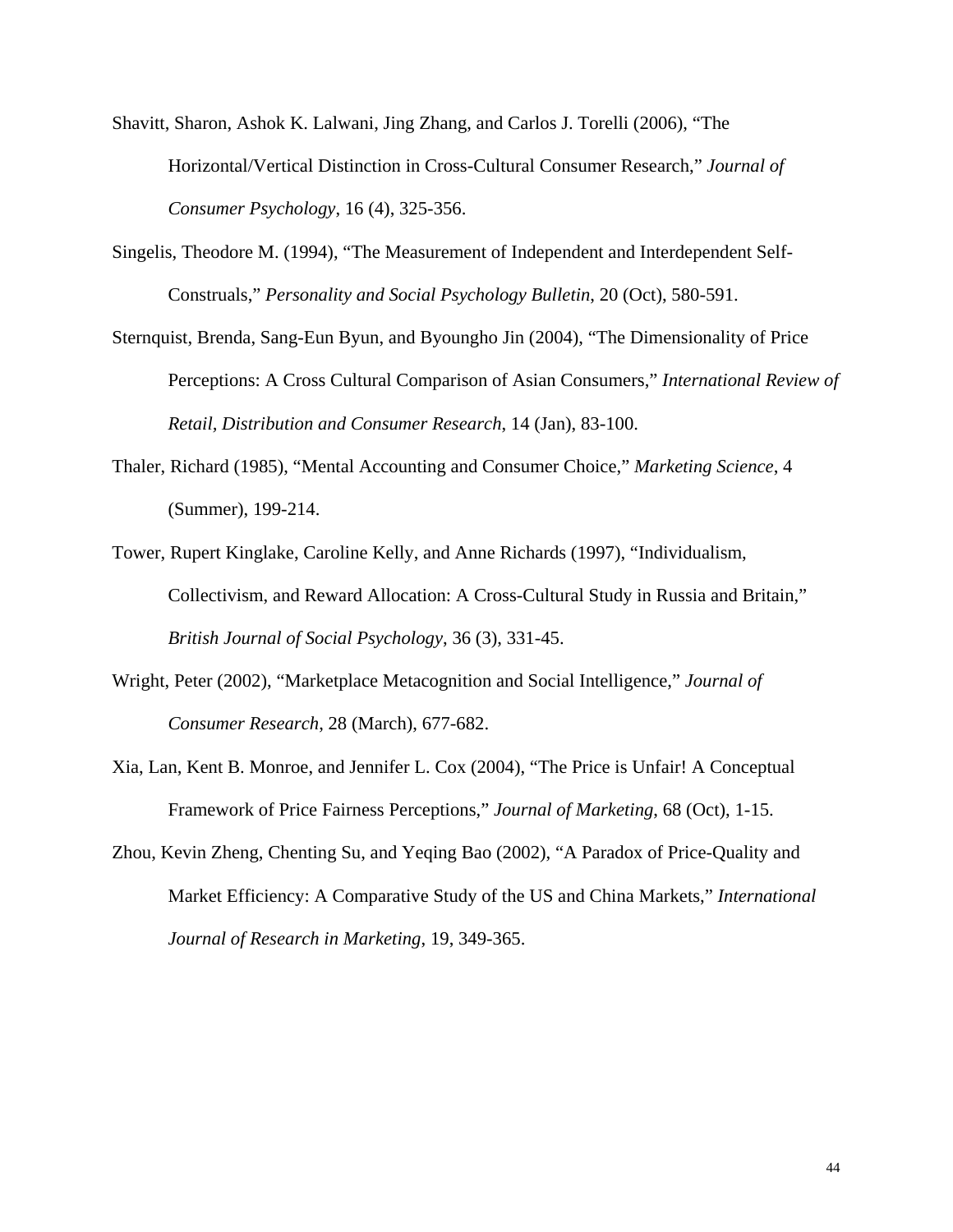Shavitt, Sharon, Ashok K. Lalwani, Jing Zhang, and Carlos J. Torelli (2006), "The Horizontal/Vertical Distinction in Cross-Cultural Consumer Research," *Journal of Consumer Psychology*, 16 (4), 325-356.

Singelis, Theodore M. (1994), "The Measurement of Independent and Interdependent Self-Construals," *Personality and Social Psychology Bulletin*, 20 (Oct), 580-591.

Sternquist, Brenda, Sang-Eun Byun, and Byoungho Jin (2004), "The Dimensionality of Price Perceptions: A Cross Cultural Comparison of Asian Consumers," *International Review of Retail, Distribution and Consumer Research*, 14 (Jan), 83-100.

Thaler, Richard (1985), "Mental Accounting and Consumer Choice," *Marketing Science*, 4 (Summer), 199-214.

Tower, Rupert Kinglake, Caroline Kelly, and Anne Richards (1997), "Individualism, Collectivism, and Reward Allocation: A Cross-Cultural Study in Russia and Britain," *British Journal of Social Psychology,* 36 (3), 331-45.

Wright, Peter (2002), "Marketplace Metacognition and Social Intelligence," *Journal of Consumer Research*, 28 (March), 677-682.

Xia, Lan, Kent B. Monroe, and Jennifer L. Cox (2004), "The Price is Unfair! A Conceptual Framework of Price Fairness Perceptions," *Journal of Marketing*, 68 (Oct), 1-15.

Zhou, Kevin Zheng, Chenting Su, and Yeqing Bao (2002), "A Paradox of Price-Quality and Market Efficiency: A Comparative Study of the US and China Markets," *International Journal of Research in Marketing*, 19, 349-365.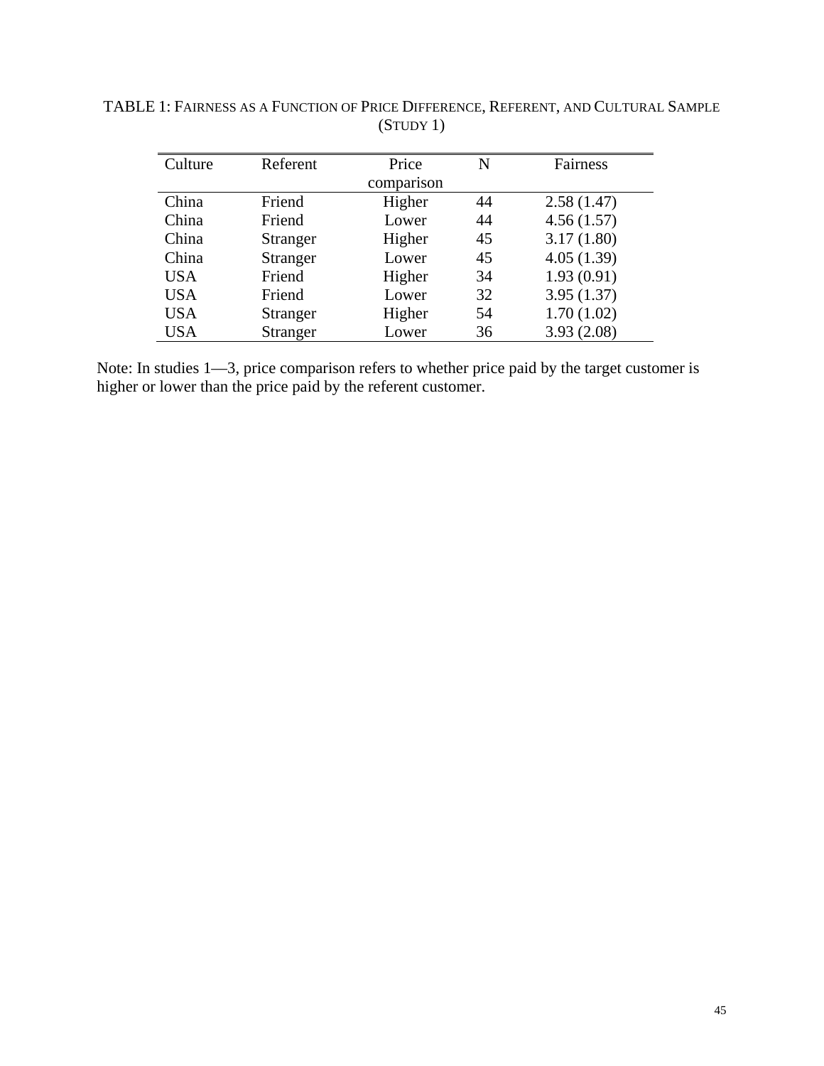TABLE 1: FAIRNESS AS A FUNCTION OF PRICE DIFFERENCE, REFERENT, AND CULTURAL SAMPLE (STUDY 1)

| Culture | Referent | Price comparison | N | Fairness |
|---|---|---|---|---|
| China | Friend | Higher | 44 | 2.58 (1.47) |
| China | Friend | Lower | 44 | 4.56 (1.57) |
| China | Stranger | Higher | 45 | 3.17 (1.80) |
| China | Stranger | Lower | 45 | 4.05 (1.39) |
| USA | Friend | Higher | 34 | 1.93 (0.91) |
| USA | Friend | Lower | 32 | 3.95 (1.37) |
| USA | Stranger | Higher | 54 | 1.70 (1.02) |
| USA | Stranger | Lower | 36 | 3.93 (2.08) |

Note: In studies 1—3, price comparison refers to whether price paid by the target customer is higher or lower than the price paid by the referent customer.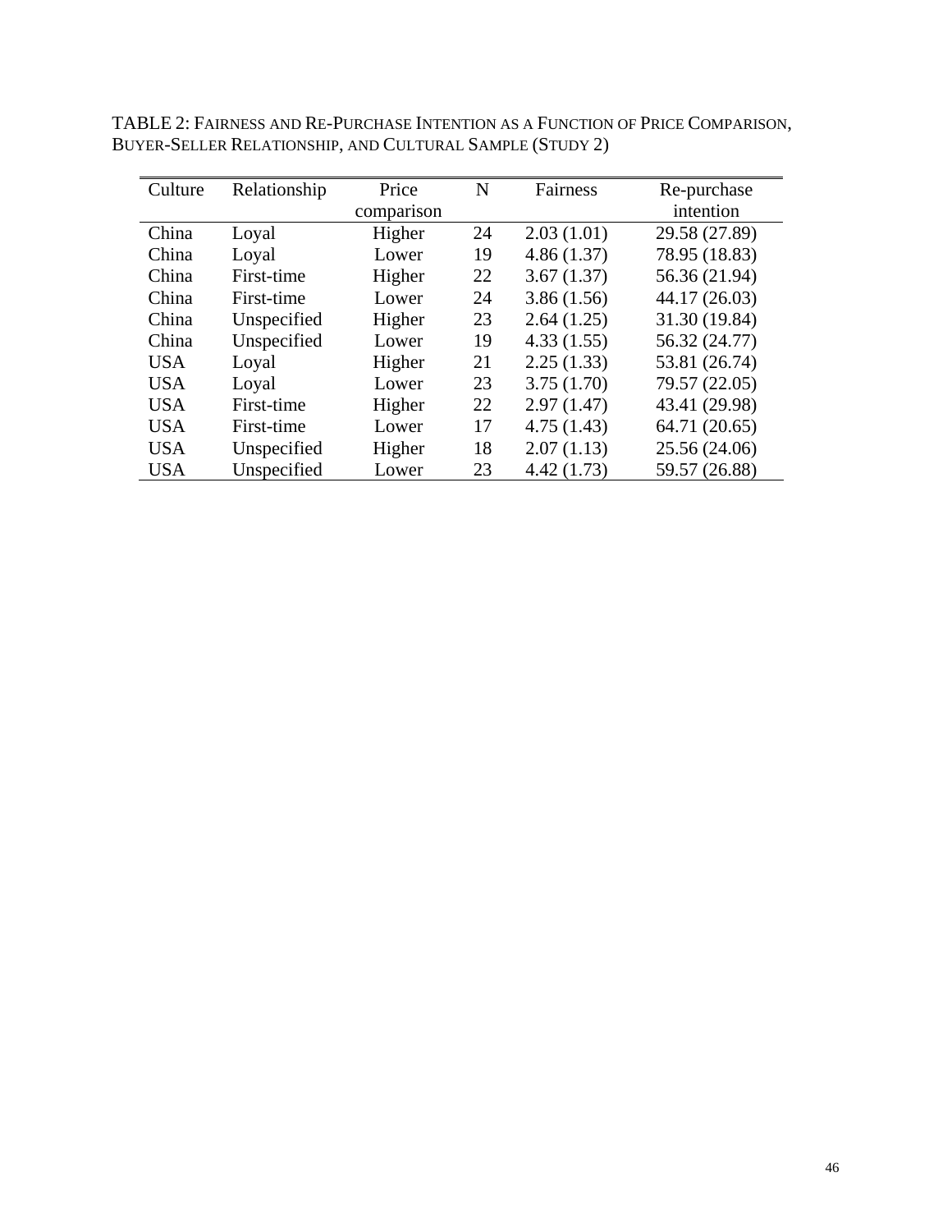TABLE 2: FAIRNESS AND RE-PURCHASE INTENTION AS A FUNCTION OF PRICE COMPARISON, BUYER-SELLER RELATIONSHIP, AND CULTURAL SAMPLE (STUDY 2)

| Culture | Relationship | Price comparison | N | Fairness | Re-purchase intention |
|---|---|---|---|---|---|
| China | Loyal | Higher | 24 | 2.03 (1.01) | 29.58 (27.89) |
| China | Loyal | Lower | 19 | 4.86 (1.37) | 78.95 (18.83) |
| China | First-time | Higher | 22 | 3.67 (1.37) | 56.36 (21.94) |
| China | First-time | Lower | 24 | 3.86 (1.56) | 44.17 (26.03) |
| China | Unspecified | Higher | 23 | 2.64 (1.25) | 31.30 (19.84) |
| China | Unspecified | Lower | 19 | 4.33 (1.55) | 56.32 (24.77) |
| USA | Loyal | Higher | 21 | 2.25 (1.33) | 53.81 (26.74) |
| USA | Loyal | Lower | 23 | 3.75 (1.70) | 79.57 (22.05) |
| USA | First-time | Higher | 22 | 2.97 (1.47) | 43.41 (29.98) |
| USA | First-time | Lower | 17 | 4.75 (1.43) | 64.71 (20.65) |
| USA | Unspecified | Higher | 18 | 2.07 (1.13) | 25.56 (24.06) |
| USA | Unspecified | Lower | 23 | 4.42 (1.73) | 59.57 (26.88) |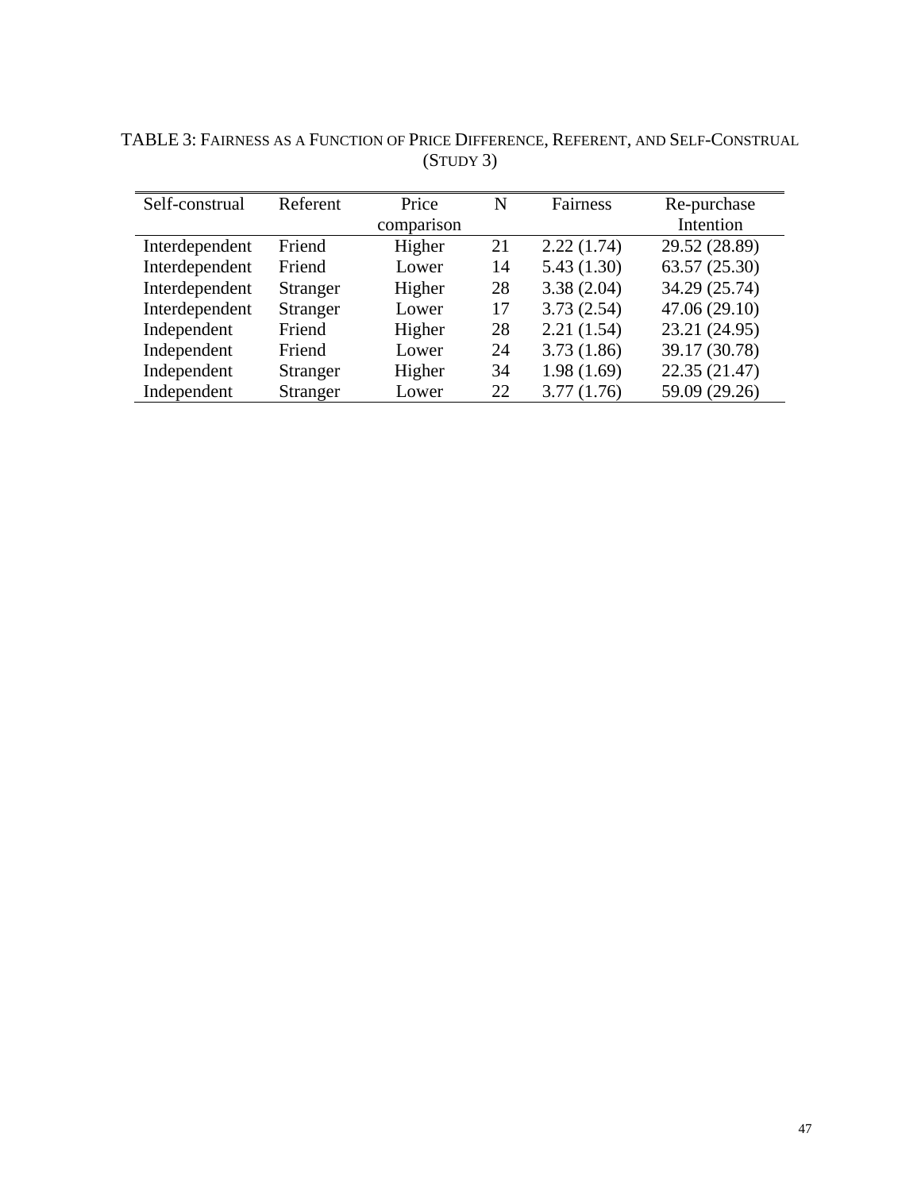TABLE 3: FAIRNESS AS A FUNCTION OF PRICE DIFFERENCE, REFERENT, AND SELF-CONSTRUAL (STUDY 3)

| Self-construal | Referent | Price comparison | N | Fairness | Re-purchase Intention |
|---|---|---|---|---|---|
| Interdependent | Friend | Higher | 21 | 2.22 (1.74) | 29.52 (28.89) |
| Interdependent | Friend | Lower | 14 | 5.43 (1.30) | 63.57 (25.30) |
| Interdependent | Stranger | Higher | 28 | 3.38 (2.04) | 34.29 (25.74) |
| Interdependent | Stranger | Lower | 17 | 3.73 (2.54) | 47.06 (29.10) |
| Independent | Friend | Higher | 28 | 2.21 (1.54) | 23.21 (24.95) |
| Independent | Friend | Lower | 24 | 3.73 (1.86) | 39.17 (30.78) |
| Independent | Stranger | Higher | 34 | 1.98 (1.69) | 22.35 (21.47) |
| Independent | Stranger | Lower | 22 | 3.77 (1.76) | 59.09 (29.26) |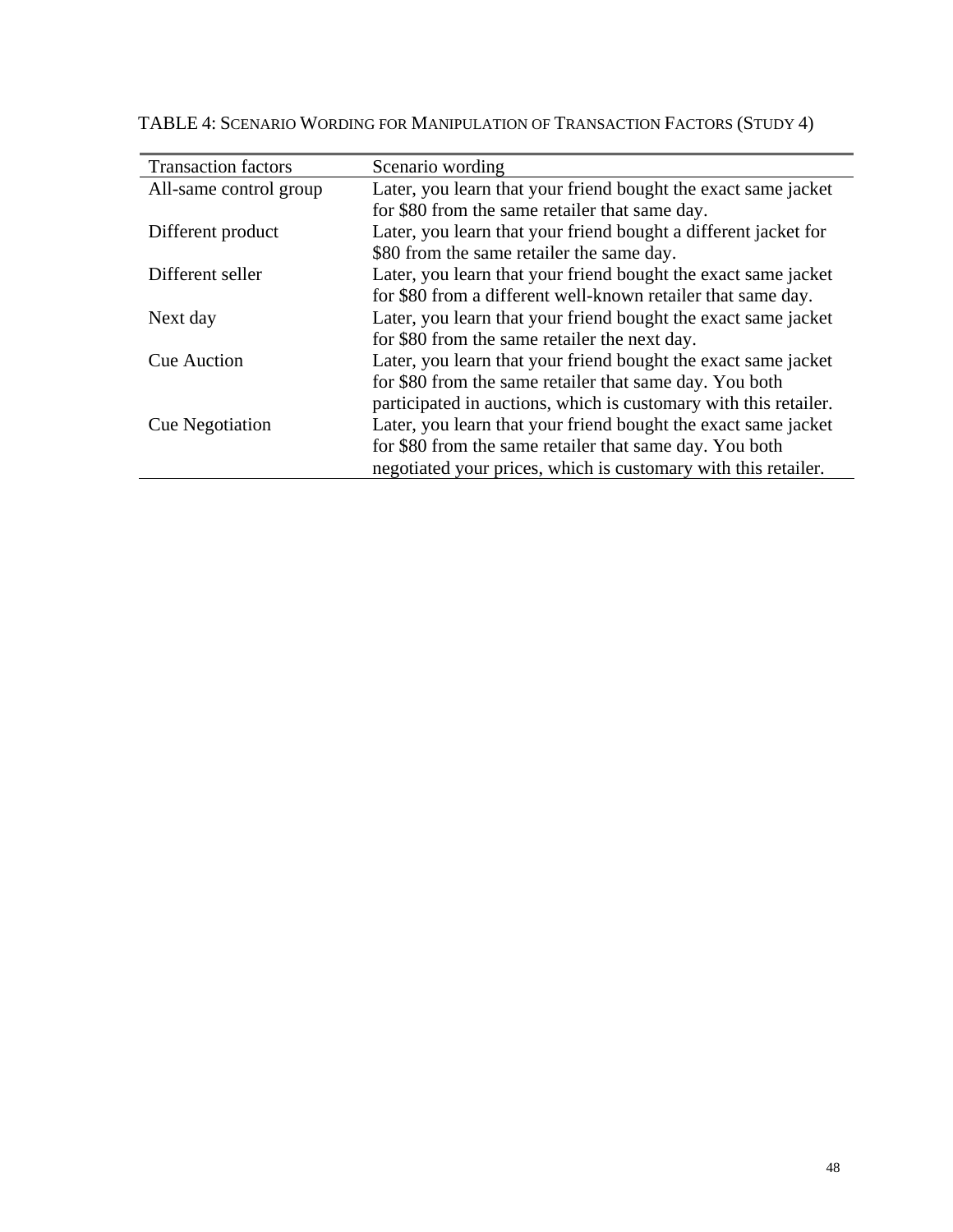TABLE 4: SCENARIO WORDING FOR MANIPULATION OF TRANSACTION FACTORS (STUDY 4)

| Transaction factors | Scenario wording |
|---|---|
| All-same control group | Later, you learn that your friend bought the exact same jacket for $80 from the same retailer that same day. |
| Different product | Later, you learn that your friend bought a different jacket for $80 from the same retailer the same day. |
| Different seller | Later, you learn that your friend bought the exact same jacket for $80 from a different well-known retailer that same day. |
| Next day | Later, you learn that your friend bought the exact same jacket for $80 from the same retailer the next day. |
| Cue Auction | Later, you learn that your friend bought the exact same jacket for $80 from the same retailer that same day. You both participated in auctions, which is customary with this retailer. |
| Cue Negotiation | Later, you learn that your friend bought the exact same jacket for $80 from the same retailer that same day. You both negotiated your prices, which is customary with this retailer. |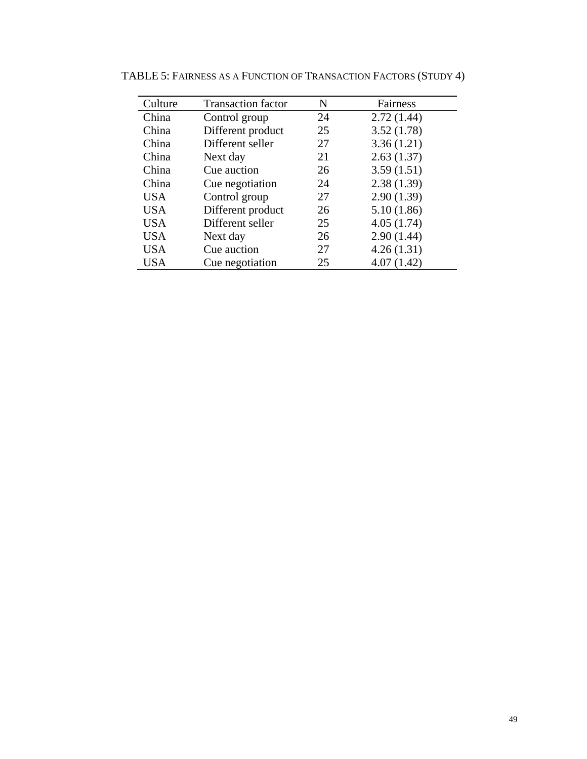TABLE 5: FAIRNESS AS A FUNCTION OF TRANSACTION FACTORS (STUDY 4)

| Culture | Transaction factor | N | Fairness |
|---|---|---|---|
| China | Control group | 24 | 2.72 (1.44) |
| China | Different product | 25 | 3.52 (1.78) |
| China | Different seller | 27 | 3.36 (1.21) |
| China | Next day | 21 | 2.63 (1.37) |
| China | Cue auction | 26 | 3.59 (1.51) |
| China | Cue negotiation | 24 | 2.38 (1.39) |
| USA | Control group | 27 | 2.90 (1.39) |
| USA | Different product | 26 | 5.10 (1.86) |
| USA | Different seller | 25 | 4.05 (1.74) |
| USA | Next day | 26 | 2.90 (1.44) |
| USA | Cue auction | 27 | 4.26 (1.31) |
| USA | Cue negotiation | 25 | 4.07 (1.42) |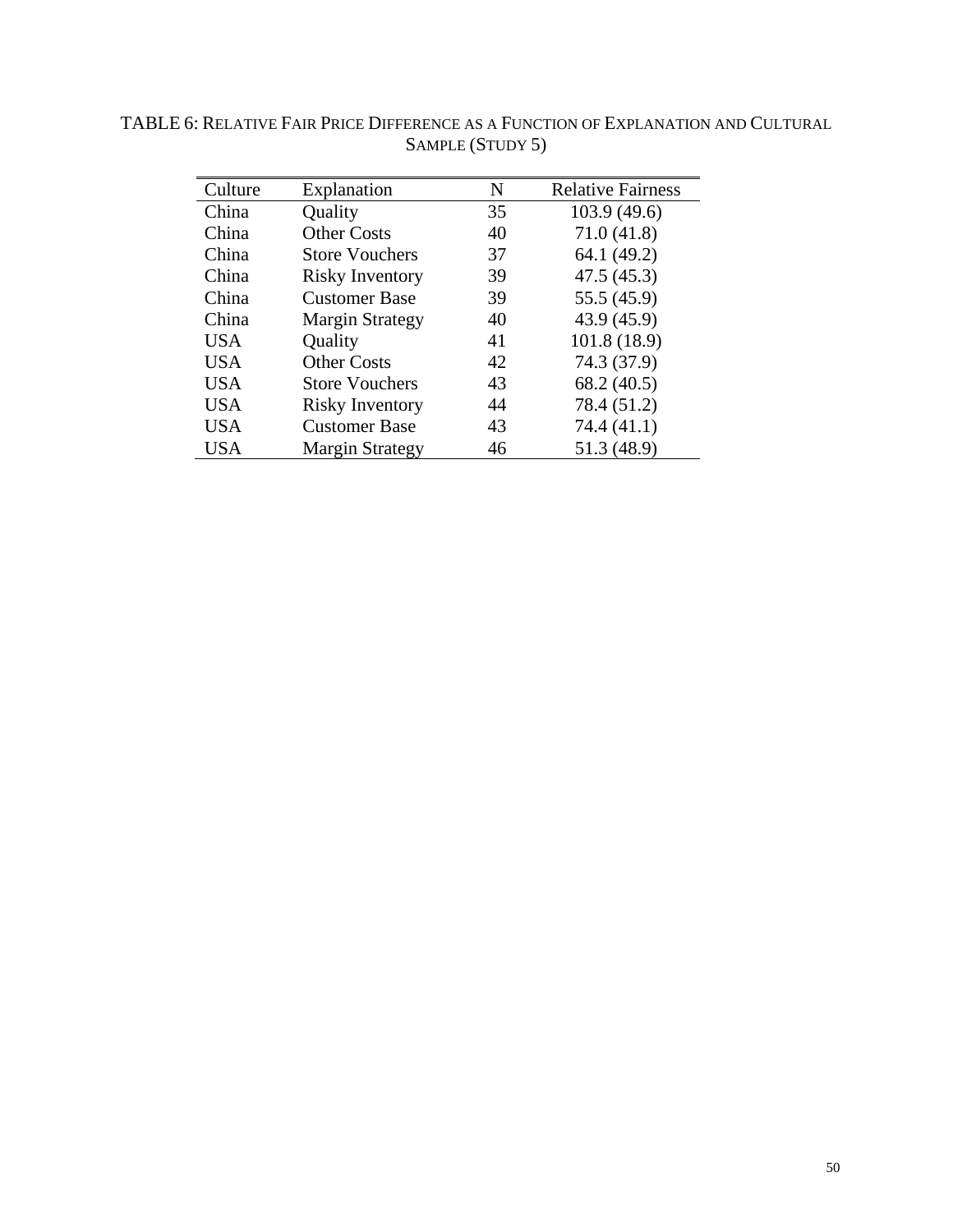TABLE 6: RELATIVE FAIR PRICE DIFFERENCE AS A FUNCTION OF EXPLANATION AND CULTURAL SAMPLE (STUDY 5)

| Culture | Explanation | N | Relative Fairness |
|---|---|---|---|
| China | Quality | 35 | 103.9 (49.6) |
| China | Other Costs | 40 | 71.0 (41.8) |
| China | Store Vouchers | 37 | 64.1 (49.2) |
| China | Risky Inventory | 39 | 47.5 (45.3) |
| China | Customer Base | 39 | 55.5 (45.9) |
| China | Margin Strategy | 40 | 43.9 (45.9) |
| USA | Quality | 41 | 101.8 (18.9) |
| USA | Other Costs | 42 | 74.3 (37.9) |
| USA | Store Vouchers | 43 | 68.2 (40.5) |
| USA | Risky Inventory | 44 | 78.4 (51.2) |
| USA | Customer Base | 43 | 74.4 (41.1) |
| USA | Margin Strategy | 46 | 51.3 (48.9) |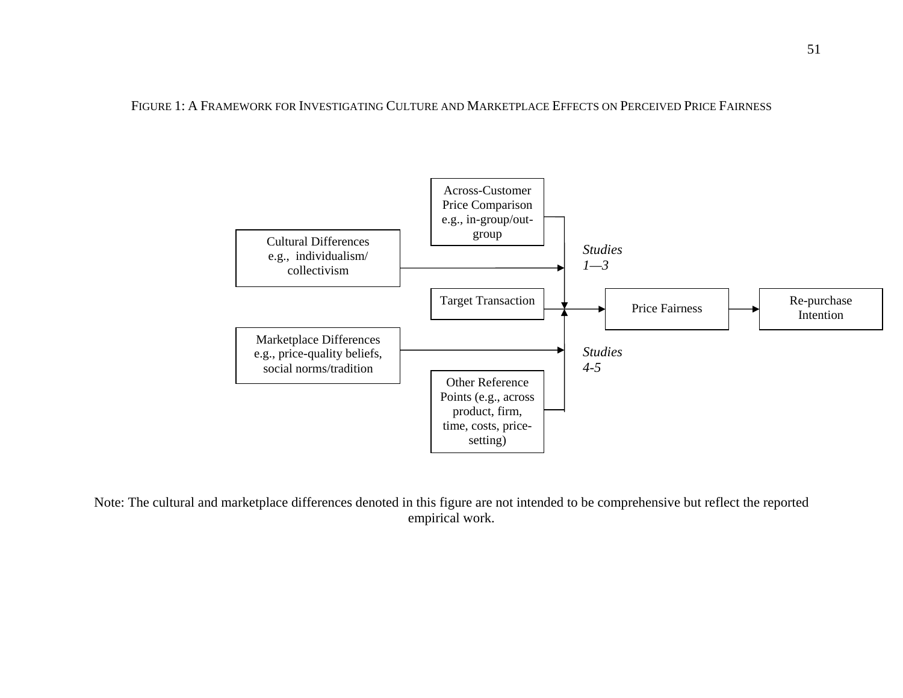FIGURE 1: A FRAMEWORK FOR INVESTIGATING CULTURE AND MARKETPLACE EFFECTS ON PERCEIVED PRICE FAIRNESS

Across-Customer Price Comparison e.g., in-group/out-group

Cultural Differences e.g., individualism/ collectivism

*Studies 1—3*

Target Transaction

Price Fairness

Re-purchase Intention

Marketplace Differences e.g., price-quality beliefs, social norms/tradition

*Studies 4-5*

Other Reference Points (e.g., across product, firm, time, costs, price-setting)

Note: The cultural and marketplace differences denoted in this figure are not intended to be comprehensive but reflect the reported empirical work.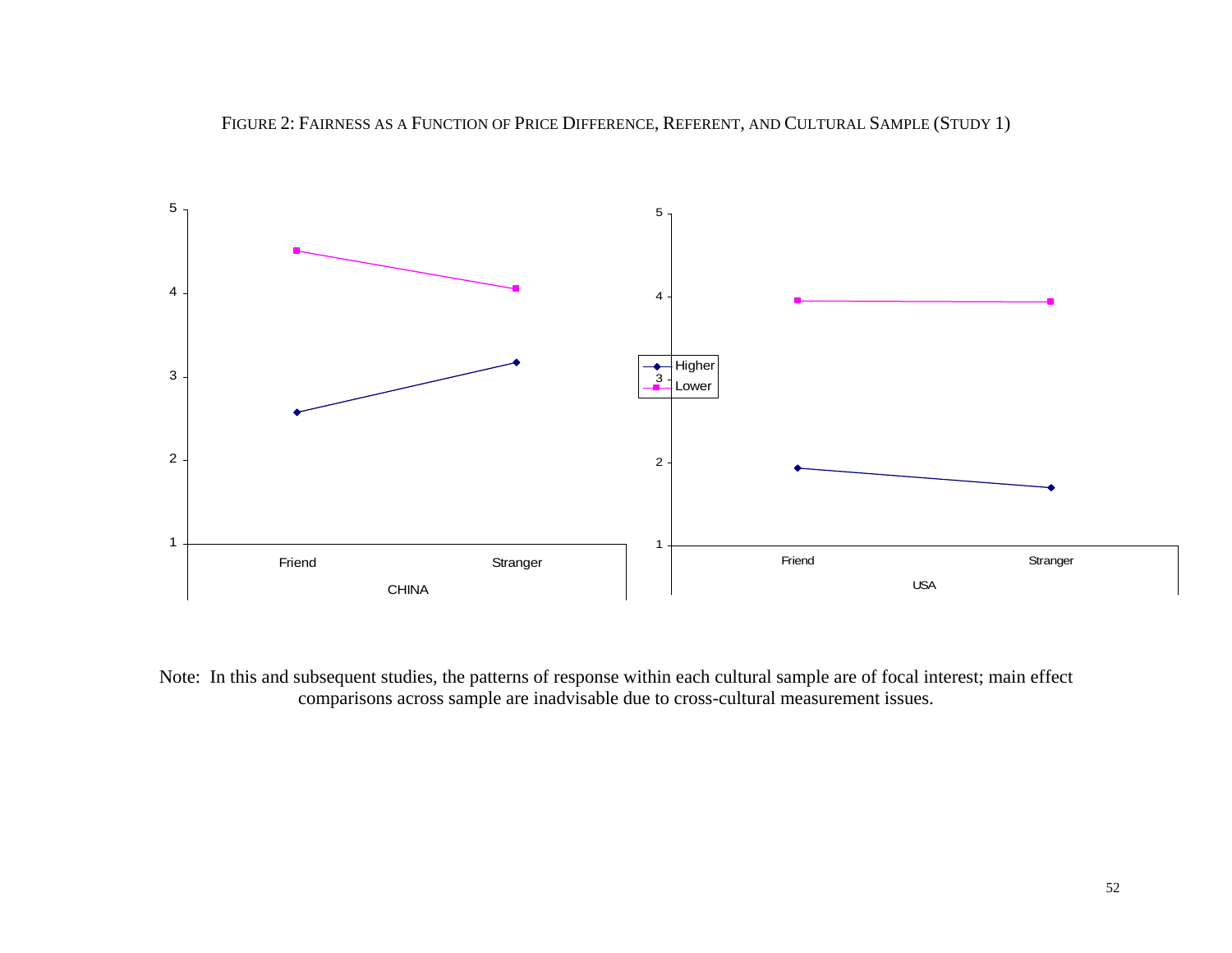FIGURE 2: FAIRNESS AS A FUNCTION OF PRICE DIFFERENCE, REFERENT, AND CULTURAL SAMPLE (STUDY 1)

Note: In this and subsequent studies, the patterns of response within each cultural sample are of focal interest; main effect comparisons across sample are inadvisable due to cross-cultural measurement issues.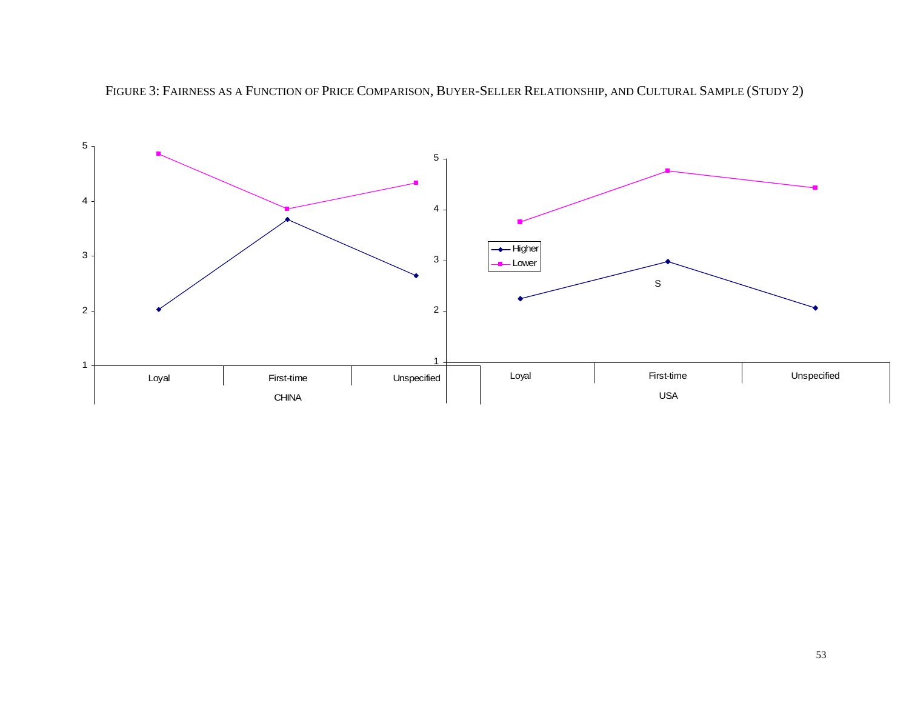FIGURE 3: FAIRNESS AS A FUNCTION OF PRICE COMPARISON, BUYER-SELLER RELATIONSHIP, AND CULTURAL SAMPLE (STUDY 2)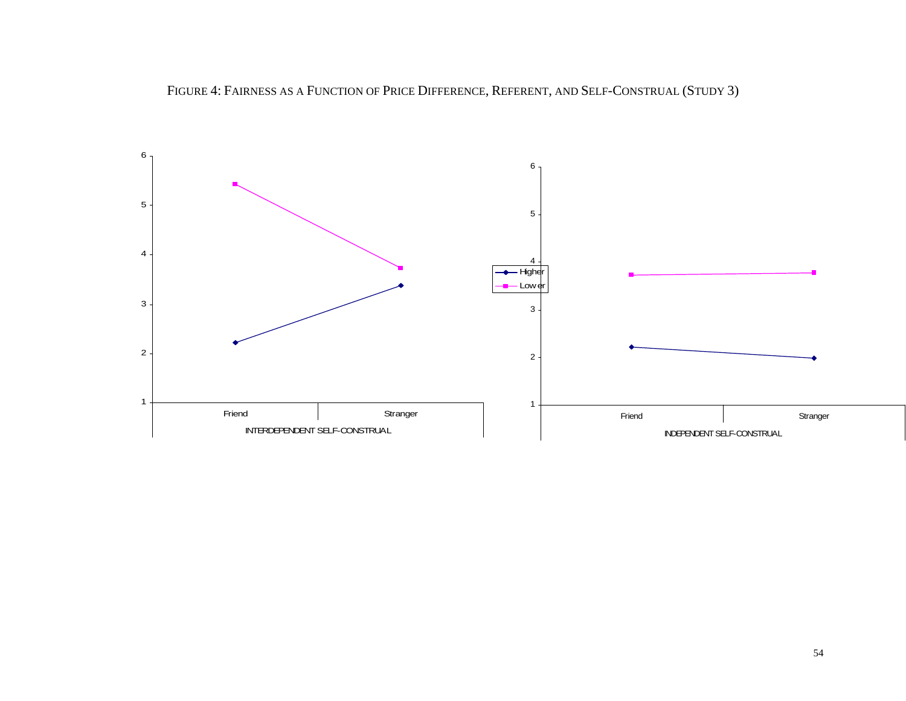FIGURE 4: FAIRNESS AS A FUNCTION OF PRICE DIFFERENCE, REFERENT, AND SELF-CONSTRUAL (STUDY 3)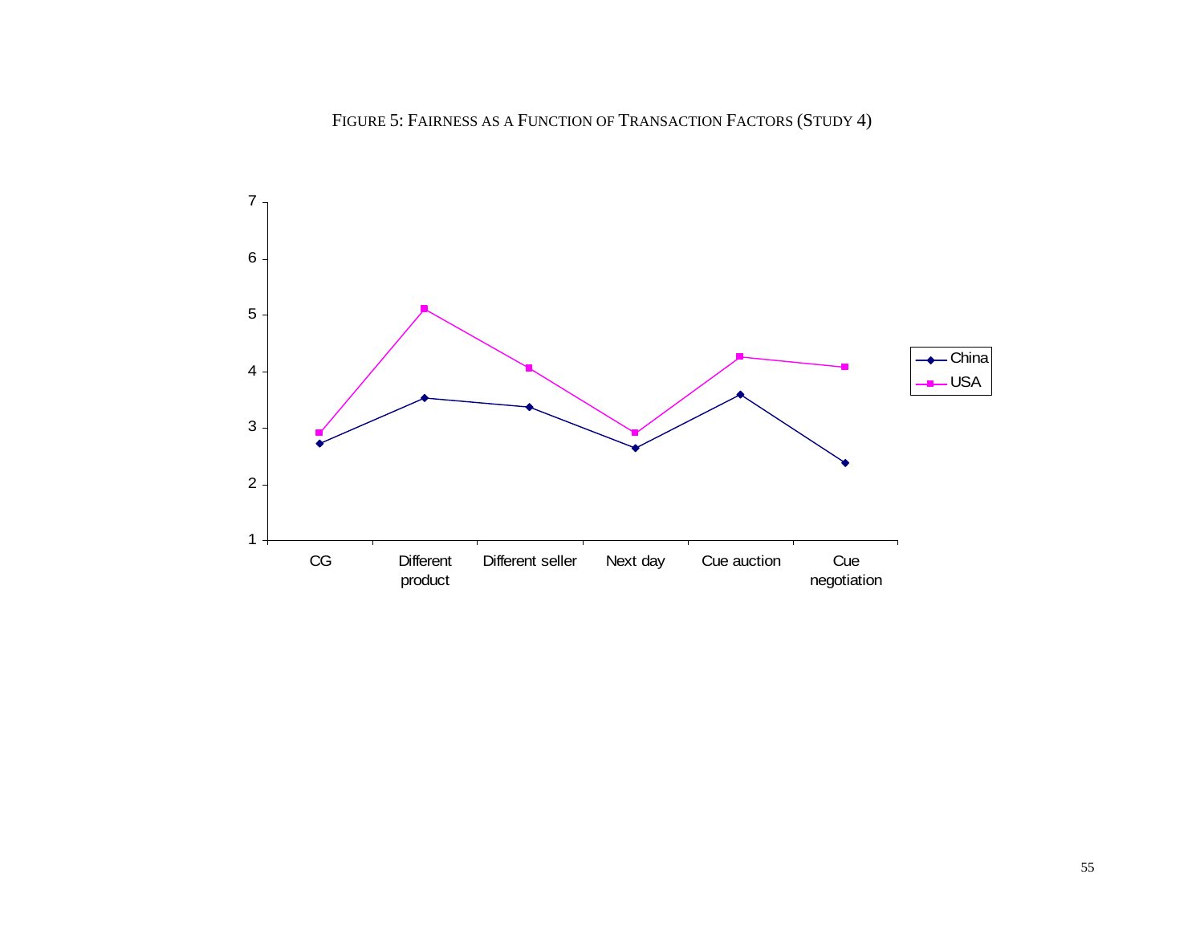FIGURE 5: FAIRNESS AS A FUNCTION OF TRANSACTION FACTORS (STUDY 4)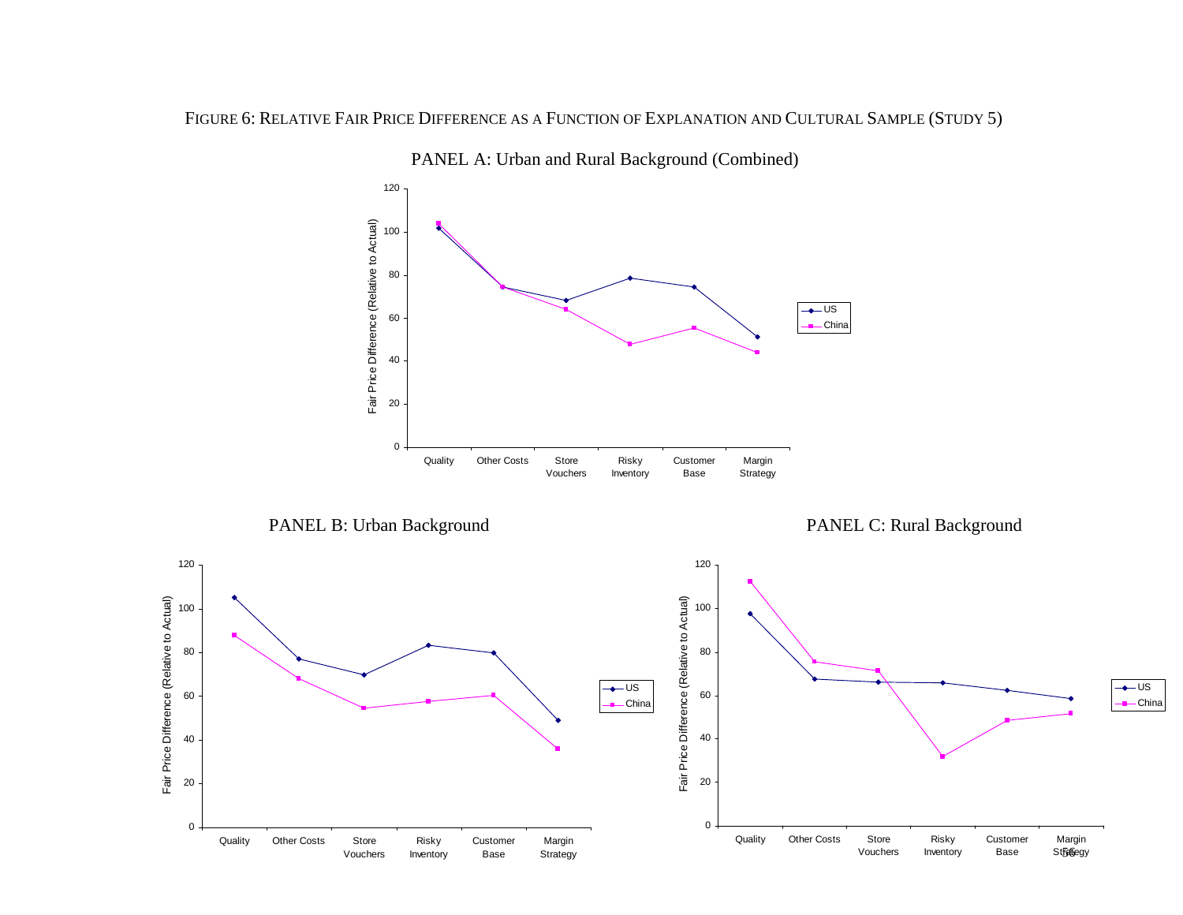FIGURE 6: RELATIVE FAIR PRICE DIFFERENCE AS A FUNCTION OF EXPLANATION AND CULTURAL SAMPLE (STUDY 5)

PANEL A: Urban and Rural Background (Combined)

Fair Price Difference (Relative to Actual)

120
100
80
60
40
20
0

Quality
Other Costs
Store Vouchers
Risky Inventory
Customer Base
Margin Strategy

US
China

PANEL B: Urban Background

Fair Price Difference (Relative to Actual)

120
100
80
60
40
20
0

Quality
Other Costs
Store Vouchers
Risky Inventory
Customer Base
Margin Strategy

US
China

PANEL C: Rural Background

Fair Price Difference (Relative to Actual)

120
100
80
60
40
20
0

Quality
Other Costs
Store Vouchers
Risky Inventory
Customer Base
Margin Strategy

US
China